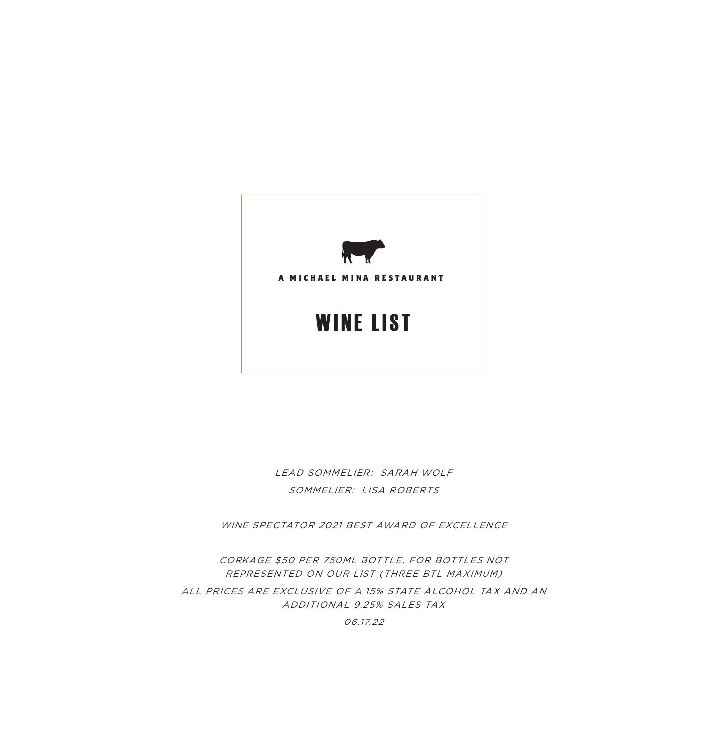A MICHAEL MINA RESTAURANT

# WINE LIST

*LEAD SOMMELIER: SARAH WOLF*

*SOMMELIER: LISA ROBERTS*

*WINE SPECTATOR 2021 BEST AWARD OF EXCELLENCE*

*CORKAGE $50 PER 750ML BOTTLE, FOR BOTTLES NOT REPRESENTED ON OUR LIST (THREE BTL MAXIMUM)*

*ALL PRICES ARE EXCLUSIVE OF A 15% STATE ALCOHOL TAX AND AN ADDITIONAL 9.25% SALES TAX*

*06.17.22*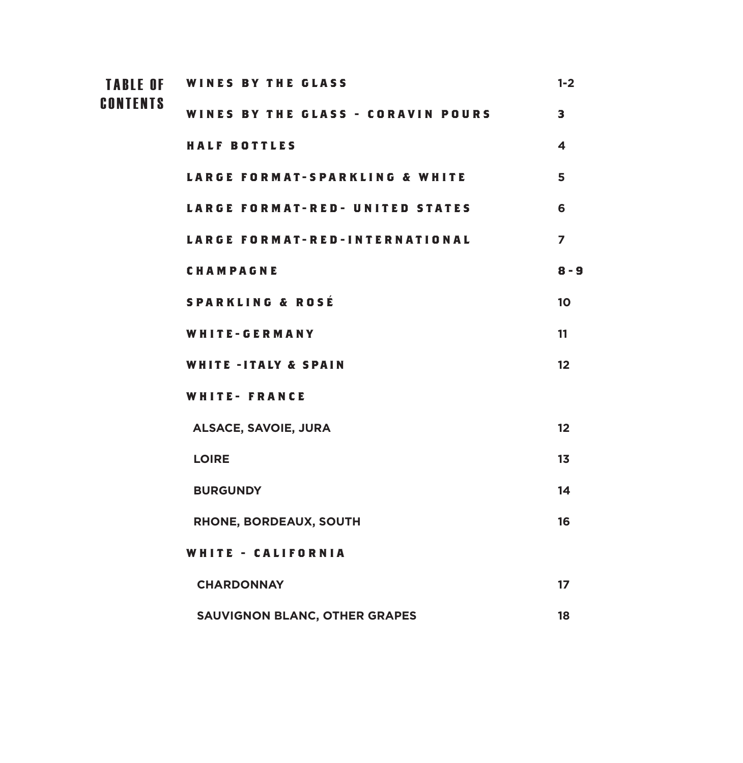# TABLE OF CONTENTS

| | |
|---|---|
| **WINES BY THE GLASS** | 1-2 |
| **WINES BY THE GLASS - CORAVIN POURS** | 3 |
| **HALF BOTTLES** | 4 |
| **LARGE FORMAT-SPARKLING & WHITE** | 5 |
| **LARGE FORMAT-RED- UNITED STATES** | 6 |
| **LARGE FORMAT-RED-INTERNATIONAL** | 7 |
| **CHAMPAGNE** | 8 - 9 |
| **SPARKLING & ROSÉ** | 10 |
| **WHITE-GERMANY** | 11 |
| **WHITE -ITALY & SPAIN** | 12 |
| **WHITE- FRANCE** | |
| ALSACE, SAVOIE, JURA | 12 |
| LOIRE | 13 |
| BURGUNDY | 14 |
| RHONE, BORDEAUX, SOUTH | 16 |
| **WHITE - CALIFORNIA** | |
| CHARDONNAY | 17 |
| SAUVIGNON BLANC, OTHER GRAPES | 18 |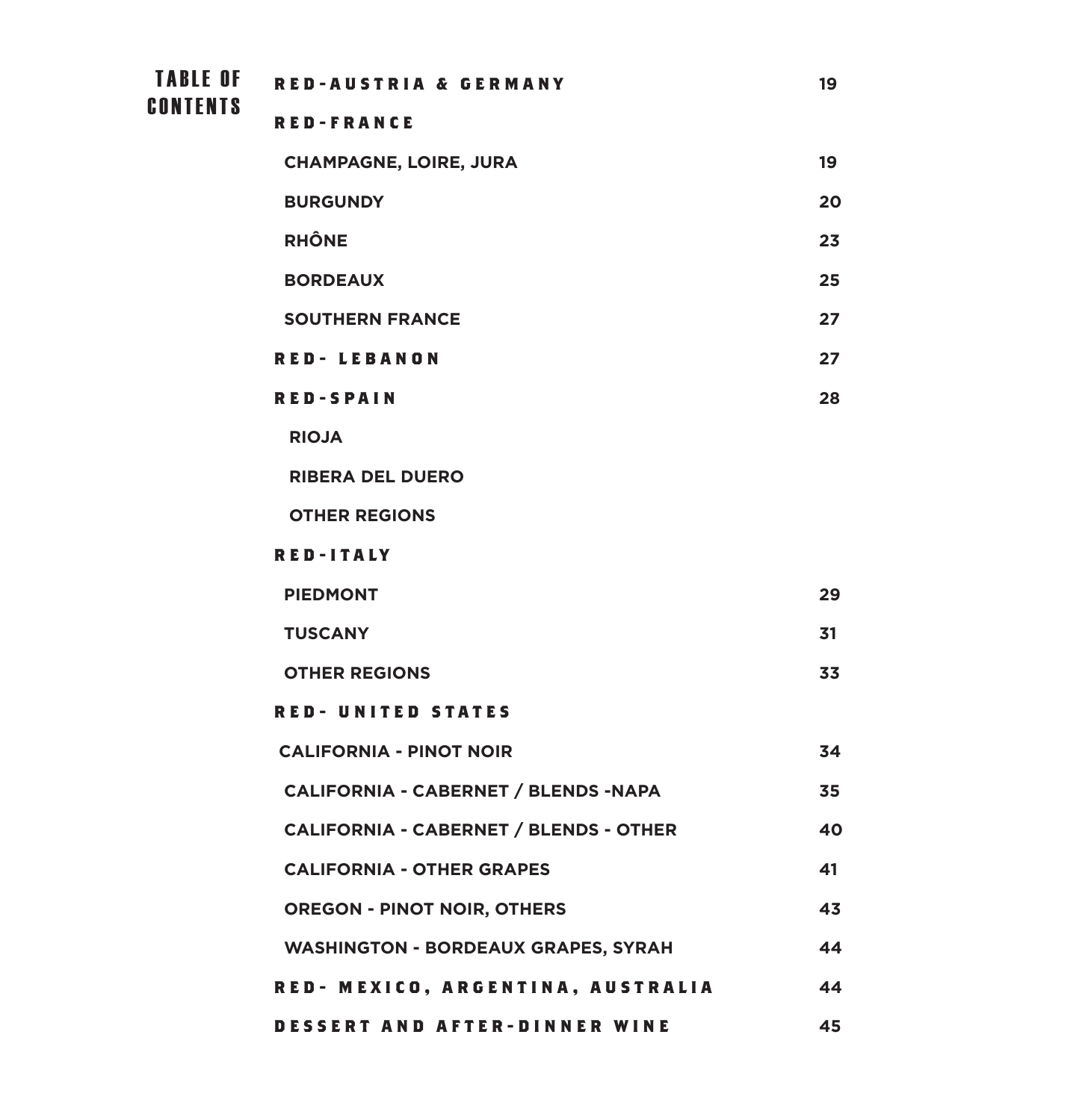# TABLE OF CONTENTS

| | |
|---|---|
| **RED-AUSTRIA & GERMANY** | 19 |
| **RED-FRANCE** | |
| CHAMPAGNE, LOIRE, JURA | 19 |
| BURGUNDY | 20 |
| RHÔNE | 23 |
| BORDEAUX | 25 |
| SOUTHERN FRANCE | 27 |
| **RED- LEBANON** | 27 |
| **RED-SPAIN** | 28 |
| RIOJA | |
| RIBERA DEL DUERO | |
| OTHER REGIONS | |
| **RED-ITALY** | |
| PIEDMONT | 29 |
| TUSCANY | 31 |
| OTHER REGIONS | 33 |
| **RED- UNITED STATES** | |
| CALIFORNIA - PINOT NOIR | 34 |
| CALIFORNIA - CABERNET / BLENDS -NAPA | 35 |
| CALIFORNIA - CABERNET / BLENDS - OTHER | 40 |
| CALIFORNIA - OTHER GRAPES | 41 |
| OREGON - PINOT NOIR, OTHERS | 43 |
| WASHINGTON - BORDEAUX GRAPES, SYRAH | 44 |
| **RED- MEXICO, ARGENTINA, AUSTRALIA** | 44 |
| **DESSERT AND AFTER-DINNER WINE** | 45 |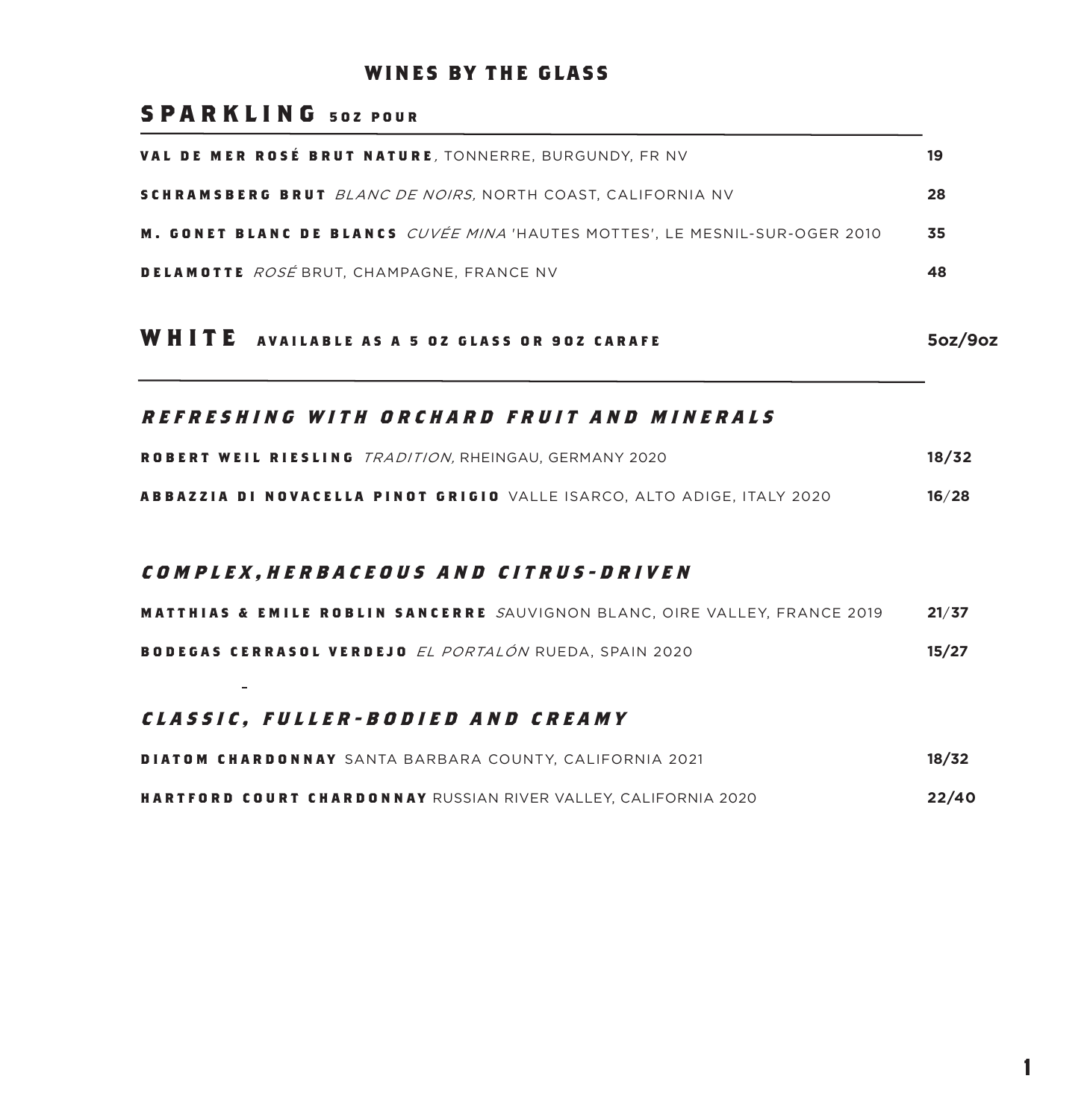# WINES BY THE GLASS

## SPARKLING 5OZ POUR

| | |
|---|---|
| **VAL DE MER ROSÉ BRUT NATURE**, TONNERRE, BURGUNDY, FR NV | **19** |
| **SCHRAMSBERG BRUT** *BLANC DE NOIRS,* NORTH COAST, CALIFORNIA NV | **28** |
| **M. GONET BLANC DE BLANCS** *CUVÉE MINA* 'HAUTES MOTTES', LE MESNIL-SUR-OGER 2010 | **35** |
| **DELAMOTTE** *ROSÉ* BRUT, CHAMPAGNE, FRANCE NV | **48** |

## WHITE AVAILABLE AS A 5 OZ GLASS OR 9OZ CARAFE — 5oz/9oz

### *REFRESHING WITH ORCHARD FRUIT AND MINERALS*

| | |
|---|---|
| **ROBERT WEIL RIESLING** *TRADITION,* RHEINGAU, GERMANY 2020 | **18/32** |
| **ABBAZZIA DI NOVACELLA PINOT GRIGIO** VALLE ISARCO, ALTO ADIGE, ITALY 2020 | **16/28** |

### *COMPLEX,HERBACEOUS AND CITRUS-DRIVEN*

| | |
|---|---|
| **MATTHIAS & EMILE ROBLIN SANCERRE** *S*AUVIGNON BLANC, OIRE VALLEY, FRANCE 2019 | **21/37** |
| **BODEGAS CERRASOL VERDEJO** *EL PORTALÓN* RUEDA, SPAIN 2020 | **15/27** |

### *CLASSIC, FULLER-BODIED AND CREAMY*

| | |
|---|---|
| **DIATOM CHARDONNAY** SANTA BARBARA COUNTY, CALIFORNIA 2021 | **18/32** |
| **HARTFORD COURT CHARDONNAY** RUSSIAN RIVER VALLEY, CALIFORNIA 2020 | **22/40** |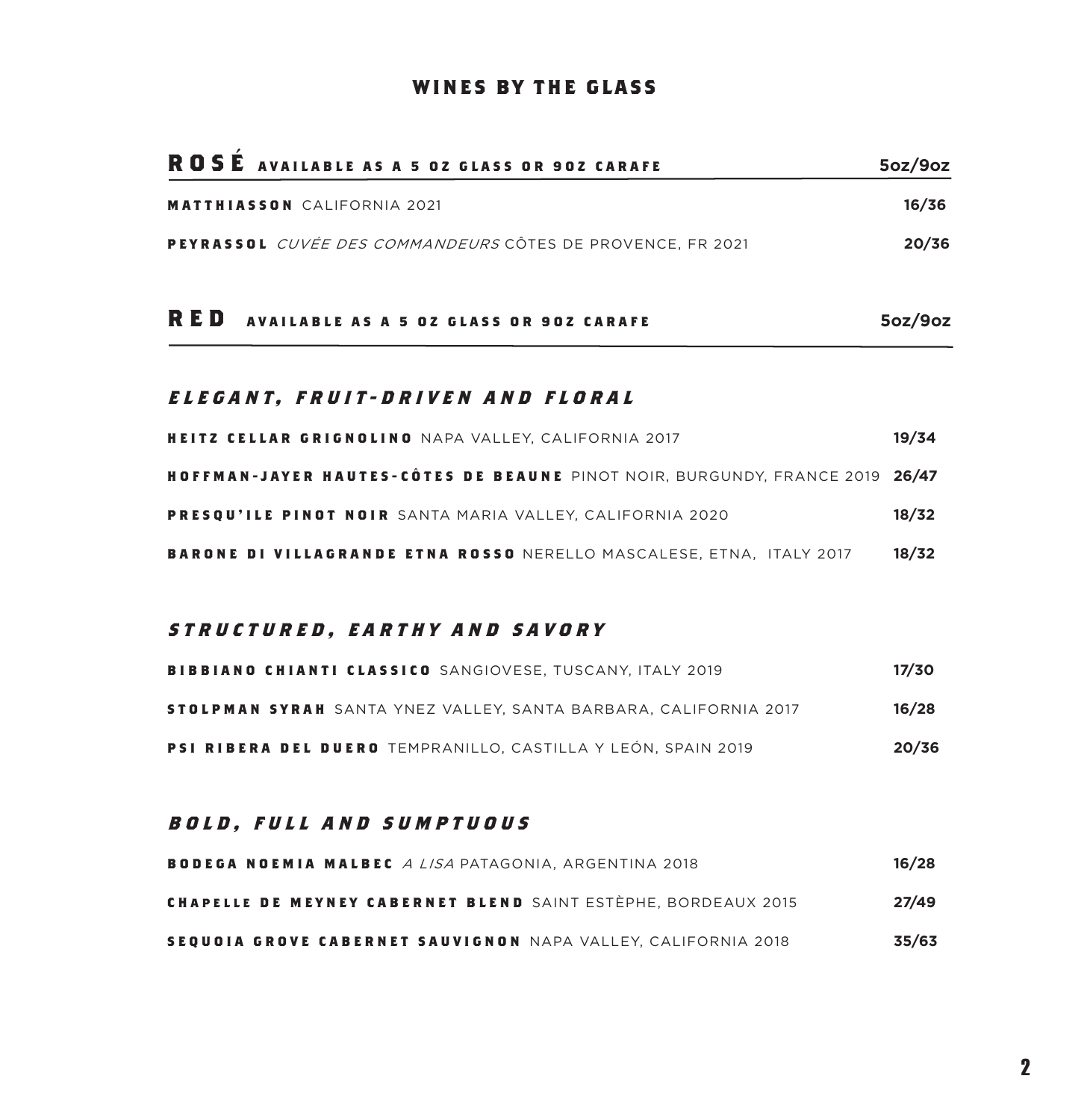# WINES BY THE GLASS

## ROSÉ AVAILABLE AS A 5 OZ GLASS OR 9OZ CARAFE

| | 5oz/9oz |
|---|---|
| **MATTHIASSON** CALIFORNIA 2021 | 16/36 |
| **PEYRASSOL** *CUVÉE DES COMMANDEURS* CÔTES DE PROVENCE, FR 2021 | 20/36 |

## RED AVAILABLE AS A 5 OZ GLASS OR 9OZ CARAFE

5oz/9oz

### *ELEGANT, FRUIT-DRIVEN AND FLORAL*

| | |
|---|---|
| **HEITZ CELLAR GRIGNOLINO** NAPA VALLEY, CALIFORNIA 2017 | 19/34 |
| **HOFFMAN-JAYER HAUTES-CÔTES DE BEAUNE** PINOT NOIR, BURGUNDY, FRANCE 2019 | 26/47 |
| **PRESQU'ILE PINOT NOIR** SANTA MARIA VALLEY, CALIFORNIA 2020 | 18/32 |
| **BARONE DI VILLAGRANDE ETNA ROSSO** NERELLO MASCALESE, ETNA, ITALY 2017 | 18/32 |

### *STRUCTURED, EARTHY AND SAVORY*

| | |
|---|---|
| **BIBBIANO CHIANTI CLASSICO** SANGIOVESE, TUSCANY, ITALY 2019 | 17/30 |
| **STOLPMAN SYRAH** SANTA YNEZ VALLEY, SANTA BARBARA, CALIFORNIA 2017 | 16/28 |
| **PSI RIBERA DEL DUERO** TEMPRANILLO, CASTILLA Y LEÓN, SPAIN 2019 | 20/36 |

### *BOLD, FULL AND SUMPTUOUS*

| | |
|---|---|
| **BODEGA NOEMIA MALBEC** *A LISA* PATAGONIA, ARGENTINA 2018 | 16/28 |
| **CHAPELLE DE MEYNEY CABERNET BLEND** SAINT ESTÈPHE, BORDEAUX 2015 | 27/49 |
| **SEQUOIA GROVE CABERNET SAUVIGNON** NAPA VALLEY, CALIFORNIA 2018 | 35/63 |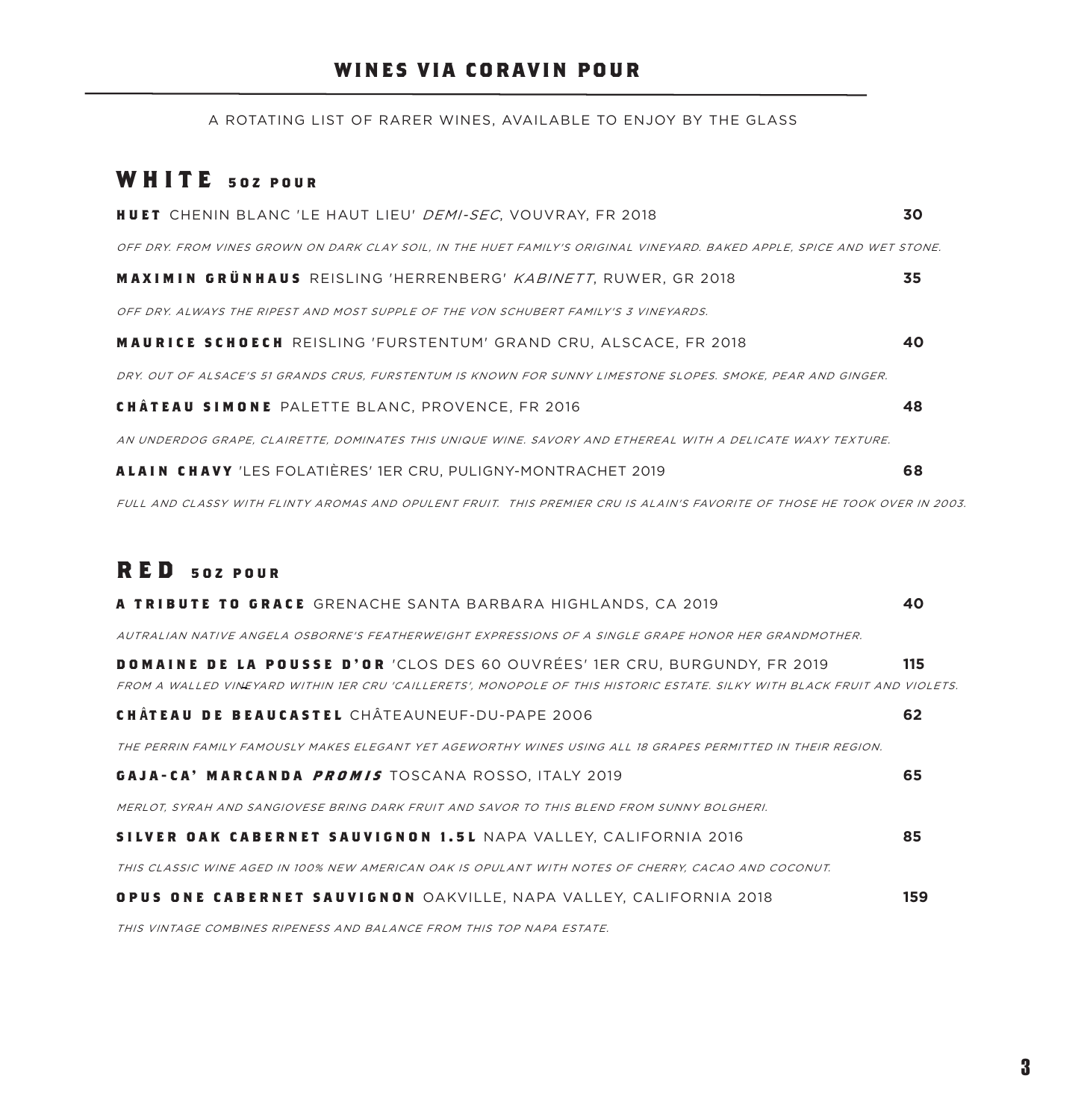# WINES VIA CORAVIN POUR

A ROTATING LIST OF RARER WINES, AVAILABLE TO ENJOY BY THE GLASS

## WHITE 5OZ POUR

**HUET** CHENIN BLANC 'LE HAUT LIEU' *DEMI-SEC*, VOUVRAY, FR 2018 **30**

*OFF DRY. FROM VINES GROWN ON DARK CLAY SOIL, IN THE HUET FAMILY'S ORIGINAL VINEYARD. BAKED APPLE, SPICE AND WET STONE.*

**MAXIMIN GRÜNHAUS** REISLING 'HERRENBERG' *KABINETT*, RUWER, GR 2018 **35**

*OFF DRY. ALWAYS THE RIPEST AND MOST SUPPLE OF THE VON SCHUBERT FAMILY'S 3 VINEYARDS.*

**MAURICE SCHOECH** REISLING 'FURSTENTUM' GRAND CRU, ALSCACE, FR 2018 **40**

*DRY. OUT OF ALSACE'S 51 GRANDS CRUS, FURSTENTUM IS KNOWN FOR SUNNY LIMESTONE SLOPES. SMOKE, PEAR AND GINGER.*

**CHÂTEAU SIMONE** PALETTE BLANC, PROVENCE, FR 2016 **48**

*AN UNDERDOG GRAPE, CLAIRETTE, DOMINATES THIS UNIQUE WINE. SAVORY AND ETHEREAL WITH A DELICATE WAXY TEXTURE.*

**ALAIN CHAVY** 'LES FOLATIÈRES' 1ER CRU, PULIGNY-MONTRACHET 2019 **68**

*FULL AND CLASSY WITH FLINTY AROMAS AND OPULENT FRUIT. THIS PREMIER CRU IS ALAIN'S FAVORITE OF THOSE HE TOOK OVER IN 2003.*

## RED 5OZ POUR

**A TRIBUTE TO GRACE** GRENACHE SANTA BARBARA HIGHLANDS, CA 2019 **40**

*AUTRALIAN NATIVE ANGELA OSBORNE'S FEATHERWEIGHT EXPRESSIONS OF A SINGLE GRAPE HONOR HER GRANDMOTHER.*

**DOMAINE DE LA POUSSE D'OR** 'CLOS DES 60 OUVRÉES' 1ER CRU, BURGUNDY, FR 2019 **115**

*FROM A WALLED VINEYARD WITHIN 1ER CRU 'CAILLERETS', MONOPOLE OF THIS HISTORIC ESTATE. SILKY WITH BLACK FRUIT AND VIOLETS.*

**CHÂTEAU DE BEAUCASTEL** CHÂTEAUNEUF-DU-PAPE 2006 **62**

*THE PERRIN FAMILY FAMOUSLY MAKES ELEGANT YET AGEWORTHY WINES USING ALL 18 GRAPES PERMITTED IN THEIR REGION.*

**GAJA-CA' MARCANDA *PROMIS*** TOSCANA ROSSO, ITALY 2019 **65**

*MERLOT, SYRAH AND SANGIOVESE BRING DARK FRUIT AND SAVOR TO THIS BLEND FROM SUNNY BOLGHERI.*

**SILVER OAK CABERNET SAUVIGNON 1.5L** NAPA VALLEY, CALIFORNIA 2016 **85**

*THIS CLASSIC WINE AGED IN 100% NEW AMERICAN OAK IS OPULANT WITH NOTES OF CHERRY, CACAO AND COCONUT.*

**OPUS ONE CABERNET SAUVIGNON** OAKVILLE, NAPA VALLEY, CALIFORNIA 2018 **159**

*THIS VINTAGE COMBINES RIPENESS AND BALANCE FROM THIS TOP NAPA ESTATE.*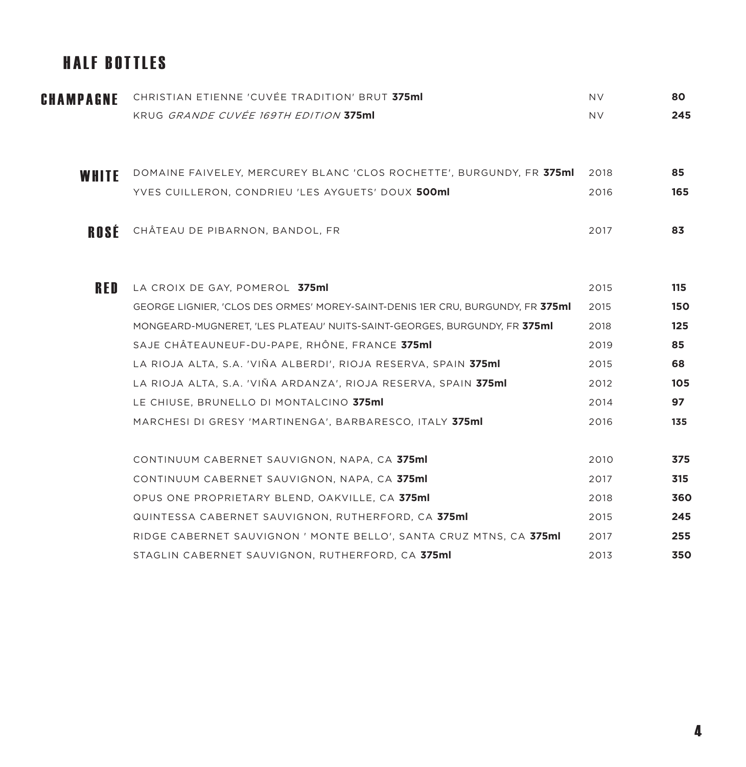# HALF BOTTLES

## CHAMPAGNE

| Wine | Vintage | Price |
|---|---|---|
| CHRISTIAN ETIENNE 'CUVÉE TRADITION' BRUT **375ml** | NV | **80** |
| KRUG *GRANDE CUVÉE 169TH EDITION* **375ml** | NV | **245** |

## WHITE

| Wine | Vintage | Price |
|---|---|---|
| DOMAINE FAIVELEY, MERCUREY BLANC 'CLOS ROCHETTE', BURGUNDY, FR **375ml** | 2018 | **85** |
| YVES CUILLERON, CONDRIEU 'LES AYGUETS' DOUX **500ml** | 2016 | **165** |

## ROSÉ

| Wine | Vintage | Price |
|---|---|---|
| CHÂTEAU DE PIBARNON, BANDOL, FR | 2017 | **83** |

## RED

| Wine | Vintage | Price |
|---|---|---|
| LA CROIX DE GAY, POMEROL **375ml** | 2015 | **115** |
| GEORGE LIGNIER, 'CLOS DES ORMES' MOREY-SAINT-DENIS 1ER CRU, BURGUNDY, FR **375ml** | 2015 | **150** |
| MONGEARD-MUGNERET, 'LES PLATEAU' NUITS-SAINT-GEORGES, BURGUNDY, FR **375ml** | 2018 | **125** |
| SAJE CHÂTEAUNEUF-DU-PAPE, RHÔNE, FRANCE **375ml** | 2019 | **85** |
| LA RIOJA ALTA, S.A. 'VIÑA ALBERDI', RIOJA RESERVA, SPAIN **375ml** | 2015 | **68** |
| LA RIOJA ALTA, S.A. 'VIÑA ARDANZA', RIOJA RESERVA, SPAIN **375ml** | 2012 | **105** |
| LE CHIUSE, BRUNELLO DI MONTALCINO **375ml** | 2014 | **97** |
| MARCHESI DI GRESY 'MARTINENGA', BARBARESCO, ITALY **375ml** | 2016 | **135** |
| CONTINUUM CABERNET SAUVIGNON, NAPA, CA **375ml** | 2010 | **375** |
| CONTINUUM CABERNET SAUVIGNON, NAPA, CA **375ml** | 2017 | **315** |
| OPUS ONE PROPRIETARY BLEND, OAKVILLE, CA **375ml** | 2018 | **360** |
| QUINTESSA CABERNET SAUVIGNON, RUTHERFORD, CA **375ml** | 2015 | **245** |
| RIDGE CABERNET SAUVIGNON ' MONTE BELLO', SANTA CRUZ MTNS, CA **375ml** | 2017 | **255** |
| STAGLIN CABERNET SAUVIGNON, RUTHERFORD, CA **375ml** | 2013 | **350** |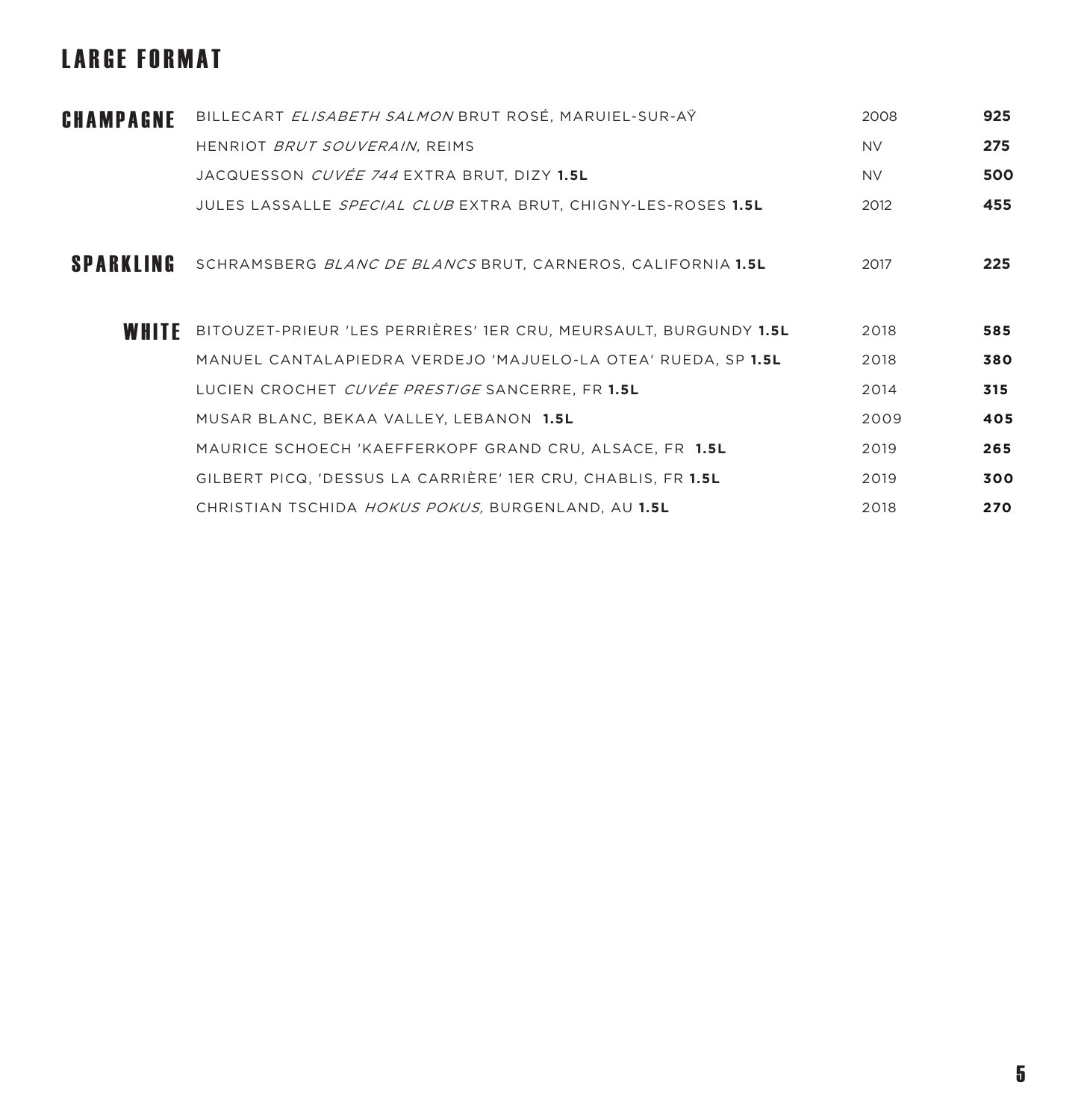# LARGE FORMAT

| | | | |
|---|---|---|---|
| **CHAMPAGNE** | BILLECART *ELISABETH SALMON* BRUT ROSÉ, MARUIEL-SUR-AŸ | 2008 | **925** |
| | HENRIOT *BRUT SOUVERAIN,* REIMS | NV | **275** |
| | JACQUESSON *CUVÉE 744* EXTRA BRUT, DIZY **1.5L** | NV | **500** |
| | JULES LASSALLE *SPECIAL CLUB* EXTRA BRUT, CHIGNY-LES-ROSES **1.5L** | 2012 | **455** |
| **SPARKLING** | SCHRAMSBERG *BLANC DE BLANCS* BRUT, CARNEROS, CALIFORNIA **1.5L** | 2017 | **225** |
| **WHITE** | BITOUZET-PRIEUR 'LES PERRIÈRES' 1ER CRU, MEURSAULT, BURGUNDY **1.5L** | 2018 | **585** |
| | MANUEL CANTALAPIEDRA VERDEJO 'MAJUELO-LA OTEA' RUEDA, SP **1.5L** | 2018 | **380** |
| | LUCIEN CROCHET *CUVÉE PRESTIGE* SANCERRE, FR **1.5L** | 2014 | **315** |
| | MUSAR BLANC, BEKAA VALLEY, LEBANON **1.5L** | 2009 | **405** |
| | MAURICE SCHOECH 'KAEFFERKOPF GRAND CRU, ALSACE, FR **1.5L** | 2019 | **265** |
| | GILBERT PICQ, 'DESSUS LA CARRIÈRE' 1ER CRU, CHABLIS, FR **1.5L** | 2019 | **300** |
| | CHRISTIAN TSCHIDA *HOKUS POKUS,* BURGENLAND, AU **1.5L** | 2018 | **270** |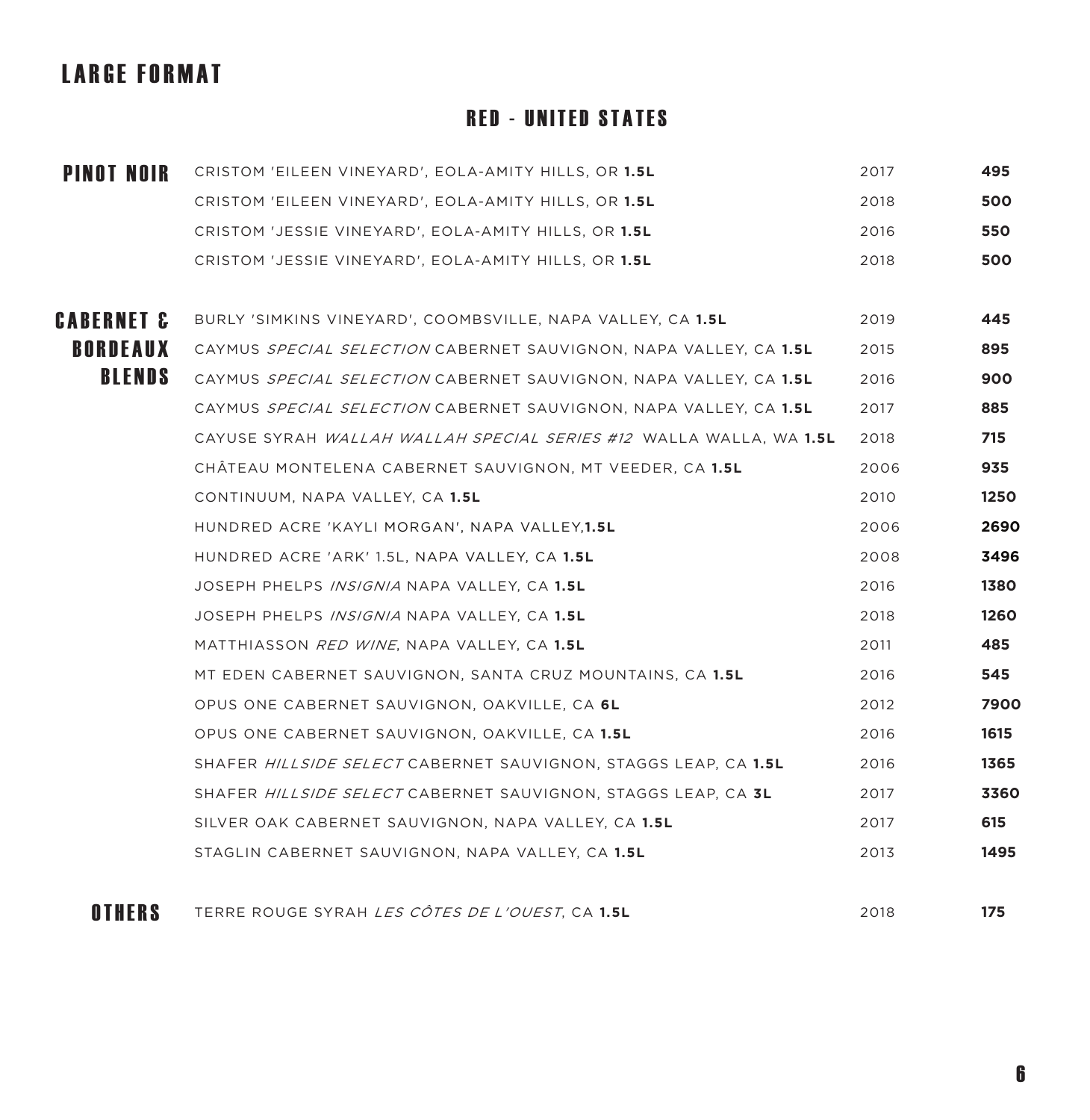# LARGE FORMAT

## RED - UNITED STATES

| | | | |
|---|---|---|---|
| **PINOT NOIR** | CRISTOM 'EILEEN VINEYARD', EOLA-AMITY HILLS, OR **1.5L** | 2017 | **495** |
| | CRISTOM 'EILEEN VINEYARD', EOLA-AMITY HILLS, OR **1.5L** | 2018 | **500** |
| | CRISTOM 'JESSIE VINEYARD', EOLA-AMITY HILLS, OR **1.5L** | 2016 | **550** |
| | CRISTOM 'JESSIE VINEYARD', EOLA-AMITY HILLS, OR **1.5L** | 2018 | **500** |
| **CABERNET & BORDEAUX BLENDS** | BURLY 'SIMKINS VINEYARD', COOMBSVILLE, NAPA VALLEY, CA **1.5L** | 2019 | **445** |
| | CAYMUS *SPECIAL SELECTION* CABERNET SAUVIGNON, NAPA VALLEY, CA **1.5L** | 2015 | **895** |
| | CAYMUS *SPECIAL SELECTION* CABERNET SAUVIGNON, NAPA VALLEY, CA **1.5L** | 2016 | **900** |
| | CAYMUS *SPECIAL SELECTION* CABERNET SAUVIGNON, NAPA VALLEY, CA **1.5L** | 2017 | **885** |
| | CAYUSE SYRAH *WALLAH WALLAH SPECIAL SERIES #12* WALLA WALLA, WA **1.5L** | 2018 | **715** |
| | CHÂTEAU MONTELENA CABERNET SAUVIGNON, MT VEEDER, CA **1.5L** | 2006 | **935** |
| | CONTINUUM, NAPA VALLEY, CA **1.5L** | 2010 | **1250** |
| | HUNDRED ACRE 'KAYLI MORGAN', NAPA VALLEY,**1.5L** | 2006 | **2690** |
| | HUNDRED ACRE 'ARK' 1.5L, NAPA VALLEY, CA **1.5L** | 2008 | **3496** |
| | JOSEPH PHELPS *INSIGNIA* NAPA VALLEY, CA **1.5L** | 2016 | **1380** |
| | JOSEPH PHELPS *INSIGNIA* NAPA VALLEY, CA **1.5L** | 2018 | **1260** |
| | MATTHIASSON *RED WINE*, NAPA VALLEY, CA **1.5L** | 2011 | **485** |
| | MT EDEN CABERNET SAUVIGNON, SANTA CRUZ MOUNTAINS, CA **1.5L** | 2016 | **545** |
| | OPUS ONE CABERNET SAUVIGNON, OAKVILLE, CA **6L** | 2012 | **7900** |
| | OPUS ONE CABERNET SAUVIGNON, OAKVILLE, CA **1.5L** | 2016 | **1615** |
| | SHAFER *HILLSIDE SELECT* CABERNET SAUVIGNON, STAGGS LEAP, CA **1.5L** | 2016 | **1365** |
| | SHAFER *HILLSIDE SELECT* CABERNET SAUVIGNON, STAGGS LEAP, CA **3L** | 2017 | **3360** |
| | SILVER OAK CABERNET SAUVIGNON, NAPA VALLEY, CA **1.5L** | 2017 | **615** |
| | STAGLIN CABERNET SAUVIGNON, NAPA VALLEY, CA **1.5L** | 2013 | **1495** |
| **OTHERS** | TERRE ROUGE SYRAH *LES CÔTES DE L'OUEST*, CA **1.5L** | 2018 | **175** |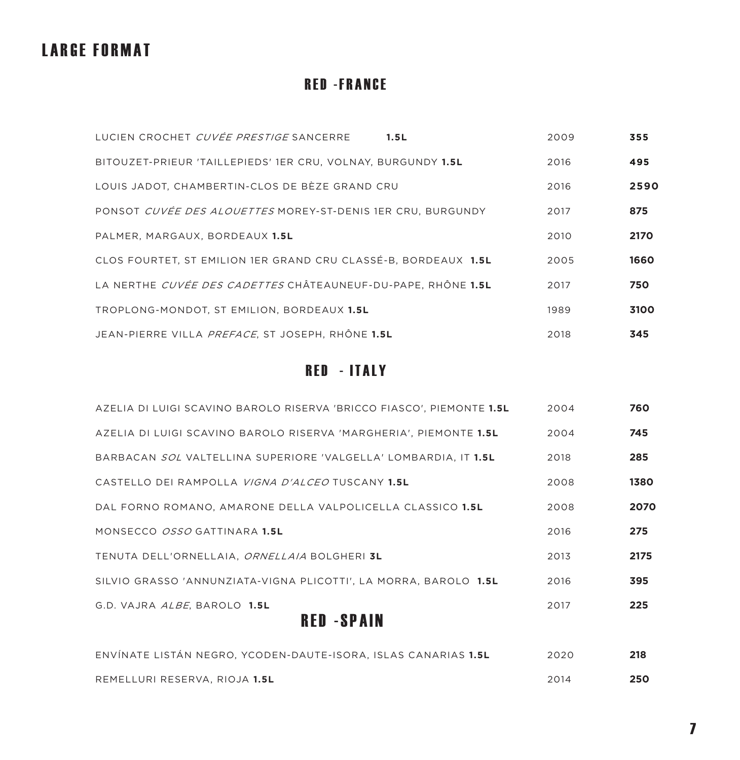# LARGE FORMAT

## RED -FRANCE

| | | |
|---|---|---|
| LUCIEN CROCHET *CUVÉE PRESTIGE* SANCERRE **1.5L** | 2009 | **355** |
| BITOUZET-PRIEUR 'TAILLEPIEDS' 1ER CRU, VOLNAY, BURGUNDY **1.5L** | 2016 | **495** |
| LOUIS JADOT, CHAMBERTIN-CLOS DE BÈZE GRAND CRU | 2016 | **2590** |
| PONSOT *CUVÉE DES ALOUETTES* MOREY-ST-DENIS 1ER CRU, BURGUNDY | 2017 | **875** |
| PALMER, MARGAUX, BORDEAUX **1.5L** | 2010 | **2170** |
| CLOS FOURTET, ST EMILION 1ER GRAND CRU CLASSÉ-B, BORDEAUX **1.5L** | 2005 | **1660** |
| LA NERTHE *CUVÉE DES CADETTES* CHÂTEAUNEUF-DU-PAPE, RHÔNE **1.5L** | 2017 | **750** |
| TROPLONG-MONDOT, ST EMILION, BORDEAUX **1.5L** | 1989 | **3100** |
| JEAN-PIERRE VILLA *PREFACE*, ST JOSEPH, RHÔNE **1.5L** | 2018 | **345** |

## RED - ITALY

| | | |
|---|---|---|
| AZELIA DI LUIGI SCAVINO BAROLO RISERVA 'BRICCO FIASCO', PIEMONTE **1.5L** | 2004 | **760** |
| AZELIA DI LUIGI SCAVINO BAROLO RISERVA 'MARGHERIA', PIEMONTE **1.5L** | 2004 | **745** |
| BARBACAN *SOL* VALTELLINA SUPERIORE 'VALGELLA' LOMBARDIA, IT **1.5L** | 2018 | **285** |
| CASTELLO DEI RAMPOLLA *VIGNA D'ALCEO* TUSCANY **1.5L** | 2008 | **1380** |
| DAL FORNO ROMANO, AMARONE DELLA VALPOLICELLA CLASSICO **1.5L** | 2008 | **2070** |
| MONSECCO *OSSO* GATTINARA **1.5L** | 2016 | **275** |
| TENUTA DELL'ORNELLAIA, *ORNELLAIA* BOLGHERI **3L** | 2013 | **2175** |
| SILVIO GRASSO 'ANNUNZIATA-VIGNA PLICOTTI', LA MORRA, BAROLO **1.5L** | 2016 | **395** |
| G.D. VAJRA *ALBE*, BAROLO **1.5L** | 2017 | **225** |

## RED -SPAIN

| | | |
|---|---|---|
| ENVÍNATE LISTÁN NEGRO, YCODEN-DAUTE-ISORA, ISLAS CANARIAS **1.5L** | 2020 | **218** |
| REMELLURI RESERVA, RIOJA **1.5L** | 2014 | **250** |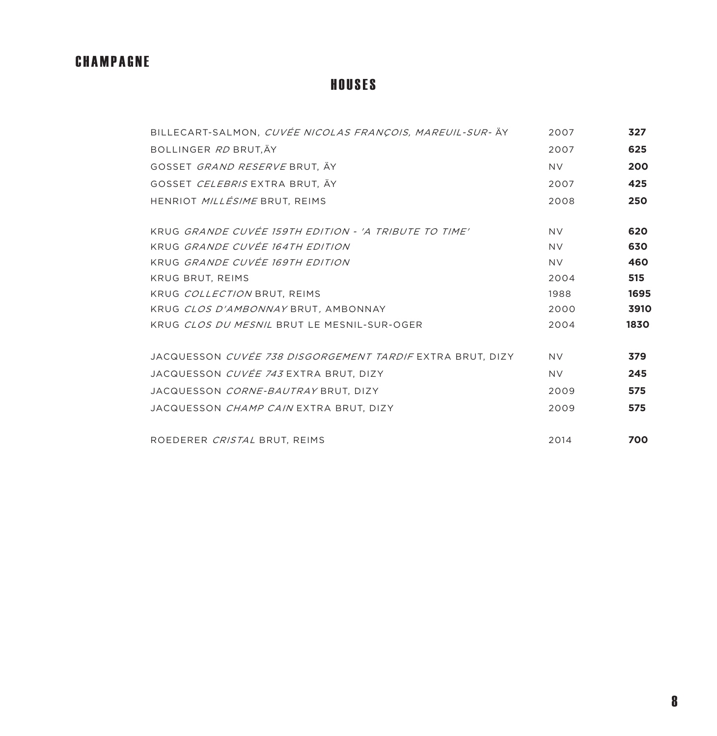# CHAMPAGNE

## HOUSES

| | | |
|---|---|---|
| BILLECART-SALMON, *CUVÉE NICOLAS FRANÇOIS, MAREUIL-SUR-* ÄY | 2007 | **327** |
| BOLLINGER *RD* BRUT,ÄY | 2007 | **625** |
| GOSSET *GRAND RESERVE* BRUT, ÄY | NV | **200** |
| GOSSET *CELEBRIS* EXTRA BRUT, ÄY | 2007 | **425** |
| HENRIOT *MILLÉSIME* BRUT, REIMS | 2008 | **250** |
| KRUG *GRANDE CUVÉE 159TH EDITION - 'A TRIBUTE TO TIME'* | NV | **620** |
| KRUG *GRANDE CUVÉE 164TH EDITION* | NV | **630** |
| KRUG *GRANDE CUVÉE 169TH EDITION* | NV | **460** |
| KRUG BRUT, REIMS | 2004 | **515** |
| KRUG *COLLECTION* BRUT, REIMS | 1988 | **1695** |
| KRUG *CLOS D'AMBONNAY* BRUT*,* AMBONNAY | 2000 | **3910** |
| KRUG *CLOS DU MESNIL* BRUT LE MESNIL-SUR-OGER | 2004 | **1830** |
| JACQUESSON *CUVÉE 738 DISGORGEMENT TARDIF* EXTRA BRUT, DIZY | NV | **379** |
| JACQUESSON *CUVÉE 743* EXTRA BRUT, DIZY | NV | **245** |
| JACQUESSON *CORNE-BAUTRAY* BRUT, DIZY | 2009 | **575** |
| JACQUESSON *CHAMP CAIN* EXTRA BRUT, DIZY | 2009 | **575** |
| ROEDERER *CRISTAL* BRUT, REIMS | 2014 | **700** |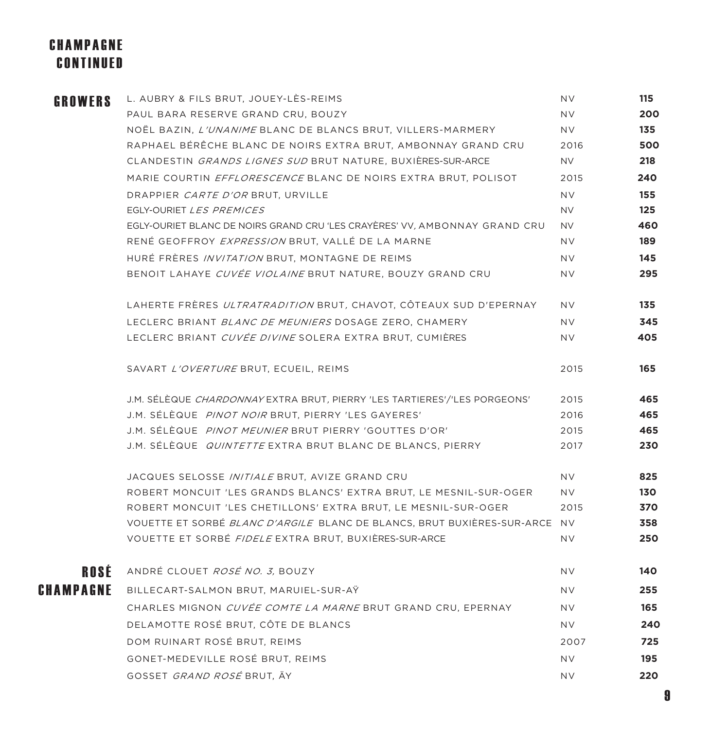## CHAMPAGNE CONTINUED

### GROWERS

| | | |
|---|---|---|
| L. AUBRY & FILS BRUT, JOUEY-LÈS-REIMS | NV | **115** |
| PAUL BARA RESERVE GRAND CRU, BOUZY | NV | **200** |
| NOËL BAZIN, *L'UNANIME* BLANC DE BLANCS BRUT, VILLERS-MARMERY | NV | **135** |
| RAPHAEL BÉRÊCHE BLANC DE NOIRS EXTRA BRUT, AMBONNAY GRAND CRU | 2016 | **500** |
| CLANDESTIN *GRANDS LIGNES SUD* BRUT NATURE, BUXIÈRES-SUR-ARCE | NV | **218** |
| MARIE COURTIN *EFFLORESCENCE* BLANC DE NOIRS EXTRA BRUT, POLISOT | 2015 | **240** |
| DRAPPIER *CARTE D'OR* BRUT, URVILLE | NV | **155** |
| EGLY-OURIET *LES PREMICES* | NV | **125** |
| EGLY-OURIET BLANC DE NOIRS GRAND CRU 'LES CRAYÈRES' VV, AMBONNAY GRAND CRU | NV | **460** |
| RENÉ GEOFFROY *EXPRESSION* BRUT, VALLÉ DE LA MARNE | NV | **189** |
| HURÉ FRÈRES *INVITATION* BRUT, MONTAGNE DE REIMS | NV | **145** |
| BENOIT LAHAYE *CUVÉE VIOLAINE* BRUT NATURE, BOUZY GRAND CRU | NV | **295** |
| LAHERTE FRÈRES *ULTRATRADITION* BRUT, CHAVOT, CÔTEAUX SUD D'EPERNAY | NV | **135** |
| LECLERC BRIANT *BLANC DE MEUNIERS* DOSAGE ZERO, CHAMERY | NV | **345** |
| LECLERC BRIANT *CUVÉE DIVINE* SOLERA EXTRA BRUT, CUMIÈRES | NV | **405** |
| SAVART *L'OVERTURE* BRUT, ECUEIL, REIMS | 2015 | **165** |
| J.M. SÉLÈQUE *CHARDONNAY* EXTRA BRUT, PIERRY 'LES TARTIERES'/'LES PORGEONS' | 2015 | **465** |
| J.M. SÉLÈQUE *PINOT NOIR* BRUT, PIERRY 'LES GAYERES' | 2016 | **465** |
| J.M. SÉLÈQUE *PINOT MEUNIER* BRUT PIERRY 'GOUTTES D'OR' | 2015 | **465** |
| J.M. SÉLÈQUE *QUINTETTE* EXTRA BRUT BLANC DE BLANCS, PIERRY | 2017 | **230** |
| JACQUES SELOSSE *INITIALE* BRUT, AVIZE GRAND CRU | NV | **825** |
| ROBERT MONCUIT 'LES GRANDS BLANCS' EXTRA BRUT, LE MESNIL-SUR-OGER | NV | **130** |
| ROBERT MONCUIT 'LES CHETILLONS' EXTRA BRUT, LE MESNIL-SUR-OGER | 2015 | **370** |
| VOUETTE ET SORBÉ *BLANC D'ARGILE* BLANC DE BLANCS, BRUT BUXIÈRES-SUR-ARCE | NV | **358** |
| VOUETTE ET SORBÉ *FIDELE* EXTRA BRUT, BUXIÈRES-SUR-ARCE | NV | **250** |

### ROSÉ CHAMPAGNE

| | | |
|---|---|---|
| ANDRÉ CLOUET *ROSÉ NO. 3,* BOUZY | NV | **140** |
| BILLECART-SALMON BRUT, MARUIEL-SUR-AŸ | NV | **255** |
| CHARLES MIGNON *CUVÉE COMTE LA MARNE* BRUT GRAND CRU, EPERNAY | NV | **165** |
| DELAMOTTE ROSÉ BRUT, CÔTE DE BLANCS | NV | **240** |
| DOM RUINART ROSÉ BRUT, REIMS | 2007 | **725** |
| GONET-MEDEVILLE ROSÉ BRUT, REIMS | NV | **195** |
| GOSSET *GRAND ROSÉ* BRUT, ÄY | NV | **220** |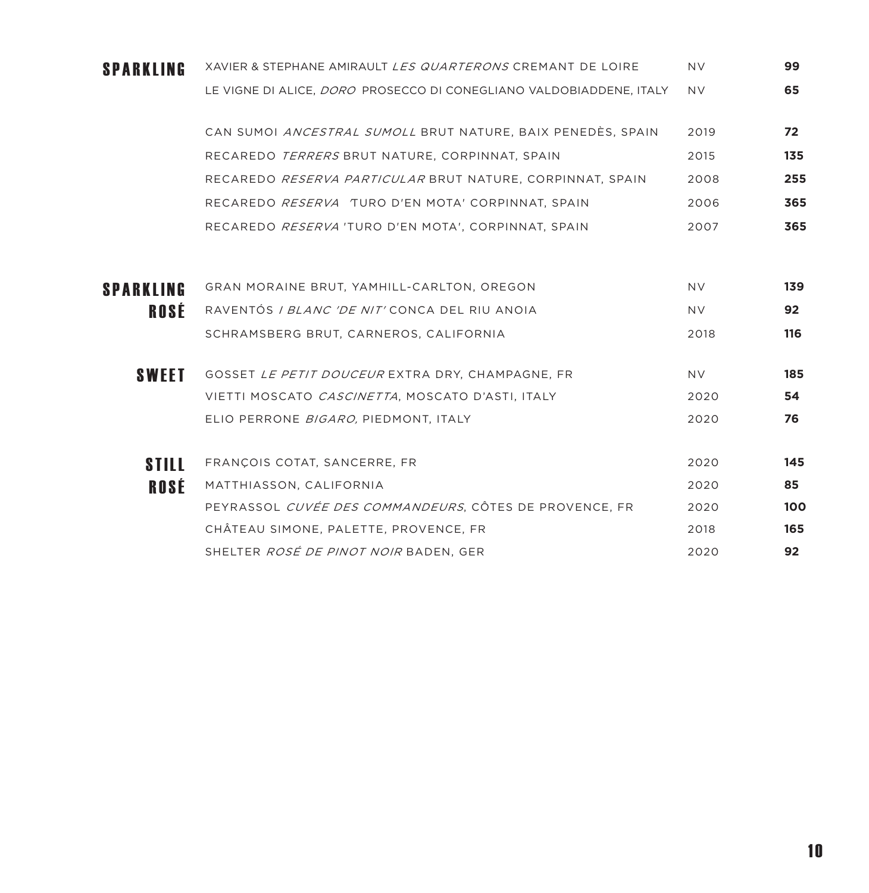## SPARKLING

| Wine | Vintage | Price |
|---|---|---|
| XAVIER & STEPHANE AMIRAULT *LES QUARTERONS* CREMANT DE LOIRE | NV | **99** |
| LE VIGNE DI ALICE, *DORO* PROSECCO DI CONEGLIANO VALDOBIADDENE, ITALY | NV | **65** |
| CAN SUMOI *ANCESTRAL SUMOLL* BRUT NATURE, BAIX PENEDÈS, SPAIN | 2019 | **72** |
| RECAREDO *TERRERS* BRUT NATURE, CORPINNAT, SPAIN | 2015 | **135** |
| RECAREDO *RESERVA PARTICULAR* BRUT NATURE, CORPINNAT, SPAIN | 2008 | **255** |
| RECAREDO *RESERVA* 'TURO D'EN MOTA' CORPINNAT, SPAIN | 2006 | **365** |
| RECAREDO *RESERVA* 'TURO D'EN MOTA', CORPINNAT, SPAIN | 2007 | **365** |

## SPARKLING ROSÉ

| Wine | Vintage | Price |
|---|---|---|
| GRAN MORAINE BRUT, YAMHILL-CARLTON, OREGON | NV | **139** |
| RAVENTÓS I *BLANC 'DE NIT'* CONCA DEL RIU ANOIA | NV | **92** |
| SCHRAMSBERG BRUT, CARNEROS, CALIFORNIA | 2018 | **116** |

## SWEET

| Wine | Vintage | Price |
|---|---|---|
| GOSSET *LE PETIT DOUCEUR* EXTRA DRY, CHAMPAGNE, FR | NV | **185** |
| VIETTI MOSCATO *CASCINETTA*, MOSCATO D'ASTI, ITALY | 2020 | **54** |
| ELIO PERRONE *BIGARO,* PIEDMONT, ITALY | 2020 | **76** |

## STILL ROSÉ

| Wine | Vintage | Price |
|---|---|---|
| FRANÇOIS COTAT, SANCERRE, FR | 2020 | **145** |
| MATTHIASSON, CALIFORNIA | 2020 | **85** |
| PEYRASSOL *CUVÉE DES COMMANDEURS*, CÔTES DE PROVENCE, FR | 2020 | **100** |
| CHÂTEAU SIMONE, PALETTE, PROVENCE, FR | 2018 | **165** |
| SHELTER *ROSÉ DE PINOT NOIR* BADEN, GER | 2020 | **92** |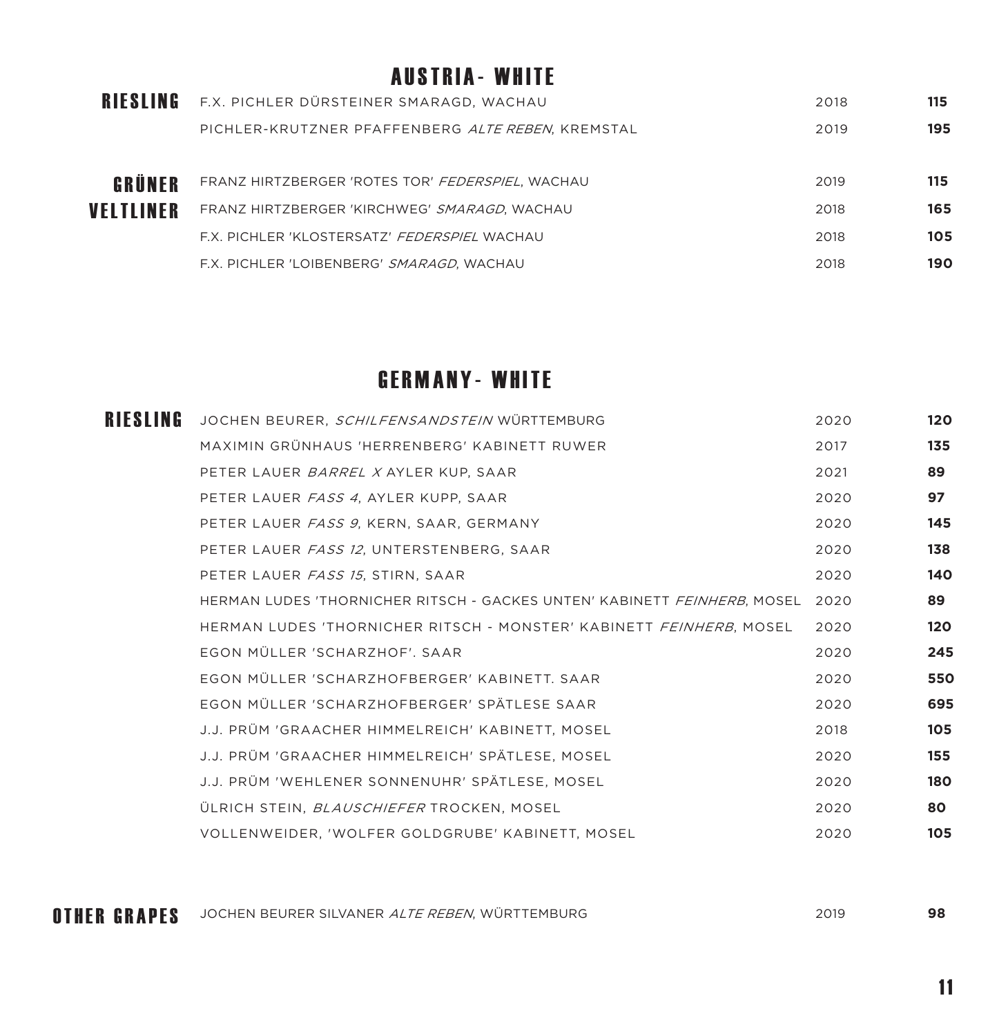## AUSTRIA- WHITE

| | | | |
|---|---|---|---|
| **RIESLING** | F.X. PICHLER DÜRSTEINER SMARAGD, WACHAU | 2018 | **115** |
| | PICHLER-KRUTZNER PFAFFENBERG *ALTE REBEN*, KREMSTAL | 2019 | **195** |
| **GRÜNER VELTLINER** | FRANZ HIRTZBERGER 'ROTES TOR' *FEDERSPIEL*, WACHAU | 2019 | **115** |
| | FRANZ HIRTZBERGER 'KIRCHWEG' *SMARAGD*, WACHAU | 2018 | **165** |
| | F.X. PICHLER 'KLOSTERSATZ' *FEDERSPIEL* WACHAU | 2018 | **105** |
| | F.X. PICHLER 'LOIBENBERG' *SMARAGD*, WACHAU | 2018 | **190** |

## GERMANY- WHITE

| | | | |
|---|---|---|---|
| **RIESLING** | JOCHEN BEURER, *SCHILFENSANDSTEIN* WÜRTTEMBURG | 2020 | **120** |
| | MAXIMIN GRÜNHAUS 'HERRENBERG' KABINETT RUWER | 2017 | **135** |
| | PETER LAUER *BARREL X* AYLER KUP, SAAR | 2021 | **89** |
| | PETER LAUER *FASS 4*, AYLER KUPP, SAAR | 2020 | **97** |
| | PETER LAUER *FASS 9*, KERN, SAAR, GERMANY | 2020 | **145** |
| | PETER LAUER *FASS 12*, UNTERSTENBERG, SAAR | 2020 | **138** |
| | PETER LAUER *FASS 15*, STIRN, SAAR | 2020 | **140** |
| | HERMAN LUDES 'THORNICHER RITSCH - GACKES UNTEN' KABINETT *FEINHERB*, MOSEL | 2020 | **89** |
| | HERMAN LUDES 'THORNICHER RITSCH - MONSTER' KABINETT *FEINHERB*, MOSEL | 2020 | **120** |
| | EGON MÜLLER 'SCHARZHOF'. SAAR | 2020 | **245** |
| | EGON MÜLLER 'SCHARZHOFBERGER' KABINETT. SAAR | 2020 | **550** |
| | EGON MÜLLER 'SCHARZHOFBERGER' SPÄTLESE SAAR | 2020 | **695** |
| | J.J. PRÜM 'GRAACHER HIMMELREICH' KABINETT, MOSEL | 2018 | **105** |
| | J.J. PRÜM 'GRAACHER HIMMELREICH' SPÄTLESE, MOSEL | 2020 | **155** |
| | J.J. PRÜM 'WEHLENER SONNENUHR' SPÄTLESE, MOSEL | 2020 | **180** |
| | ÜLRICH STEIN, *BLAUSCHIEFER* TROCKEN, MOSEL | 2020 | **80** |
| | VOLLENWEIDER, 'WOLFER GOLDGRUBE' KABINETT, MOSEL | 2020 | **105** |
| **OTHER GRAPES** | JOCHEN BEURER SILVANER *ALTE REBEN*, WÜRTTEMBURG | 2019 | **98** |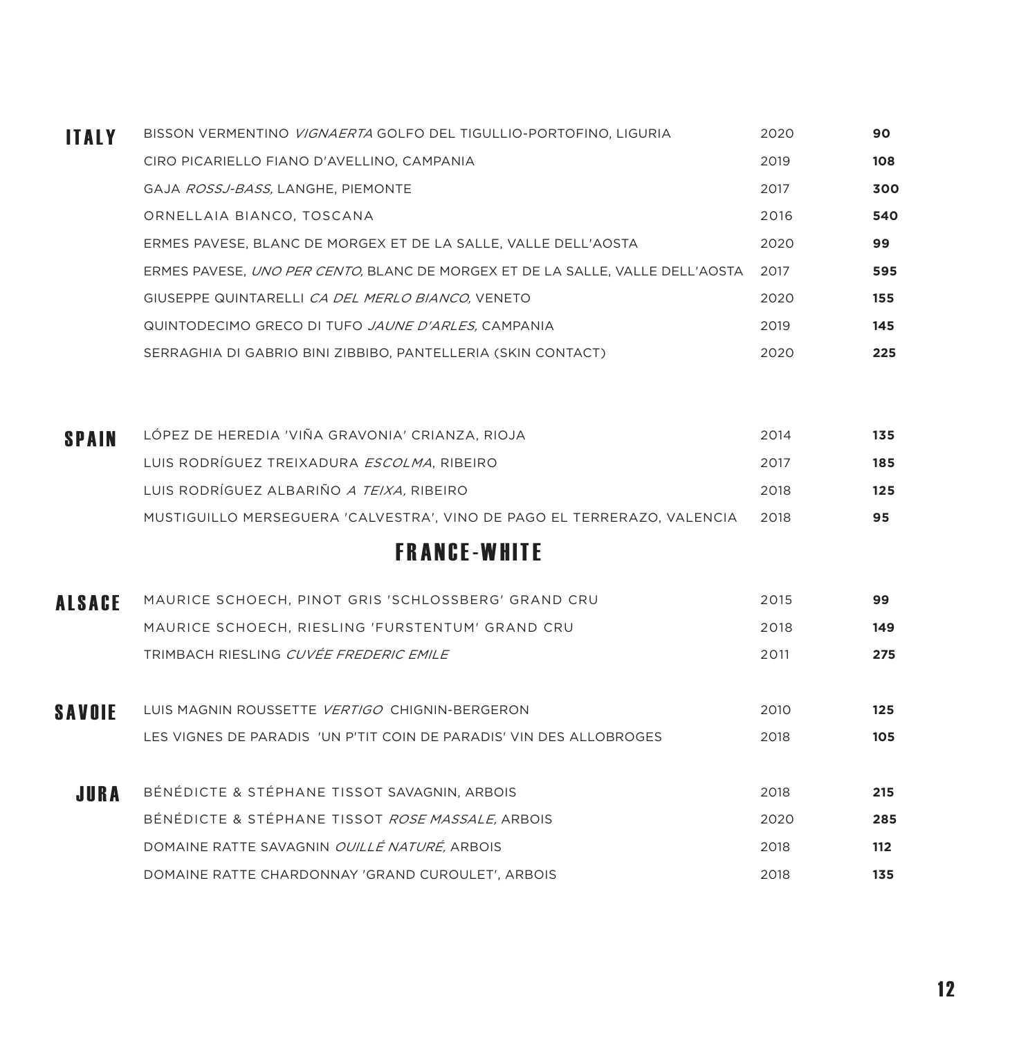| ITALY | | | |
|---|---|---|---|
| | BISSON VERMENTINO *VIGNAERTA* GOLFO DEL TIGULLIO-PORTOFINO, LIGURIA | 2020 | **90** |
| | CIRO PICARIELLO FIANO D'AVELLINO, CAMPANIA | 2019 | **108** |
| | GAJA *ROSSJ-BASS,* LANGHE, PIEMONTE | 2017 | **300** |
| | ORNELLAIA BIANCO, TOSCANA | 2016 | **540** |
| | ERMES PAVESE, BLANC DE MORGEX ET DE LA SALLE, VALLE DELL'AOSTA | 2020 | **99** |
| | ERMES PAVESE, *UNO PER CENTO,* BLANC DE MORGEX ET DE LA SALLE, VALLE DELL'AOSTA | 2017 | **595** |
| | GIUSEPPE QUINTARELLI *CA DEL MERLO BIANCO,* VENETO | 2020 | **155** |
| | QUINTODECIMO GRECO DI TUFO *JAUNE D'ARLES,* CAMPANIA | 2019 | **145** |
| | SERRAGHIA DI GABRIO BINI ZIBBIBO, PANTELLERIA (SKIN CONTACT) | 2020 | **225** |

| SPAIN | | | |
|---|---|---|---|
| | LÓPEZ DE HEREDIA 'VIÑA GRAVONIA' CRIANZA, RIOJA | 2014 | **135** |
| | LUIS RODRÍGUEZ TREIXADURA *ESCOLMA*, RIBEIRO | 2017 | **185** |
| | LUIS RODRÍGUEZ ALBARIÑO *A TEIXA,* RIBEIRO | 2018 | **125** |
| | MUSTIGUILLO MERSEGUERA 'CALVESTRA', VINO DE PAGO EL TERRERAZO, VALENCIA | 2018 | **95** |

# FRANCE-WHITE

| ALSACE | | | |
|---|---|---|---|
| | MAURICE SCHOECH, PINOT GRIS 'SCHLOSSBERG' GRAND CRU | 2015 | **99** |
| | MAURICE SCHOECH, RIESLING 'FURSTENTUM' GRAND CRU | 2018 | **149** |
| | TRIMBACH RIESLING *CUVÉE FREDERIC EMILE* | 2011 | **275** |

| SAVOIE | | | |
|---|---|---|---|
| | LUIS MAGNIN ROUSSETTE *VERTIGO* CHIGNIN-BERGERON | 2010 | **125** |
| | LES VIGNES DE PARADIS 'UN P'TIT COIN DE PARADIS' VIN DES ALLOBROGES | 2018 | **105** |

| JURA | | | |
|---|---|---|---|
| | BÉNÉDICTE & STÉPHANE TISSOT SAVAGNIN, ARBOIS | 2018 | **215** |
| | BÉNÉDICTE & STÉPHANE TISSOT *ROSE MASSALE,* ARBOIS | 2020 | **285** |
| | DOMAINE RATTE SAVAGNIN *OUILLÉ NATURÉ,* ARBOIS | 2018 | **112** |
| | DOMAINE RATTE CHARDONNAY 'GRAND CUROULET', ARBOIS | 2018 | **135** |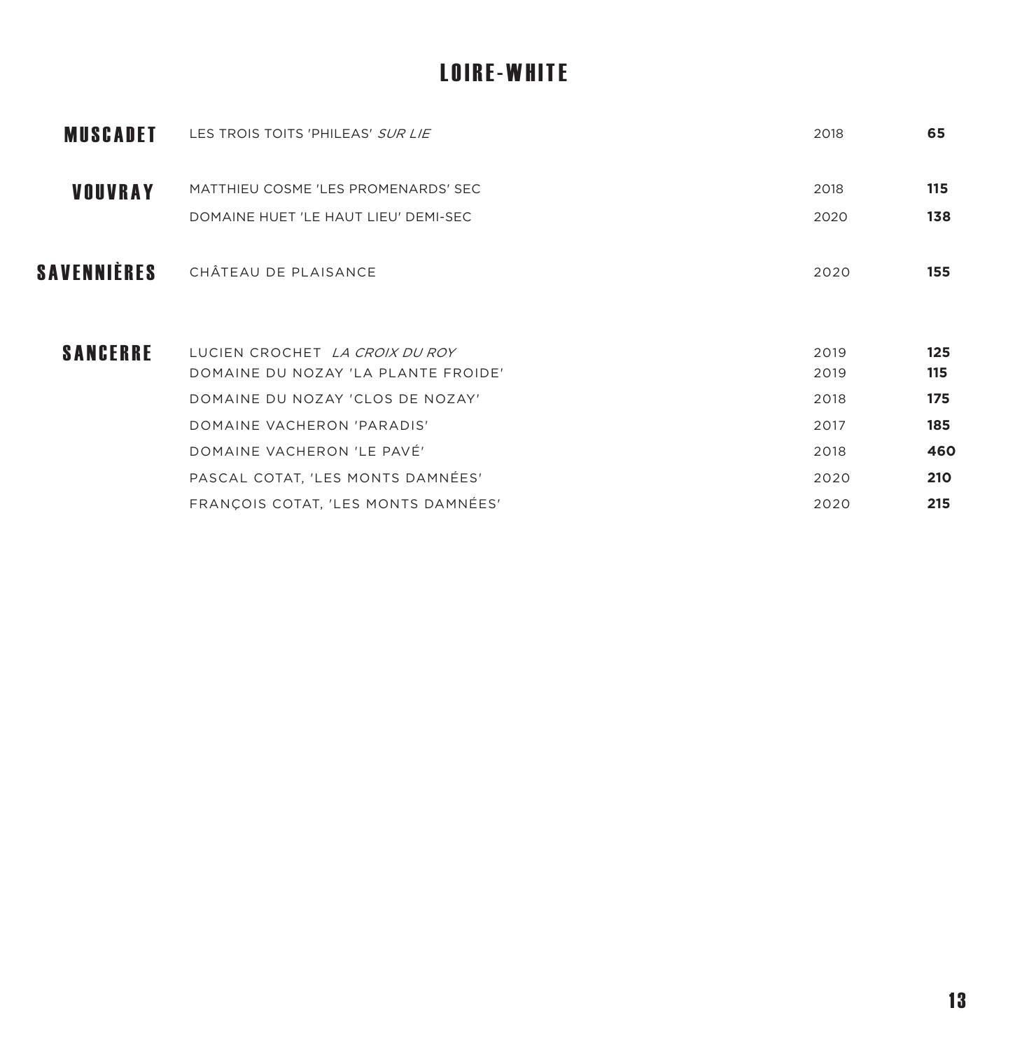# LOIRE-WHITE

| | | | |
|---|---|---|---|
| **MUSCADET** | LES TROIS TOITS 'PHILEAS' *SUR LIE* | 2018 | **65** |
| **VOUVRAY** | MATTHIEU COSME 'LES PROMENARDS' SEC | 2018 | **115** |
| | DOMAINE HUET 'LE HAUT LIEU' DEMI-SEC | 2020 | **138** |
| **SAVENNIÈRES** | CHÂTEAU DE PLAISANCE | 2020 | **155** |
| **SANCERRE** | LUCIEN CROCHET *LA CROIX DU ROY* | 2019 | **125** |
| | DOMAINE DU NOZAY 'LA PLANTE FROIDE' | 2019 | **115** |
| | DOMAINE DU NOZAY 'CLOS DE NOZAY' | 2018 | **175** |
| | DOMAINE VACHERON 'PARADIS' | 2017 | **185** |
| | DOMAINE VACHERON 'LE PAVÉ' | 2018 | **460** |
| | PASCAL COTAT, 'LES MONTS DAMNÉES' | 2020 | **210** |
| | FRANÇOIS COTAT, 'LES MONTS DAMNÉES' | 2020 | **215** |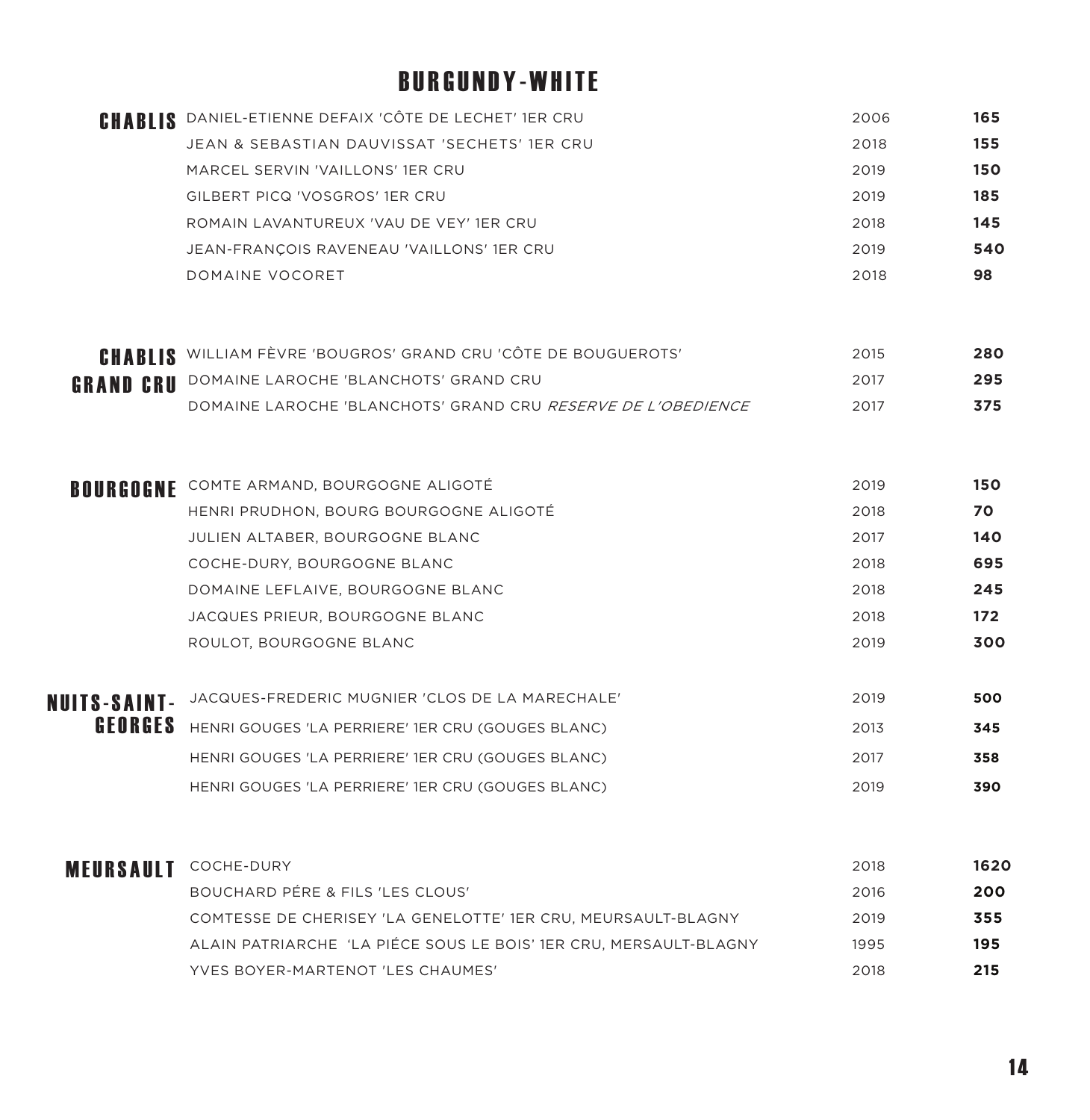# BURGUNDY-WHITE

| | | | |
|---|---|---|---|
| **CHABLIS** | DANIEL-ETIENNE DEFAIX 'CÔTE DE LECHET' 1ER CRU | 2006 | **165** |
| | JEAN & SEBASTIAN DAUVISSAT 'SECHETS' 1ER CRU | 2018 | **155** |
| | MARCEL SERVIN 'VAILLONS' 1ER CRU | 2019 | **150** |
| | GILBERT PICQ 'VOSGROS' 1ER CRU | 2019 | **185** |
| | ROMAIN LAVANTUREUX 'VAU DE VEY' 1ER CRU | 2018 | **145** |
| | JEAN-FRANÇOIS RAVENEAU 'VAILLONS' 1ER CRU | 2019 | **540** |
| | DOMAINE VOCORET | 2018 | **98** |
| **CHABLIS GRAND CRU** | WILLIAM FÈVRE 'BOUGROS' GRAND CRU 'CÔTE DE BOUGUEROTS' | 2015 | **280** |
| | DOMAINE LAROCHE 'BLANCHOTS' GRAND CRU | 2017 | **295** |
| | DOMAINE LAROCHE 'BLANCHOTS' GRAND CRU *RESERVE DE L'OBEDIENCE* | 2017 | **375** |
| **BOURGOGNE** | COMTE ARMAND, BOURGOGNE ALIGOTÉ | 2019 | **150** |
| | HENRI PRUDHON, BOURG BOURGOGNE ALIGOTÉ | 2018 | **70** |
| | JULIEN ALTABER, BOURGOGNE BLANC | 2017 | **140** |
| | COCHE-DURY, BOURGOGNE BLANC | 2018 | **695** |
| | DOMAINE LEFLAIVE, BOURGOGNE BLANC | 2018 | **245** |
| | JACQUES PRIEUR, BOURGOGNE BLANC | 2018 | **172** |
| | ROULOT, BOURGOGNE BLANC | 2019 | **300** |
| **NUITS-SAINT-GEORGES** | JACQUES-FREDERIC MUGNIER 'CLOS DE LA MARECHALE' | 2019 | **500** |
| | HENRI GOUGES 'LA PERRIERE' 1ER CRU (GOUGES BLANC) | 2013 | **345** |
| | HENRI GOUGES 'LA PERRIERE' 1ER CRU (GOUGES BLANC) | 2017 | **358** |
| | HENRI GOUGES 'LA PERRIERE' 1ER CRU (GOUGES BLANC) | 2019 | **390** |
| **MEURSAULT** | COCHE-DURY | 2018 | **1620** |
| | BOUCHARD PÉRE & FILS 'LES CLOUS' | 2016 | **200** |
| | COMTESSE DE CHERISEY 'LA GENELOTTE' 1ER CRU, MEURSAULT-BLAGNY | 2019 | **355** |
| | ALAIN PATRIARCHE 'LA PIÉCE SOUS LE BOIS' 1ER CRU, MERSAULT-BLAGNY | 1995 | **195** |
| | YVES BOYER-MARTENOT 'LES CHAUMES' | 2018 | **215** |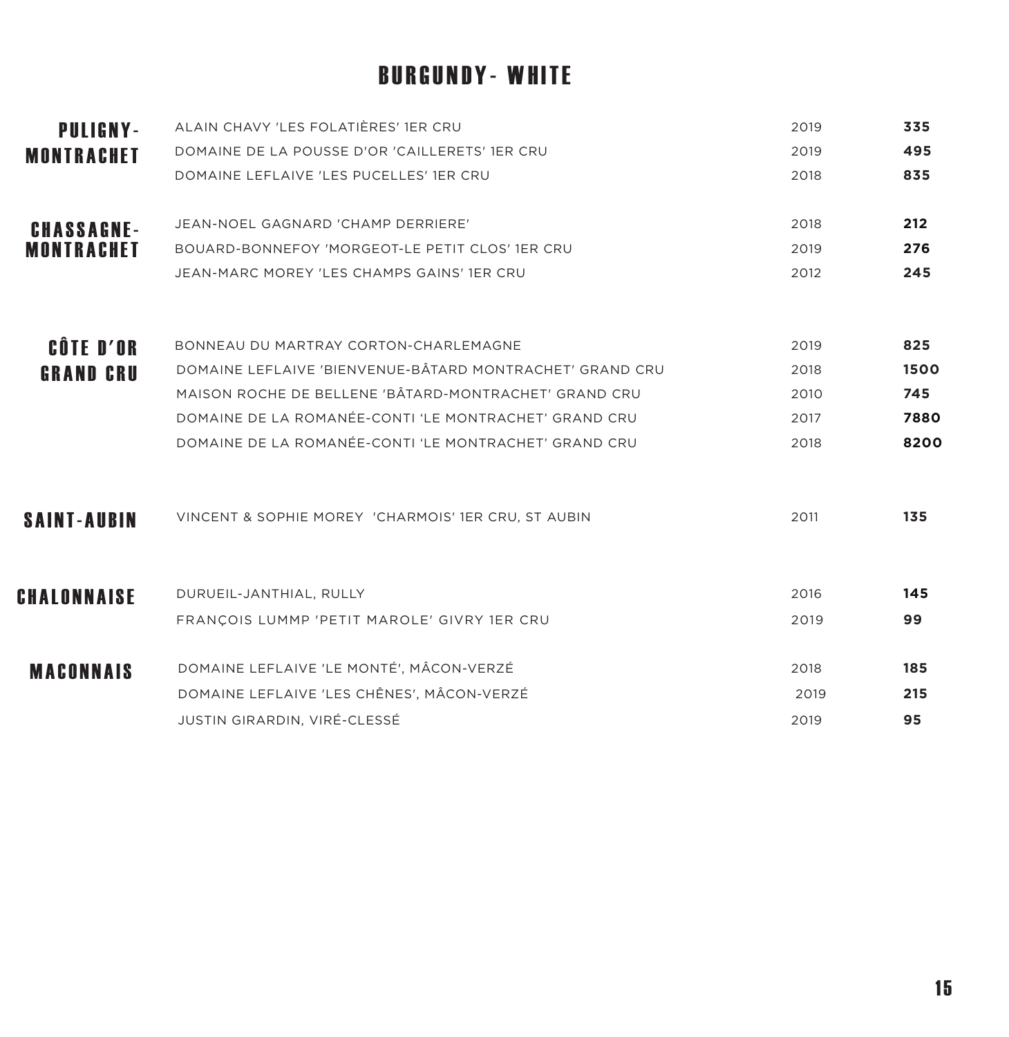# BURGUNDY- WHITE

| Region | Wine | Vintage | Price |
|---|---|---|---|
| **PULIGNY-MONTRACHET** | ALAIN CHAVY 'LES FOLATIÈRES' 1ER CRU | 2019 | **335** |
| | DOMAINE DE LA POUSSE D'OR 'CAILLERETS' 1ER CRU | 2019 | **495** |
| | DOMAINE LEFLAIVE 'LES PUCELLES' 1ER CRU | 2018 | **835** |
| **CHASSAGNE-MONTRACHET** | JEAN-NOEL GAGNARD 'CHAMP DERRIERE' | 2018 | **212** |
| | BOUARD-BONNEFOY 'MORGEOT-LE PETIT CLOS' 1ER CRU | 2019 | **276** |
| | JEAN-MARC MOREY 'LES CHAMPS GAINS' 1ER CRU | 2012 | **245** |
| **CÔTE D'OR GRAND CRU** | BONNEAU DU MARTRAY CORTON-CHARLEMAGNE | 2019 | **825** |
| | DOMAINE LEFLAIVE 'BIENVENUE-BÂTARD MONTRACHET' GRAND CRU | 2018 | **1500** |
| | MAISON ROCHE DE BELLENE 'BÂTARD-MONTRACHET' GRAND CRU | 2010 | **745** |
| | DOMAINE DE LA ROMANÉE-CONTI 'LE MONTRACHET' GRAND CRU | 2017 | **7880** |
| | DOMAINE DE LA ROMANÉE-CONTI 'LE MONTRACHET' GRAND CRU | 2018 | **8200** |
| **SAINT-AUBIN** | VINCENT & SOPHIE MOREY 'CHARMOIS' 1ER CRU, ST AUBIN | 2011 | **135** |
| **CHALONNAISE** | DURUEIL-JANTHIAL, RULLY | 2016 | **145** |
| | FRANÇOIS LUMMP 'PETIT MAROLE' GIVRY 1ER CRU | 2019 | **99** |
| **MACONNAIS** | DOMAINE LEFLAIVE 'LE MONTÉ', MÂCON-VERZÉ | 2018 | **185** |
| | DOMAINE LEFLAIVE 'LES CHÊNES', MÂCON-VERZÉ | 2019 | **215** |
| | JUSTIN GIRARDIN, VIRÉ-CLESSÉ | 2019 | **95** |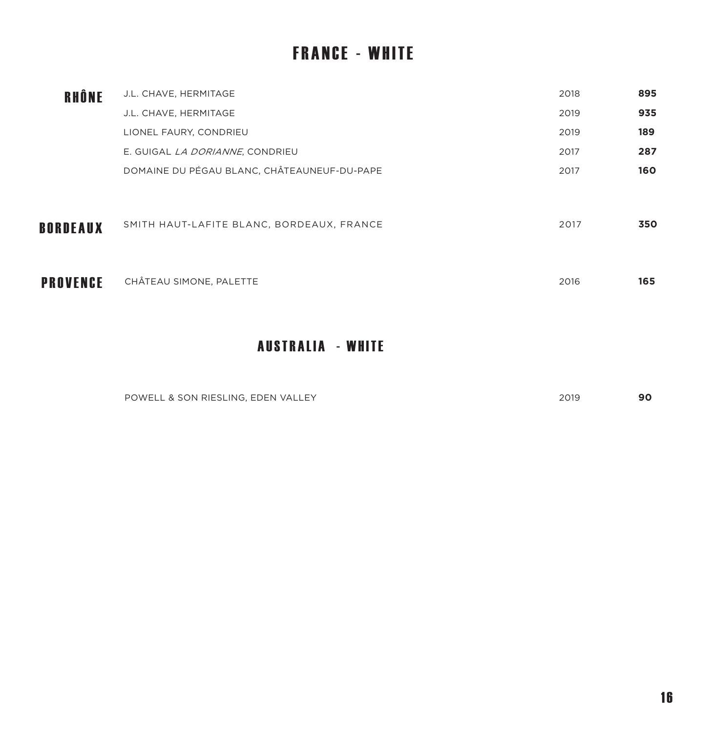# FRANCE - WHITE

| | | | |
|---|---|---|---|
| **RHÔNE** | J.L. CHAVE, HERMITAGE | 2018 | **895** |
| | J.L. CHAVE, HERMITAGE | 2019 | **935** |
| | LIONEL FAURY, CONDRIEU | 2019 | **189** |
| | E. GUIGAL *LA DORIANNE*, CONDRIEU | 2017 | **287** |
| | DOMAINE DU PÉGAU BLANC, CHÂTEAUNEUF-DU-PAPE | 2017 | **160** |
| **BORDEAUX** | SMITH HAUT-LAFITE BLANC, BORDEAUX, FRANCE | 2017 | **350** |
| **PROVENCE** | CHÂTEAU SIMONE, PALETTE | 2016 | **165** |

# AUSTRALIA - WHITE

| | | |
|---|---|---|
| POWELL & SON RIESLING, EDEN VALLEY | 2019 | **90** |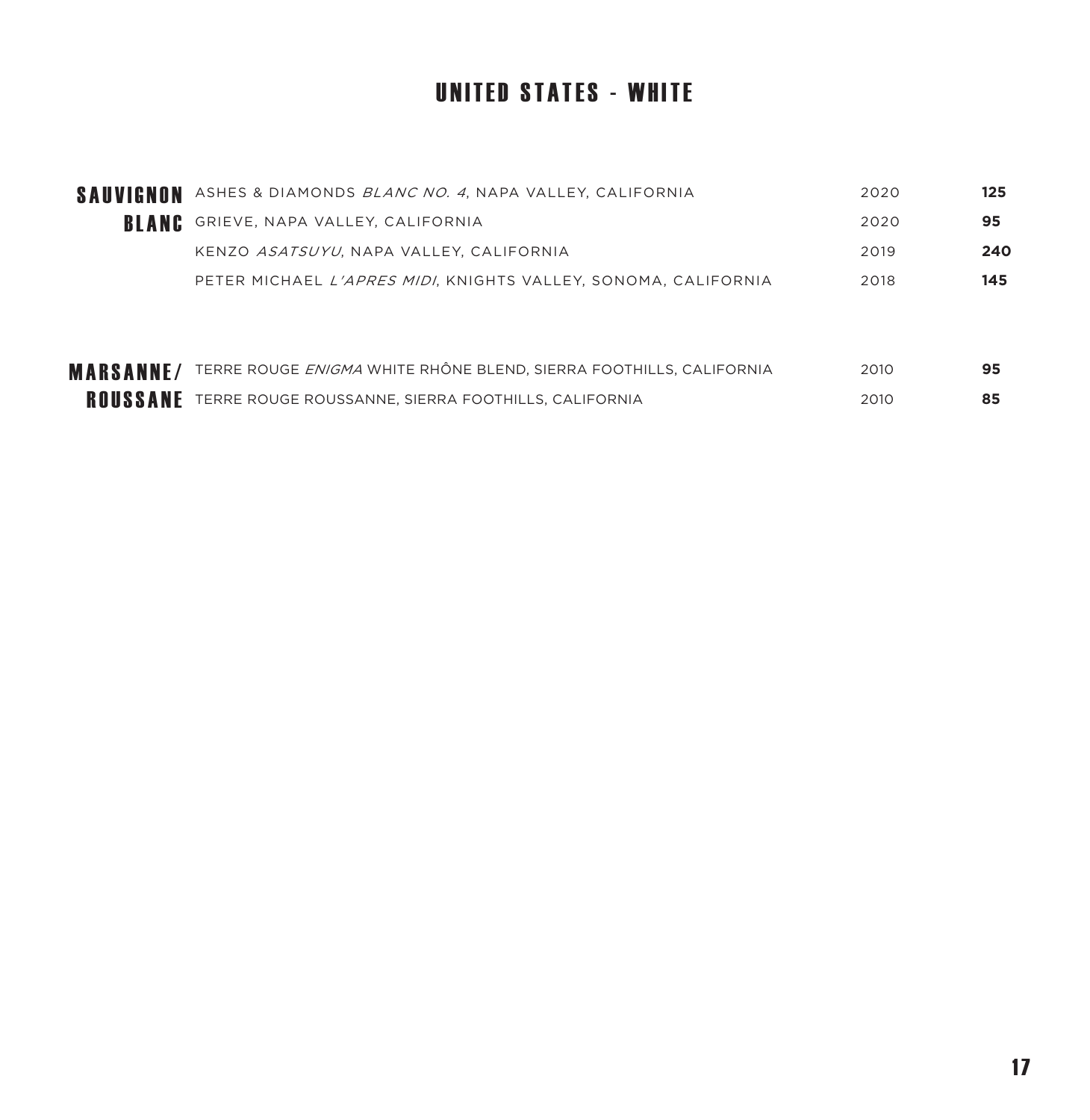# UNITED STATES - WHITE

| | | | |
|---|---|---|---|
| **SAUVIGNON BLANC** | ASHES & DIAMONDS *BLANC NO. 4*, NAPA VALLEY, CALIFORNIA | 2020 | **125** |
| | GRIEVE, NAPA VALLEY, CALIFORNIA | 2020 | **95** |
| | KENZO *ASATSUYU*, NAPA VALLEY, CALIFORNIA | 2019 | **240** |
| | PETER MICHAEL *L'APRES MIDI*, KNIGHTS VALLEY, SONOMA, CALIFORNIA | 2018 | **145** |
| **MARSANNE/ ROUSSANE** | TERRE ROUGE *ENIGMA* WHITE RHÔNE BLEND, SIERRA FOOTHILLS, CALIFORNIA | 2010 | **95** |
| | TERRE ROUGE ROUSSANNE, SIERRA FOOTHILLS, CALIFORNIA | 2010 | **85** |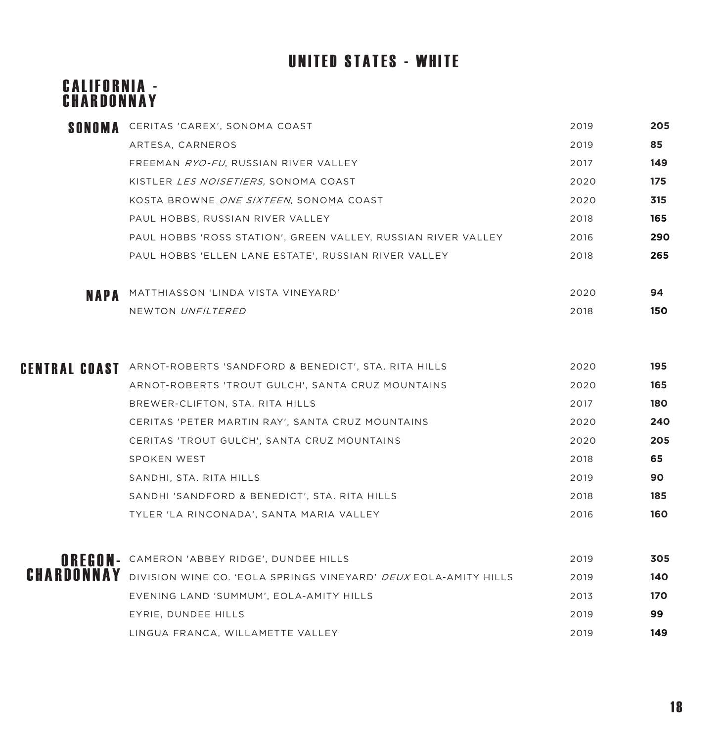# UNITED STATES - WHITE

## CALIFORNIA - CHARDONNAY

| | | | |
|---|---|---|---|
| **SONOMA** | CERITAS 'CAREX', SONOMA COAST | 2019 | **205** |
| | ARTESA, CARNEROS | 2019 | **85** |
| | FREEMAN *RYO-FU*, RUSSIAN RIVER VALLEY | 2017 | **149** |
| | KISTLER *LES NOISETIERS,* SONOMA COAST | 2020 | **175** |
| | KOSTA BROWNE *ONE SIXTEEN,* SONOMA COAST | 2020 | **315** |
| | PAUL HOBBS, RUSSIAN RIVER VALLEY | 2018 | **165** |
| | PAUL HOBBS 'ROSS STATION', GREEN VALLEY, RUSSIAN RIVER VALLEY | 2016 | **290** |
| | PAUL HOBBS 'ELLEN LANE ESTATE', RUSSIAN RIVER VALLEY | 2018 | **265** |
| **NAPA** | MATTHIASSON 'LINDA VISTA VINEYARD' | 2020 | **94** |
| | NEWTON *UNFILTERED* | 2018 | **150** |
| **CENTRAL COAST** | ARNOT-ROBERTS 'SANDFORD & BENEDICT', STA. RITA HILLS | 2020 | **195** |
| | ARNOT-ROBERTS 'TROUT GULCH', SANTA CRUZ MOUNTAINS | 2020 | **165** |
| | BREWER-CLIFTON, STA. RITA HILLS | 2017 | **180** |
| | CERITAS 'PETER MARTIN RAY', SANTA CRUZ MOUNTAINS | 2020 | **240** |
| | CERITAS 'TROUT GULCH', SANTA CRUZ MOUNTAINS | 2020 | **205** |
| | SPOKEN WEST | 2018 | **65** |
| | SANDHI, STA. RITA HILLS | 2019 | **90** |
| | SANDHI 'SANDFORD & BENEDICT', STA. RITA HILLS | 2018 | **185** |
| | TYLER 'LA RINCONADA', SANTA MARIA VALLEY | 2016 | **160** |

## OREGON- CHARDONNAY

| | | |
|---|---|---|
| CAMERON 'ABBEY RIDGE', DUNDEE HILLS | 2019 | **305** |
| DIVISION WINE CO. 'EOLA SPRINGS VINEYARD' *DEUX* EOLA-AMITY HILLS | 2019 | **140** |
| EVENING LAND 'SUMMUM', EOLA-AMITY HILLS | 2013 | **170** |
| EYRIE, DUNDEE HILLS | 2019 | **99** |
| LINGUA FRANCA, WILLAMETTE VALLEY | 2019 | **149** |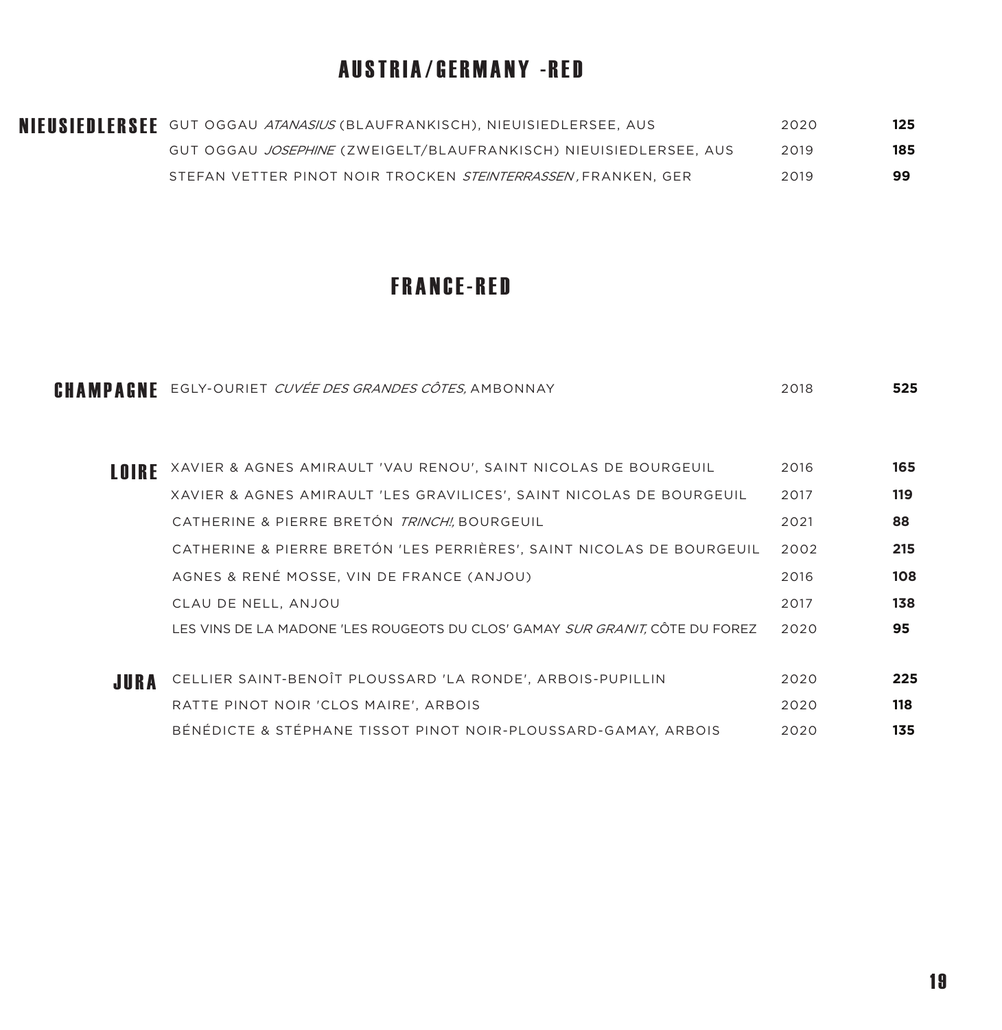## AUSTRIA/GERMANY -RED

| Region | Wine | Vintage | Price |
|---|---|---|---|
| NIEUSIEDLERSEE | GUT OGGAU *ATANASIUS* (BLAUFRANKISCH), NIEUISIEDLERSEE, AUS | 2020 | **125** |
| | GUT OGGAU *JOSEPHINE* (ZWEIGELT/BLAUFRANKISCH) NIEUISIEDLERSEE, AUS | 2019 | **185** |
| | STEFAN VETTER PINOT NOIR TROCKEN *STEINTERRASSEN*, FRANKEN, GER | 2019 | **99** |

## FRANCE-RED

| Region | Wine | Vintage | Price |
|---|---|---|---|
| CHAMPAGNE | EGLY-OURIET *CUVÉE DES GRANDES CÔTES,* AMBONNAY | 2018 | **525** |
| LOIRE | XAVIER & AGNES AMIRAULT 'VAU RENOU', SAINT NICOLAS DE BOURGEUIL | 2016 | **165** |
| | XAVIER & AGNES AMIRAULT 'LES GRAVILICES', SAINT NICOLAS DE BOURGEUIL | 2017 | **119** |
| | CATHERINE & PIERRE BRETÓN *TRINCH!,* BOURGEUIL | 2021 | **88** |
| | CATHERINE & PIERRE BRETÓN 'LES PERRIÈRES', SAINT NICOLAS DE BOURGEUIL | 2002 | **215** |
| | AGNES & RENÉ MOSSE, VIN DE FRANCE (ANJOU) | 2016 | **108** |
| | CLAU DE NELL, ANJOU | 2017 | **138** |
| | LES VINS DE LA MADONE 'LES ROUGEOTS DU CLOS' GAMAY *SUR GRANIT,* CÔTE DU FOREZ | 2020 | **95** |
| JURA | CELLIER SAINT-BENOÎT PLOUSSARD 'LA RONDE', ARBOIS-PUPILLIN | 2020 | **225** |
| | RATTE PINOT NOIR 'CLOS MAIRE', ARBOIS | 2020 | **118** |
| | BÉNÉDICTE & STÉPHANE TISSOT PINOT NOIR-PLOUSSARD-GAMAY, ARBOIS | 2020 | **135** |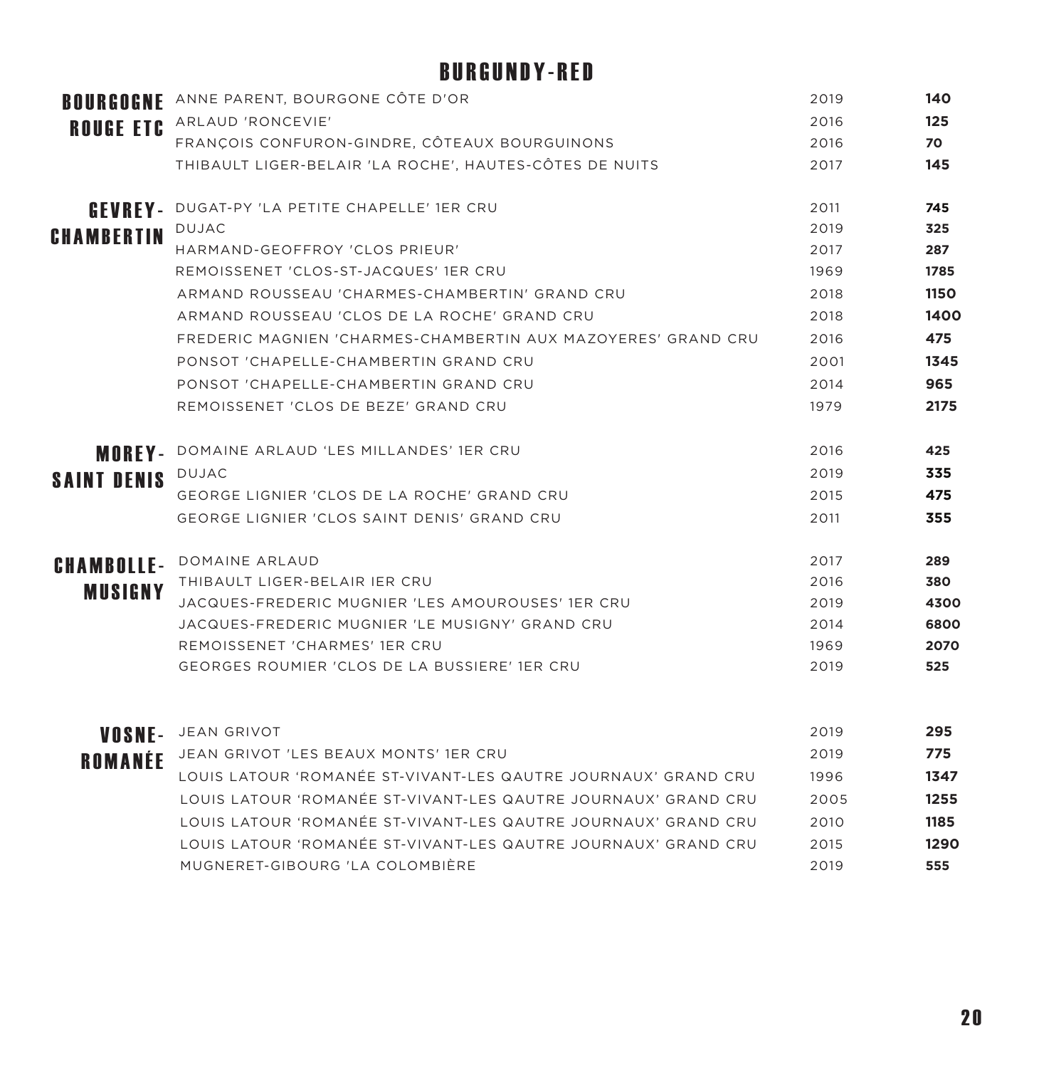# BURGUNDY-RED

| Region | Wine | Vintage | Price |
|---|---|---|---|
| BOURGOGNE ROUGE ETC | ANNE PARENT, BOURGONE CÔTE D'OR | 2019 | **140** |
| | ARLAUD 'RONCEVIE' | 2016 | **125** |
| | FRANÇOIS CONFURON-GINDRE, CÔTEAUX BOURGUINONS | 2016 | **70** |
| | THIBAULT LIGER-BELAIR 'LA ROCHE', HAUTES-CÔTES DE NUITS | 2017 | **145** |
| GEVREY-CHAMBERTIN | DUGAT-PY 'LA PETITE CHAPELLE' 1ER CRU | 2011 | **745** |
| | DUJAC | 2019 | **325** |
| | HARMAND-GEOFFROY 'CLOS PRIEUR' | 2017 | **287** |
| | REMOISSENET 'CLOS-ST-JACQUES' 1ER CRU | 1969 | **1785** |
| | ARMAND ROUSSEAU 'CHARMES-CHAMBERTIN' GRAND CRU | 2018 | **1150** |
| | ARMAND ROUSSEAU 'CLOS DE LA ROCHE' GRAND CRU | 2018 | **1400** |
| | FREDERIC MAGNIEN 'CHARMES-CHAMBERTIN AUX MAZOYERES' GRAND CRU | 2016 | **475** |
| | PONSOT 'CHAPELLE-CHAMBERTIN GRAND CRU | 2001 | **1345** |
| | PONSOT 'CHAPELLE-CHAMBERTIN GRAND CRU | 2014 | **965** |
| | REMOISSENET 'CLOS DE BEZE' GRAND CRU | 1979 | **2175** |
| MOREY-SAINT DENIS | DOMAINE ARLAUD 'LES MILLANDES' 1ER CRU | 2016 | **425** |
| | DUJAC | 2019 | **335** |
| | GEORGE LIGNIER 'CLOS DE LA ROCHE' GRAND CRU | 2015 | **475** |
| | GEORGE LIGNIER 'CLOS SAINT DENIS' GRAND CRU | 2011 | **355** |
| CHAMBOLLE-MUSIGNY | DOMAINE ARLAUD | 2017 | **289** |
| | THIBAULT LIGER-BELAIR IER CRU | 2016 | **380** |
| | JACQUES-FREDERIC MUGNIER 'LES AMOUROUSES' 1ER CRU | 2019 | **4300** |
| | JACQUES-FREDERIC MUGNIER 'LE MUSIGNY' GRAND CRU | 2014 | **6800** |
| | REMOISSENET 'CHARMES' 1ER CRU | 1969 | **2070** |
| | GEORGES ROUMIER 'CLOS DE LA BUSSIERE' 1ER CRU | 2019 | **525** |
| VOSNE-ROMANÉE | JEAN GRIVOT | 2019 | **295** |
| | JEAN GRIVOT 'LES BEAUX MONTS' 1ER CRU | 2019 | **775** |
| | LOUIS LATOUR 'ROMANÉE ST-VIVANT-LES QAUTRE JOURNAUX' GRAND CRU | 1996 | **1347** |
| | LOUIS LATOUR 'ROMANÉE ST-VIVANT-LES QAUTRE JOURNAUX' GRAND CRU | 2005 | **1255** |
| | LOUIS LATOUR 'ROMANÉE ST-VIVANT-LES QAUTRE JOURNAUX' GRAND CRU | 2010 | **1185** |
| | LOUIS LATOUR 'ROMANÉE ST-VIVANT-LES QAUTRE JOURNAUX' GRAND CRU | 2015 | **1290** |
| | MUGNERET-GIBOURG 'LA COLOMBIÈRE | 2019 | **555** |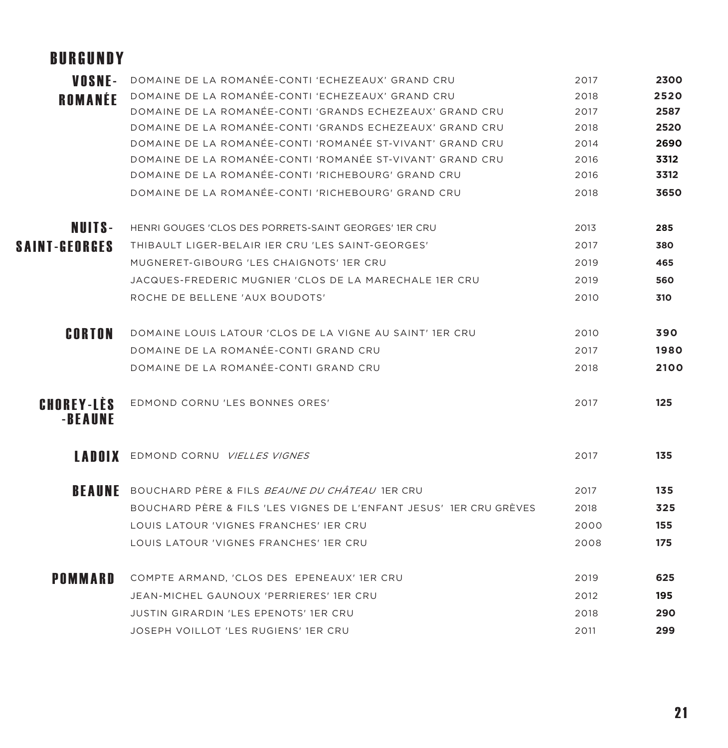# BURGUNDY

| Region | Wine | Vintage | Price |
| --- | --- | --- | --- |
| VOSNE-ROMANÉE | DOMAINE DE LA ROMANÉE-CONTI 'ECHEZEAUX' GRAND CRU | 2017 | **2300** |
| | DOMAINE DE LA ROMANÉE-CONTI 'ECHEZEAUX' GRAND CRU | 2018 | **2520** |
| | DOMAINE DE LA ROMANÉE-CONTI 'GRANDS ECHEZEAUX' GRAND CRU | 2017 | **2587** |
| | DOMAINE DE LA ROMANÉE-CONTI 'GRANDS ECHEZEAUX' GRAND CRU | 2018 | **2520** |
| | DOMAINE DE LA ROMANÉE-CONTI 'ROMANÉE ST-VIVANT' GRAND CRU | 2014 | **2690** |
| | DOMAINE DE LA ROMANÉE-CONTI 'ROMANÉE ST-VIVANT' GRAND CRU | 2016 | **3312** |
| | DOMAINE DE LA ROMANÉE-CONTI 'RICHEBOURG' GRAND CRU | 2016 | **3312** |
| | DOMAINE DE LA ROMANÉE-CONTI 'RICHEBOURG' GRAND CRU | 2018 | **3650** |
| NUITS-SAINT-GEORGES | HENRI GOUGES 'CLOS DES PORRETS-SAINT GEORGES' 1ER CRU | 2013 | **285** |
| | THIBAULT LIGER-BELAIR IER CRU 'LES SAINT-GEORGES' | 2017 | **380** |
| | MUGNERET-GIBOURG 'LES CHAIGNOTS' 1ER CRU | 2019 | **465** |
| | JACQUES-FREDERIC MUGNIER 'CLOS DE LA MARECHALE 1ER CRU | 2019 | **560** |
| | ROCHE DE BELLENE 'AUX BOUDOTS' | 2010 | **310** |
| CORTON | DOMAINE LOUIS LATOUR 'CLOS DE LA VIGNE AU SAINT' 1ER CRU | 2010 | **390** |
| | DOMAINE DE LA ROMANÉE-CONTI GRAND CRU | 2017 | **1980** |
| | DOMAINE DE LA ROMANÉE-CONTI GRAND CRU | 2018 | **2100** |
| CHOREY-LÈS-BEAUNE | EDMOND CORNU 'LES BONNES ORES' | 2017 | **125** |
| LADOIX | EDMOND CORNU *VIELLES VIGNES* | 2017 | **135** |
| BEAUNE | BOUCHARD PÈRE & FILS *BEAUNE DU CHÂTEAU* 1ER CRU | 2017 | **135** |
| | BOUCHARD PÈRE & FILS 'LES VIGNES DE L'ENFANT JESUS' 1ER CRU GRÈVES | 2018 | **325** |
| | LOUIS LATOUR 'VIGNES FRANCHES' IER CRU | 2000 | **155** |
| | LOUIS LATOUR 'VIGNES FRANCHES' 1ER CRU | 2008 | **175** |
| POMMARD | COMPTE ARMAND, 'CLOS DES EPENEAUX' 1ER CRU | 2019 | **625** |
| | JEAN-MICHEL GAUNOUX 'PERRIERES' 1ER CRU | 2012 | **195** |
| | JUSTIN GIRARDIN 'LES EPENOTS' 1ER CRU | 2018 | **290** |
| | JOSEPH VOILLOT 'LES RUGIENS' 1ER CRU | 2011 | **299** |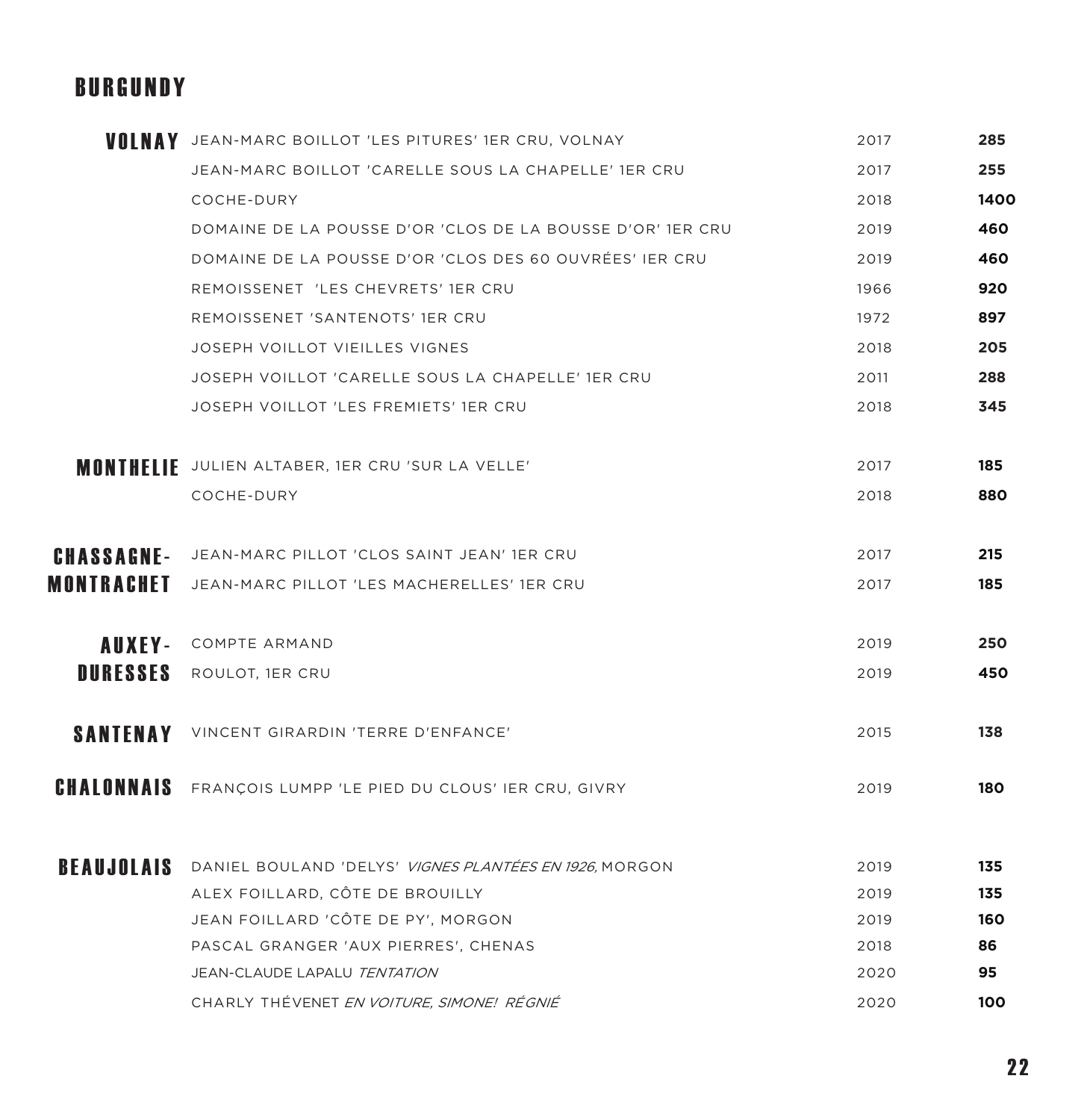# BURGUNDY

| Region | Wine | Vintage | Price |
|---|---|---|---|
| **VOLNAY** | JEAN-MARC BOILLOT 'LES PITURES' 1ER CRU, VOLNAY | 2017 | **285** |
| | JEAN-MARC BOILLOT 'CARELLE SOUS LA CHAPELLE' 1ER CRU | 2017 | **255** |
| | COCHE-DURY | 2018 | **1400** |
| | DOMAINE DE LA POUSSE D'OR 'CLOS DE LA BOUSSE D'OR' 1ER CRU | 2019 | **460** |
| | DOMAINE DE LA POUSSE D'OR 'CLOS DES 60 OUVRÉES' IER CRU | 2019 | **460** |
| | REMOISSENET 'LES CHEVRETS' 1ER CRU | 1966 | **920** |
| | REMOISSENET 'SANTENOTS' 1ER CRU | 1972 | **897** |
| | JOSEPH VOILLOT VIEILLES VIGNES | 2018 | **205** |
| | JOSEPH VOILLOT 'CARELLE SOUS LA CHAPELLE' 1ER CRU | 2011 | **288** |
| | JOSEPH VOILLOT 'LES FREMIETS' 1ER CRU | 2018 | **345** |
| **MONTHELIE** | JULIEN ALTABER, 1ER CRU 'SUR LA VELLE' | 2017 | **185** |
| | COCHE-DURY | 2018 | **880** |
| **CHASSAGNE-MONTRACHET** | JEAN-MARC PILLOT 'CLOS SAINT JEAN' 1ER CRU | 2017 | **215** |
| | JEAN-MARC PILLOT 'LES MACHERELLES' 1ER CRU | 2017 | **185** |
| **AUXEY-DURESSES** | COMPTE ARMAND | 2019 | **250** |
| | ROULOT, 1ER CRU | 2019 | **450** |
| **SANTENAY** | VINCENT GIRARDIN 'TERRE D'ENFANCE' | 2015 | **138** |
| **CHALONNAIS** | FRANÇOIS LUMPP 'LE PIED DU CLOUS' IER CRU, GIVRY | 2019 | **180** |
| **BEAUJOLAIS** | DANIEL BOULAND 'DELYS' *VIGNES PLANTÉES EN 1926,* MORGON | 2019 | **135** |
| | ALEX FOILLARD, CÔTE DE BROUILLY | 2019 | **135** |
| | JEAN FOILLARD 'CÔTE DE PY', MORGON | 2019 | **160** |
| | PASCAL GRANGER 'AUX PIERRES', CHENAS | 2018 | **86** |
| | JEAN-CLAUDE LAPALU *TENTATION* | 2020 | **95** |
| | CHARLY THÉVENET *EN VOITURE, SIMONE! RÉGNIÉ* | 2020 | **100** |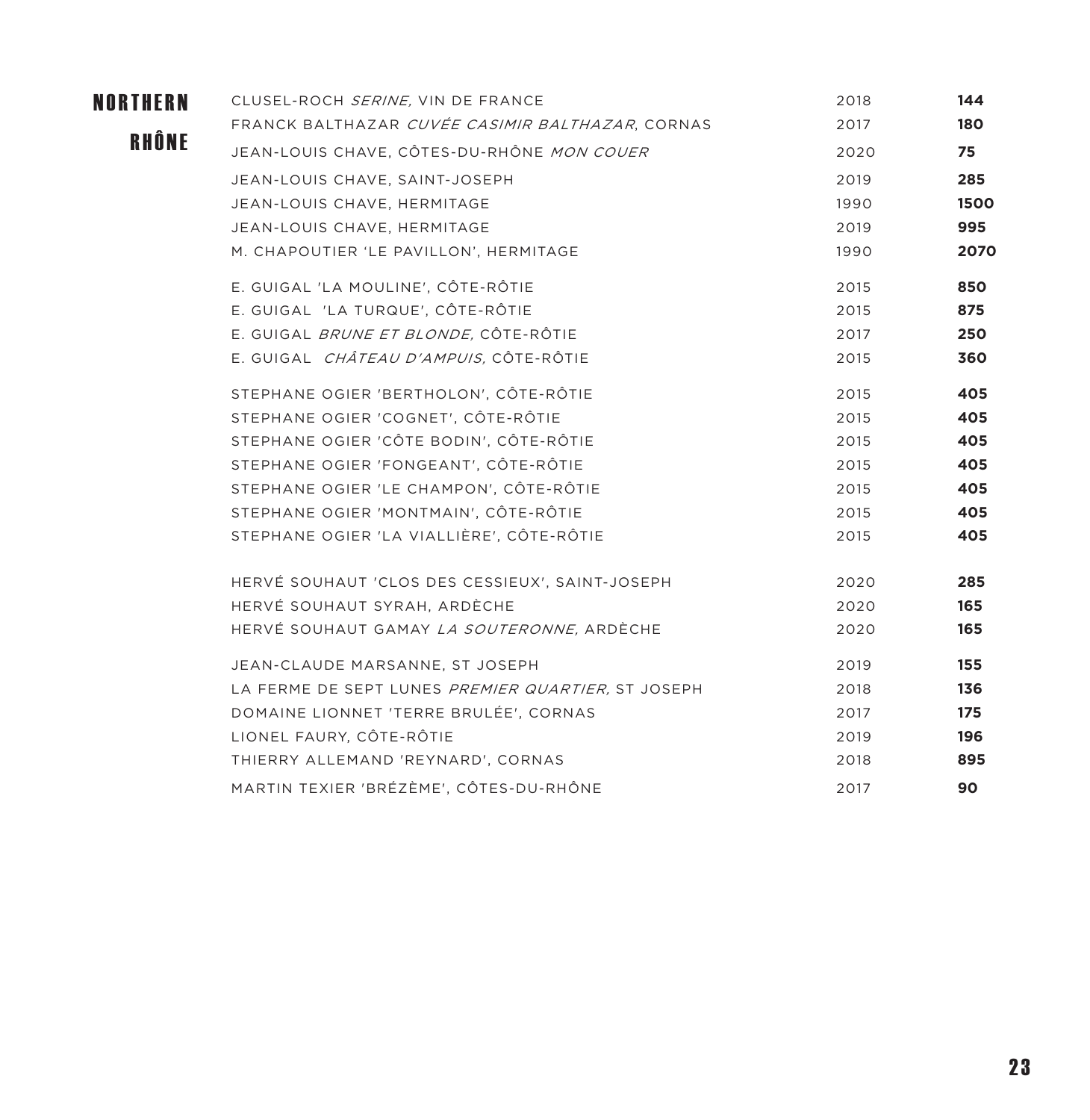## NORTHERN RHÔNE

| Wine | Vintage | Price |
|---|---|---|
| CLUSEL-ROCH *SERINE,* VIN DE FRANCE | 2018 | **144** |
| FRANCK BALTHAZAR *CUVÉE CASIMIR BALTHAZAR*, CORNAS | 2017 | **180** |
| JEAN-LOUIS CHAVE, CÔTES-DU-RHÔNE *MON COUER* | 2020 | **75** |
| JEAN-LOUIS CHAVE, SAINT-JOSEPH | 2019 | **285** |
| JEAN-LOUIS CHAVE, HERMITAGE | 1990 | **1500** |
| JEAN-LOUIS CHAVE, HERMITAGE | 2019 | **995** |
| M. CHAPOUTIER 'LE PAVILLON', HERMITAGE | 1990 | **2070** |
| E. GUIGAL 'LA MOULINE', CÔTE-RÔTIE | 2015 | **850** |
| E. GUIGAL 'LA TURQUE', CÔTE-RÔTIE | 2015 | **875** |
| E. GUIGAL *BRUNE ET BLONDE,* CÔTE-RÔTIE | 2017 | **250** |
| E. GUIGAL *CHÂTEAU D'AMPUIS,* CÔTE-RÔTIE | 2015 | **360** |
| STEPHANE OGIER 'BERTHOLON', CÔTE-RÔTIE | 2015 | **405** |
| STEPHANE OGIER 'COGNET', CÔTE-RÔTIE | 2015 | **405** |
| STEPHANE OGIER 'CÔTE BODIN', CÔTE-RÔTIE | 2015 | **405** |
| STEPHANE OGIER 'FONGEANT', CÔTE-RÔTIE | 2015 | **405** |
| STEPHANE OGIER 'LE CHAMPON', CÔTE-RÔTIE | 2015 | **405** |
| STEPHANE OGIER 'MONTMAIN', CÔTE-RÔTIE | 2015 | **405** |
| STEPHANE OGIER 'LA VIALLIÈRE', CÔTE-RÔTIE | 2015 | **405** |
| HERVÉ SOUHAUT 'CLOS DES CESSIEUX', SAINT-JOSEPH | 2020 | **285** |
| HERVÉ SOUHAUT SYRAH, ARDÈCHE | 2020 | **165** |
| HERVÉ SOUHAUT GAMAY *LA SOUTERONNE,* ARDÈCHE | 2020 | **165** |
| JEAN-CLAUDE MARSANNE, ST JOSEPH | 2019 | **155** |
| LA FERME DE SEPT LUNES *PREMIER QUARTIER,* ST JOSEPH | 2018 | **136** |
| DOMAINE LIONNET 'TERRE BRULÉE', CORNAS | 2017 | **175** |
| LIONEL FAURY, CÔTE-RÔTIE | 2019 | **196** |
| THIERRY ALLEMAND 'REYNARD', CORNAS | 2018 | **895** |
| MARTIN TEXIER 'BRÉZÈME', CÔTES-DU-RHÔNE | 2017 | **90** |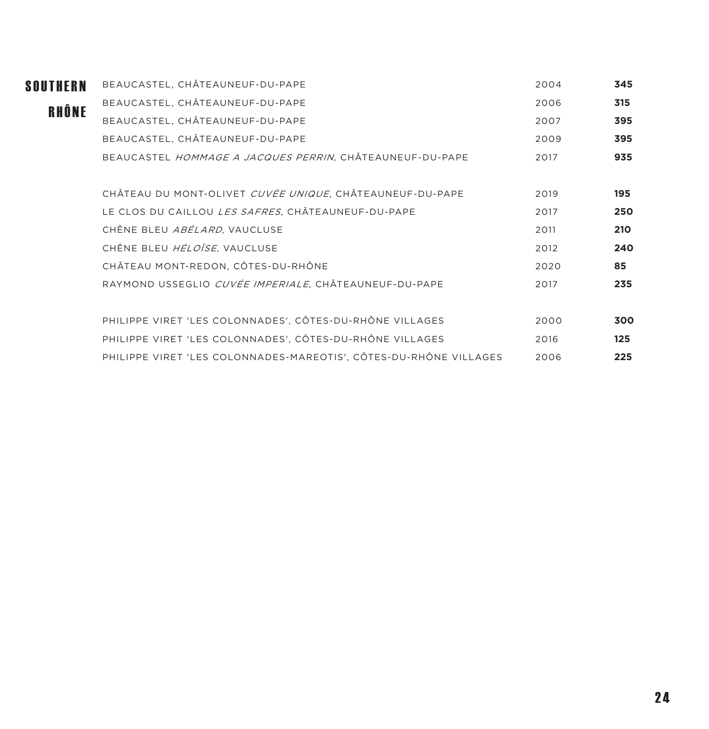# SOUTHERN RHÔNE

| | | |
|---|---|---|
| BEAUCASTEL, CHÂTEAUNEUF-DU-PAPE | 2004 | **345** |
| BEAUCASTEL, CHÂTEAUNEUF-DU-PAPE | 2006 | **315** |
| BEAUCASTEL, CHÂTEAUNEUF-DU-PAPE | 2007 | **395** |
| BEAUCASTEL, CHÂTEAUNEUF-DU-PAPE | 2009 | **395** |
| BEAUCASTEL *HOMMAGE A JACQUES PERRIN,* CHÂTEAUNEUF-DU-PAPE | 2017 | **935** |
| | | |
| CHÂTEAU DU MONT-OLIVET *CUVÉE UNIQUE*, CHÂTEAUNEUF-DU-PAPE | 2019 | **195** |
| LE CLOS DU CAILLOU *LES SAFRES,* CHÂTEAUNEUF-DU-PAPE | 2017 | **250** |
| CHÊNE BLEU *ABÉLARD,* VAUCLUSE | 2011 | **210** |
| CHÊNE BLEU *HÉLOÏSE,* VAUCLUSE | 2012 | **240** |
| CHÂTEAU MONT-REDON, CÔTES-DU-RHÔNE | 2020 | **85** |
| RAYMOND USSEGLIO *CUVÉE IMPERIALE*, CHÂTEAUNEUF-DU-PAPE | 2017 | **235** |
| | | |
| PHILIPPE VIRET 'LES COLONNADES', CÔTES-DU-RHÔNE VILLAGES | 2000 | **300** |
| PHILIPPE VIRET 'LES COLONNADES', CÔTES-DU-RHÔNE VILLAGES | 2016 | **125** |
| PHILIPPE VIRET 'LES COLONNADES-MAREOTIS', CÔTES-DU-RHÔNE VILLAGES | 2006 | **225** |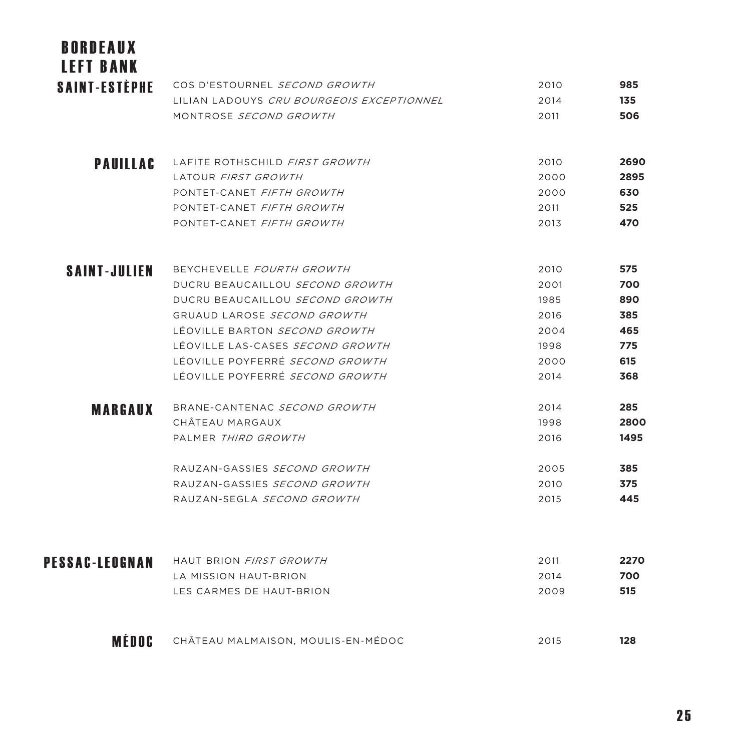# BORDEAUX
## LEFT BANK

### SAINT-ESTÈPHE

| | | |
|---|---|---|
| COS D'ESTOURNEL *SECOND GROWTH* | 2010 | **985** |
| LILIAN LADOUYS *CRU BOURGEOIS EXCEPTIONNEL* | 2014 | **135** |
| MONTROSE *SECOND GROWTH* | 2011 | **506** |

### PAUILLAC

| | | |
|---|---|---|
| LAFITE ROTHSCHILD *FIRST GROWTH* | 2010 | **2690** |
| LATOUR *FIRST GROWTH* | 2000 | **2895** |
| PONTET-CANET *FIFTH GROWTH* | 2000 | **630** |
| PONTET-CANET *FIFTH GROWTH* | 2011 | **525** |
| PONTET-CANET *FIFTH GROWTH* | 2013 | **470** |

### SAINT-JULIEN

| | | |
|---|---|---|
| BEYCHEVELLE *FOURTH GROWTH* | 2010 | **575** |
| DUCRU BEAUCAILLOU *SECOND GROWTH* | 2001 | **700** |
| DUCRU BEAUCAILLOU *SECOND GROWTH* | 1985 | **890** |
| GRUAUD LAROSE *SECOND GROWTH* | 2016 | **385** |
| LÉOVILLE BARTON *SECOND GROWTH* | 2004 | **465** |
| LÉOVILLE LAS-CASES *SECOND GROWTH* | 1998 | **775** |
| LÉOVILLE POYFERRÉ *SECOND GROWTH* | 2000 | **615** |
| LÉOVILLE POYFERRÉ *SECOND GROWTH* | 2014 | **368** |

### MARGAUX

| | | |
|---|---|---|
| BRANE-CANTENAC *SECOND GROWTH* | 2014 | **285** |
| CHÂTEAU MARGAUX | 1998 | **2800** |
| PALMER *THIRD GROWTH* | 2016 | **1495** |
| RAUZAN-GASSIES *SECOND GROWTH* | 2005 | **385** |
| RAUZAN-GASSIES *SECOND GROWTH* | 2010 | **375** |
| RAUZAN-SEGLA *SECOND GROWTH* | 2015 | **445** |

### PESSAC-LEOGNAN

| | | |
|---|---|---|
| HAUT BRION *FIRST GROWTH* | 2011 | **2270** |
| LA MISSION HAUT-BRION | 2014 | **700** |
| LES CARMES DE HAUT-BRION | 2009 | **515** |

### MÉDOC

| | | |
|---|---|---|
| CHÂTEAU MALMAISON, MOULIS-EN-MÉDOC | 2015 | **128** |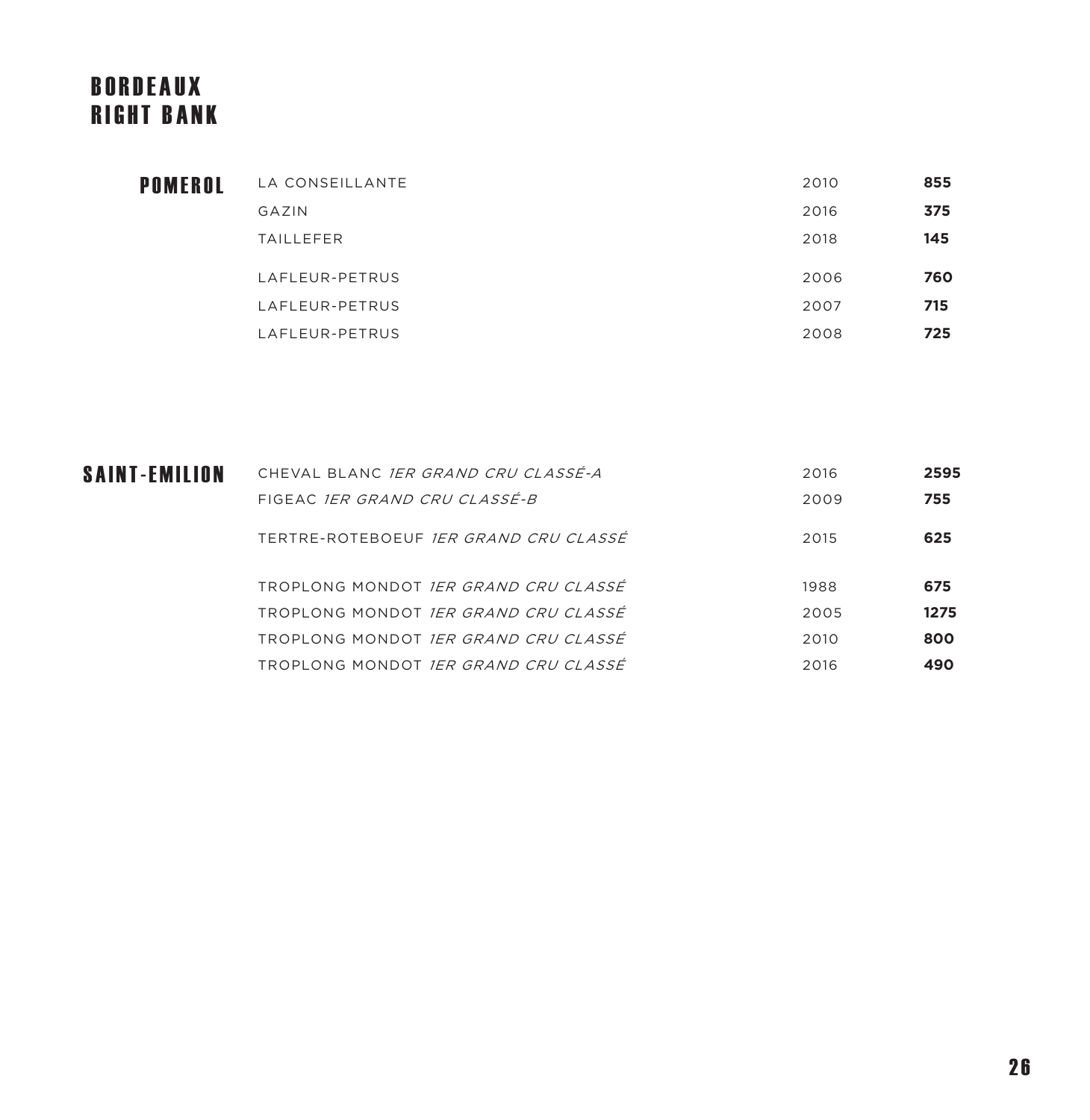# BORDEAUX RIGHT BANK

## POMEROL

| Wine | Vintage | Price |
|---|---|---|
| LA CONSEILLANTE | 2010 | **855** |
| GAZIN | 2016 | **375** |
| TAILLEFER | 2018 | **145** |
| LAFLEUR-PETRUS | 2006 | **760** |
| LAFLEUR-PETRUS | 2007 | **715** |
| LAFLEUR-PETRUS | 2008 | **725** |

## SAINT-EMILION

| Wine | Vintage | Price |
|---|---|---|
| CHEVAL BLANC *1ER GRAND CRU CLASSÉ-A* | 2016 | **2595** |
| FIGEAC *1ER GRAND CRU CLASSÉ-B* | 2009 | **755** |
| TERTRE-ROTEBOEUF *1ER GRAND CRU CLASSÉ* | 2015 | **625** |
| TROPLONG MONDOT *1ER GRAND CRU CLASSÉ* | 1988 | **675** |
| TROPLONG MONDOT *1ER GRAND CRU CLASSÉ* | 2005 | **1275** |
| TROPLONG MONDOT *1ER GRAND CRU CLASSÉ* | 2010 | **800** |
| TROPLONG MONDOT *1ER GRAND CRU CLASSÉ* | 2016 | **490** |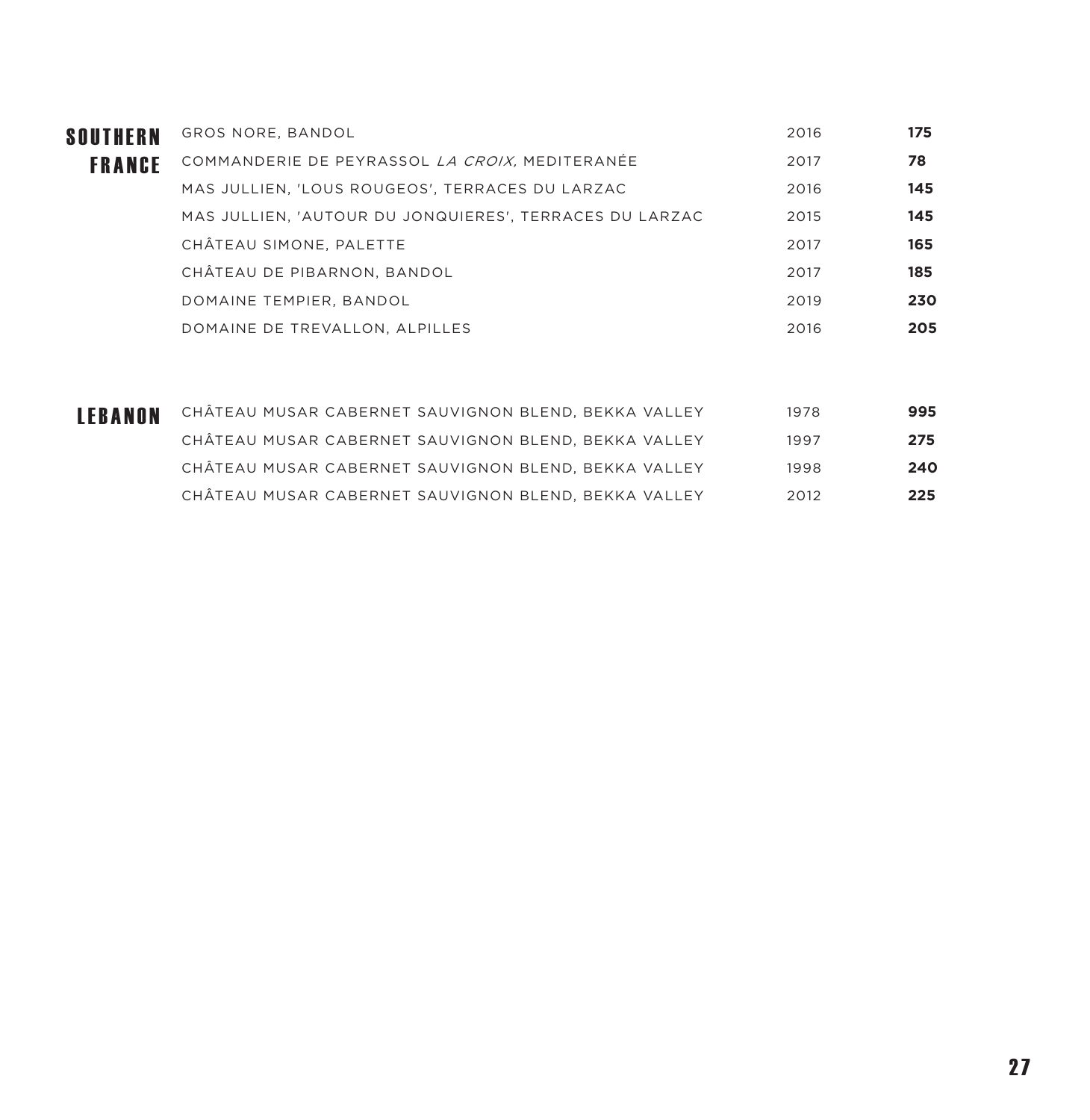## SOUTHERN FRANCE

| Wine | Vintage | Price |
|---|---|---|
| GROS NORE, BANDOL | 2016 | **175** |
| COMMANDERIE DE PEYRASSOL *LA CROIX,* MEDITERANÉE | 2017 | **78** |
| MAS JULLIEN, 'LOUS ROUGEOS', TERRACES DU LARZAC | 2016 | **145** |
| MAS JULLIEN, 'AUTOUR DU JONQUIERES', TERRACES DU LARZAC | 2015 | **145** |
| CHÂTEAU SIMONE, PALETTE | 2017 | **165** |
| CHÂTEAU DE PIBARNON, BANDOL | 2017 | **185** |
| DOMAINE TEMPIER, BANDOL | 2019 | **230** |
| DOMAINE DE TREVALLON, ALPILLES | 2016 | **205** |

## LEBANON

| Wine | Vintage | Price |
|---|---|---|
| CHÂTEAU MUSAR CABERNET SAUVIGNON BLEND, BEKKA VALLEY | 1978 | **995** |
| CHÂTEAU MUSAR CABERNET SAUVIGNON BLEND, BEKKA VALLEY | 1997 | **275** |
| CHÂTEAU MUSAR CABERNET SAUVIGNON BLEND, BEKKA VALLEY | 1998 | **240** |
| CHÂTEAU MUSAR CABERNET SAUVIGNON BLEND, BEKKA VALLEY | 2012 | **225** |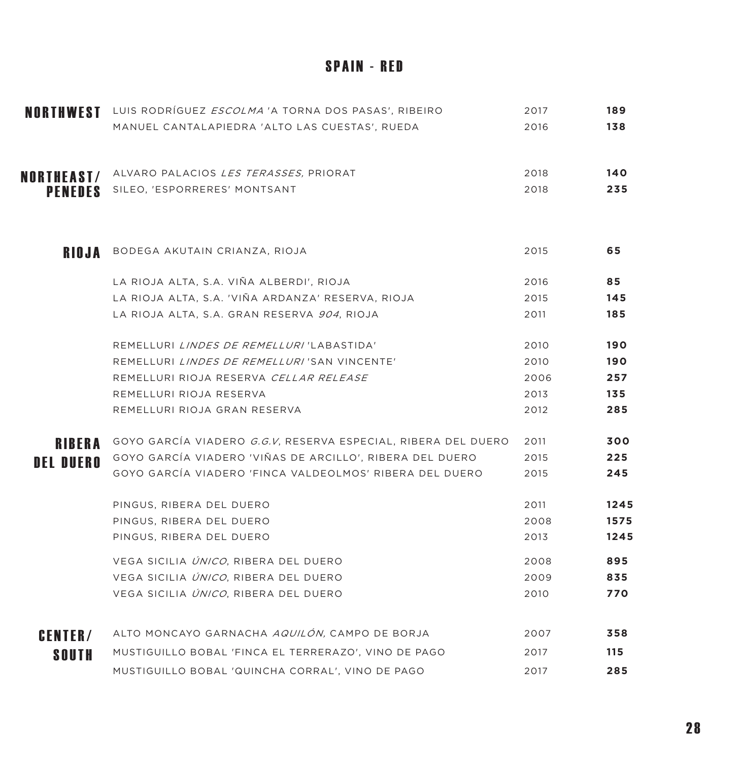# SPAIN - RED

| Region | Wine | Vintage | Price |
|---|---|---|---|
| **NORTHWEST** | LUIS RODRÍGUEZ *ESCOLMA* 'A TORNA DOS PASAS', RIBEIRO | 2017 | **189** |
| | MANUEL CANTALAPIEDRA 'ALTO LAS CUESTAS', RUEDA | 2016 | **138** |
| **NORTHEAST/ PENEDES** | ALVARO PALACIOS *LES TERASSES,* PRIORAT | 2018 | **140** |
| | SILEO, 'ESPORRERES' MONTSANT | 2018 | **235** |
| **RIOJA** | BODEGA AKUTAIN CRIANZA, RIOJA | 2015 | **65** |
| | LA RIOJA ALTA, S.A. VIÑA ALBERDI', RIOJA | 2016 | **85** |
| | LA RIOJA ALTA, S.A. 'VIÑA ARDANZA' RESERVA, RIOJA | 2015 | **145** |
| | LA RIOJA ALTA, S.A. GRAN RESERVA *904*, RIOJA | 2011 | **185** |
| | REMELLURI *LINDES DE REMELLURI* 'LABASTIDA' | 2010 | **190** |
| | REMELLURI *LINDES DE REMELLURI* 'SAN VINCENTE' | 2010 | **190** |
| | REMELLURI RIOJA RESERVA *CELLAR RELEASE* | 2006 | **257** |
| | REMELLURI RIOJA RESERVA | 2013 | **135** |
| | REMELLURI RIOJA GRAN RESERVA | 2012 | **285** |
| **RIBERA DEL DUERO** | GOYO GARCÍA VIADERO *G.G.V*, RESERVA ESPECIAL, RIBERA DEL DUERO | 2011 | **300** |
| | GOYO GARCÍA VIADERO 'VIÑAS DE ARCILLO', RIBERA DEL DUERO | 2015 | **225** |
| | GOYO GARCÍA VIADERO 'FINCA VALDEOLMOS' RIBERA DEL DUERO | 2015 | **245** |
| | PINGUS, RIBERA DEL DUERO | 2011 | **1245** |
| | PINGUS, RIBERA DEL DUERO | 2008 | **1575** |
| | PINGUS, RIBERA DEL DUERO | 2013 | **1245** |
| | VEGA SICILIA *ÚNICO*, RIBERA DEL DUERO | 2008 | **895** |
| | VEGA SICILIA *ÚNICO*, RIBERA DEL DUERO | 2009 | **835** |
| | VEGA SICILIA *ÚNICO*, RIBERA DEL DUERO | 2010 | **770** |
| **CENTER/ SOUTH** | ALTO MONCAYO GARNACHA *AQUILÓN,* CAMPO DE BORJA | 2007 | **358** |
| | MUSTIGUILLO BOBAL 'FINCA EL TERRERAZO', VINO DE PAGO | 2017 | **115** |
| | MUSTIGUILLO BOBAL 'QUINCHA CORRAL', VINO DE PAGO | 2017 | **285** |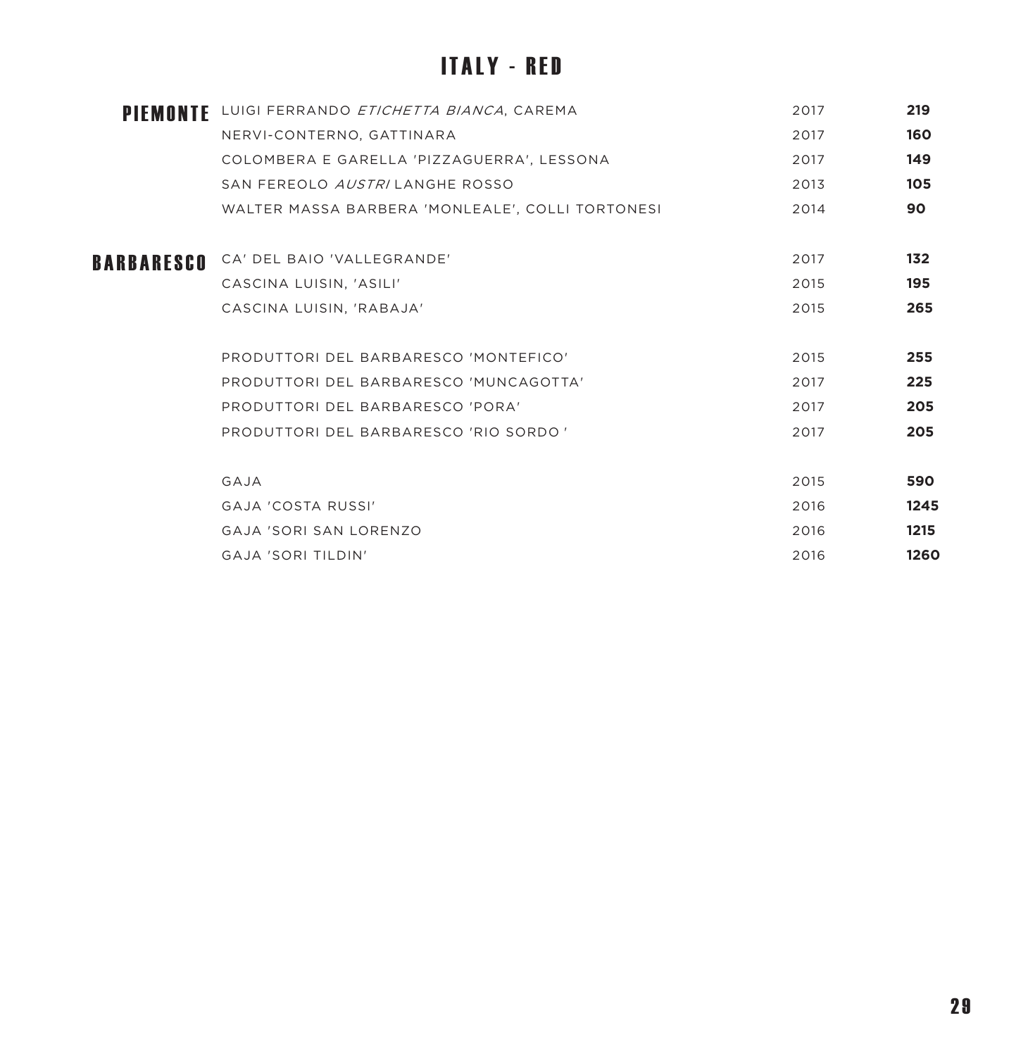# ITALY - RED

| | | | |
|---|---|---|---|
| **PIEMONTE** | LUIGI FERRANDO *ETICHETTA BIANCA*, CAREMA | 2017 | **219** |
| | NERVI-CONTERNO, GATTINARA | 2017 | **160** |
| | COLOMBERA E GARELLA 'PIZZAGUERRA', LESSONA | 2017 | **149** |
| | SAN FEREOLO *AUSTRI* LANGHE ROSSO | 2013 | **105** |
| | WALTER MASSA BARBERA 'MONLEALE', COLLI TORTONESI | 2014 | **90** |
| | | | |
| **BARBARESCO** | CA' DEL BAIO 'VALLEGRANDE' | 2017 | **132** |
| | CASCINA LUISIN, 'ASILI' | 2015 | **195** |
| | CASCINA LUISIN, 'RABAJA' | 2015 | **265** |
| | | | |
| | PRODUTTORI DEL BARBARESCO 'MONTEFICO' | 2015 | **255** |
| | PRODUTTORI DEL BARBARESCO 'MUNCAGOTTA' | 2017 | **225** |
| | PRODUTTORI DEL BARBARESCO 'PORA' | 2017 | **205** |
| | PRODUTTORI DEL BARBARESCO 'RIO SORDO ' | 2017 | **205** |
| | | | |
| | GAJA | 2015 | **590** |
| | GAJA 'COSTA RUSSI' | 2016 | **1245** |
| | GAJA 'SORI SAN LORENZO | 2016 | **1215** |
| | GAJA 'SORI TILDIN' | 2016 | **1260** |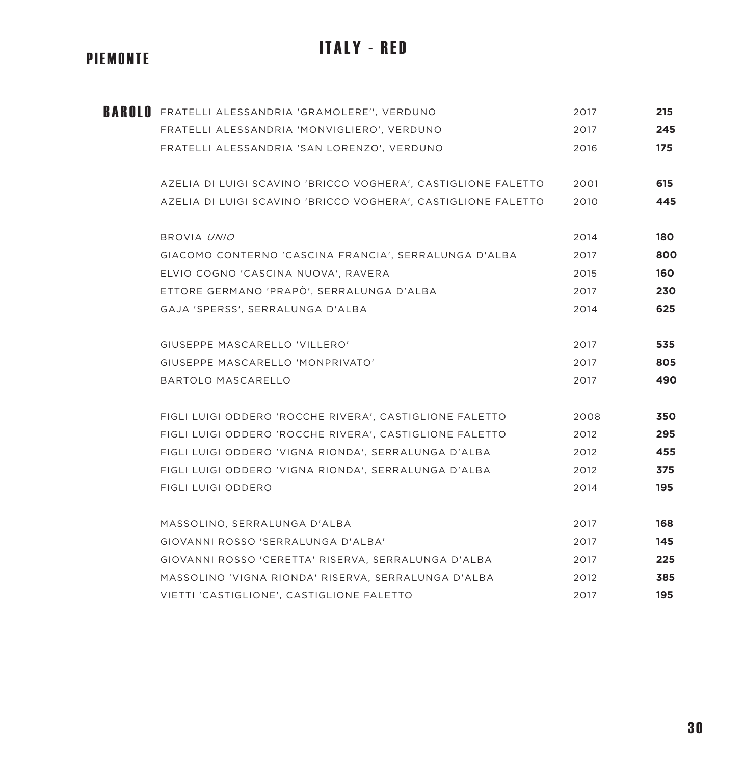# ITALY - RED

## PIEMONTE

### BAROLO

| Wine | Vintage | Price |
| --- | --- | --- |
| FRATELLI ALESSANDRIA 'GRAMOLERE'', VERDUNO | 2017 | **215** |
| FRATELLI ALESSANDRIA 'MONVIGLIERO', VERDUNO | 2017 | **245** |
| FRATELLI ALESSANDRIA 'SAN LORENZO', VERDUNO | 2016 | **175** |
| AZELIA DI LUIGI SCAVINO 'BRICCO VOGHERA', CASTIGLIONE FALETTO | 2001 | **615** |
| AZELIA DI LUIGI SCAVINO 'BRICCO VOGHERA', CASTIGLIONE FALETTO | 2010 | **445** |
| BROVIA *UNIO* | 2014 | **180** |
| GIACOMO CONTERNO 'CASCINA FRANCIA', SERRALUNGA D'ALBA | 2017 | **800** |
| ELVIO COGNO 'CASCINA NUOVA', RAVERA | 2015 | **160** |
| ETTORE GERMANO 'PRAPÒ', SERRALUNGA D'ALBA | 2017 | **230** |
| GAJA 'SPERSS', SERRALUNGA D'ALBA | 2014 | **625** |
| GIUSEPPE MASCARELLO 'VILLERO' | 2017 | **535** |
| GIUSEPPE MASCARELLO 'MONPRIVATO' | 2017 | **805** |
| BARTOLO MASCARELLO | 2017 | **490** |
| FIGLI LUIGI ODDERO 'ROCCHE RIVERA', CASTIGLIONE FALETTO | 2008 | **350** |
| FIGLI LUIGI ODDERO 'ROCCHE RIVERA', CASTIGLIONE FALETTO | 2012 | **295** |
| FIGLI LUIGI ODDERO 'VIGNA RIONDA', SERRALUNGA D'ALBA | 2012 | **455** |
| FIGLI LUIGI ODDERO 'VIGNA RIONDA', SERRALUNGA D'ALBA | 2012 | **375** |
| FIGLI LUIGI ODDERO | 2014 | **195** |
| MASSOLINO, SERRALUNGA D'ALBA | 2017 | **168** |
| GIOVANNI ROSSO 'SERRALUNGA D'ALBA' | 2017 | **145** |
| GIOVANNI ROSSO 'CERETTA' RISERVA, SERRALUNGA D'ALBA | 2017 | **225** |
| MASSOLINO 'VIGNA RIONDA' RISERVA, SERRALUNGA D'ALBA | 2012 | **385** |
| VIETTI 'CASTIGLIONE', CASTIGLIONE FALETTO | 2017 | **195** |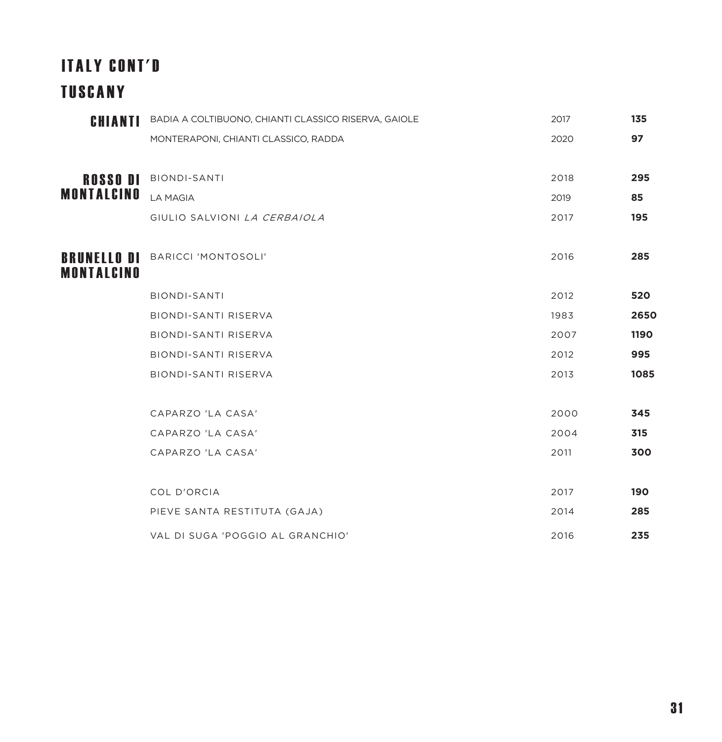# ITALY CONT'D

## TUSCANY

| | | | |
|---|---|---|---|
| **CHIANTI** | BADIA A COLTIBUONO, CHIANTI CLASSICO RISERVA, GAIOLE | 2017 | **135** |
| | MONTERAPONI, CHIANTI CLASSICO, RADDA | 2020 | **97** |
| **ROSSO DI MONTALCINO** | BIONDI-SANTI | 2018 | **295** |
| | LA MAGIA | 2019 | **85** |
| | GIULIO SALVIONI *LA CERBAIOLA* | 2017 | **195** |
| **BRUNELLO DI MONTALCINO** | BARICCI 'MONTOSOLI' | 2016 | **285** |
| | BIONDI-SANTI | 2012 | **520** |
| | BIONDI-SANTI RISERVA | 1983 | **2650** |
| | BIONDI-SANTI RISERVA | 2007 | **1190** |
| | BIONDI-SANTI RISERVA | 2012 | **995** |
| | BIONDI-SANTI RISERVA | 2013 | **1085** |
| | CAPARZO 'LA CASA' | 2000 | **345** |
| | CAPARZO 'LA CASA' | 2004 | **315** |
| | CAPARZO 'LA CASA' | 2011 | **300** |
| | COL D'ORCIA | 2017 | **190** |
| | PIEVE SANTA RESTITUTA (GAJA) | 2014 | **285** |
| | VAL DI SUGA 'POGGIO AL GRANCHIO' | 2016 | **235** |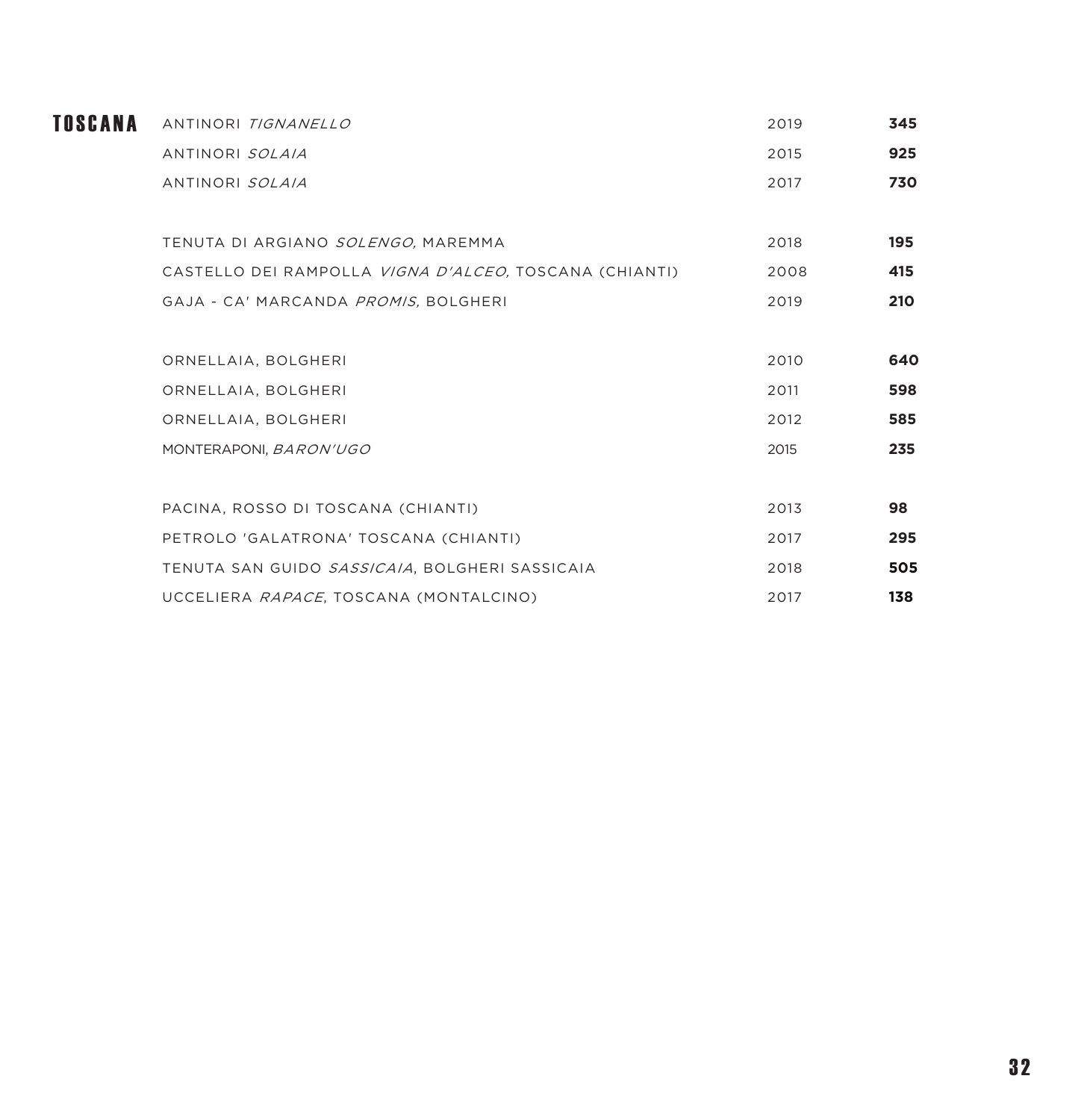## TOSCANA

| Wine | Vintage | Price |
|---|---|---|
| ANTINORI *TIGNANELLO* | 2019 | **345** |
| ANTINORI *SOLAIA* | 2015 | **925** |
| ANTINORI *SOLAIA* | 2017 | **730** |
| TENUTA DI ARGIANO *SOLENGO,* MAREMMA | 2018 | **195** |
| CASTELLO DEI RAMPOLLA *VIGNA D'ALCEO,* TOSCANA (CHIANTI) | 2008 | **415** |
| GAJA - CA' MARCANDA *PROMIS,* BOLGHERI | 2019 | **210** |
| ORNELLAIA, BOLGHERI | 2010 | **640** |
| ORNELLAIA, BOLGHERI | 2011 | **598** |
| ORNELLAIA, BOLGHERI | 2012 | **585** |
| MONTERAPONI, *BARON'UGO* | 2015 | **235** |
| PACINA, ROSSO DI TOSCANA (CHIANTI) | 2013 | **98** |
| PETROLO 'GALATRONA' TOSCANA (CHIANTI) | 2017 | **295** |
| TENUTA SAN GUIDO *SASSICAIA*, BOLGHERI SASSICAIA | 2018 | **505** |
| UCCELIERA *RAPACE*, TOSCANA (MONTALCINO) | 2017 | **138** |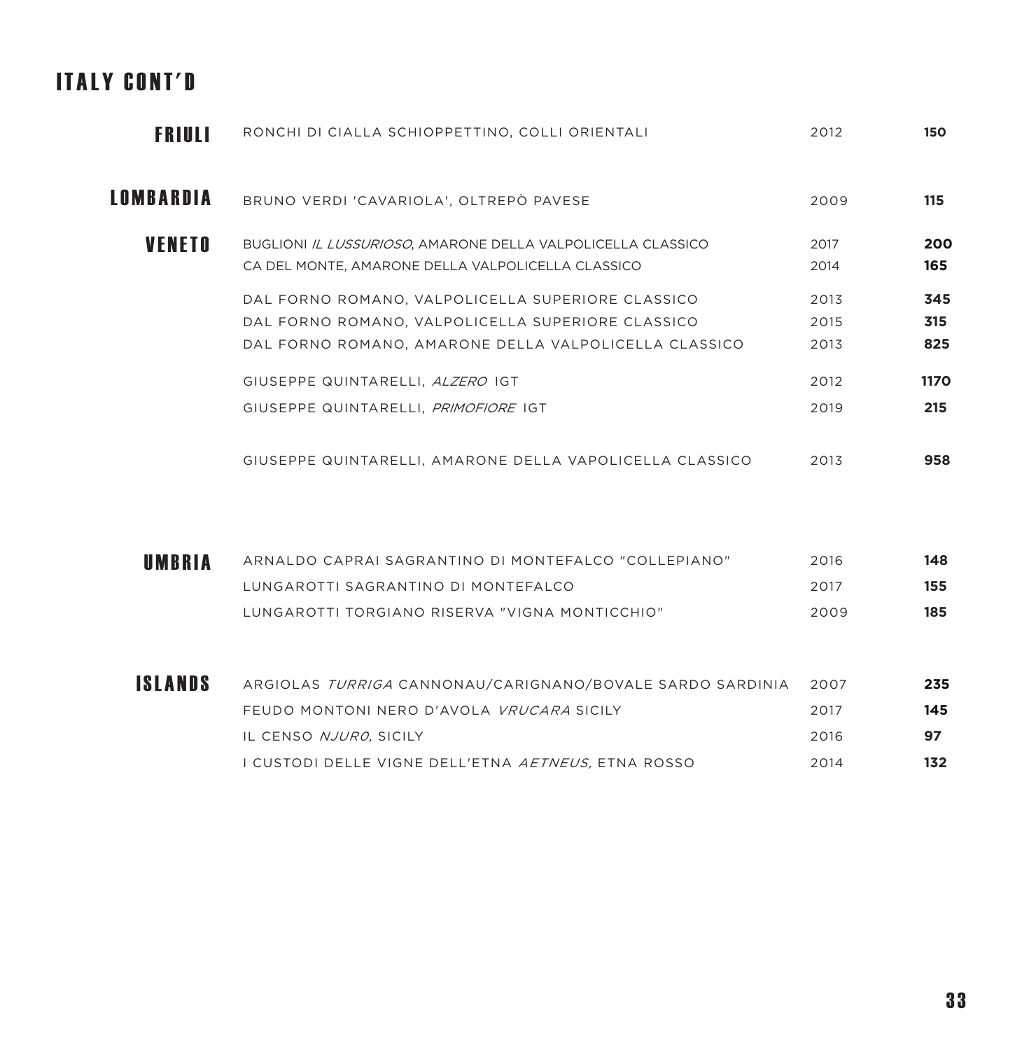# ITALY CONT'D

| Region | Wine | Vintage | Price |
|---|---|---|---|
| **FRIULI** | RONCHI DI CIALLA SCHIOPPETTINO, COLLI ORIENTALI | 2012 | **150** |
| **LOMBARDIA** | BRUNO VERDI 'CAVARIOLA', OLTREPÒ PAVESE | 2009 | **115** |
| **VENETO** | BUGLIONI *IL LUSSURIOSO*, AMARONE DELLA VALPOLICELLA CLASSICO | 2017 | **200** |
| | CA DEL MONTE, AMARONE DELLA VALPOLICELLA CLASSICO | 2014 | **165** |
| | DAL FORNO ROMANO, VALPOLICELLA SUPERIORE CLASSICO | 2013 | **345** |
| | DAL FORNO ROMANO, VALPOLICELLA SUPERIORE CLASSICO | 2015 | **315** |
| | DAL FORNO ROMANO, AMARONE DELLA VALPOLICELLA CLASSICO | 2013 | **825** |
| | GIUSEPPE QUINTARELLI, *ALZERO* IGT | 2012 | **1170** |
| | GIUSEPPE QUINTARELLI, *PRIMOFIORE* IGT | 2019 | **215** |
| | GIUSEPPE QUINTARELLI, AMARONE DELLA VAPOLICELLA CLASSICO | 2013 | **958** |
| **UMBRIA** | ARNALDO CAPRAI SAGRANTINO DI MONTEFALCO "COLLEPIANO" | 2016 | **148** |
| | LUNGAROTTI SAGRANTINO DI MONTEFALCO | 2017 | **155** |
| | LUNGAROTTI TORGIANO RISERVA "VIGNA MONTICCHIO" | 2009 | **185** |
| **ISLANDS** | ARGIOLAS *TURRIGA* CANNONAU/CARIGNANO/BOVALE SARDO SARDINIA | 2007 | **235** |
| | FEUDO MONTONI NERO D'AVOLA *VRUCARA* SICILY | 2017 | **145** |
| | IL CENSO *NJURO,* SICILY | 2016 | **97** |
| | I CUSTODI DELLE VIGNE DELL'ETNA *AETNEUS,* ETNA ROSSO | 2014 | **132** |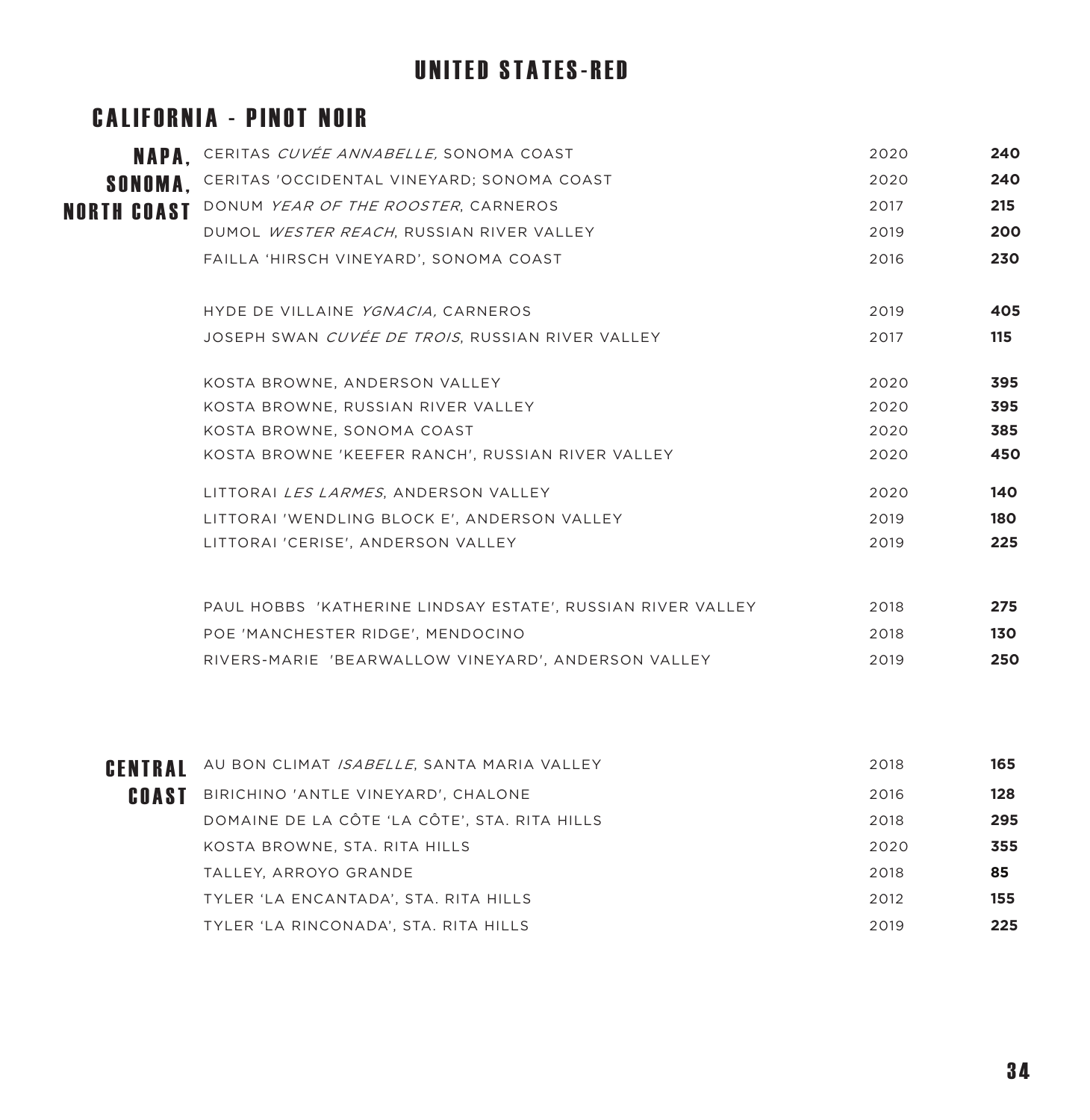# UNITED STATES-RED

## CALIFORNIA - PINOT NOIR

### NAPA, SONOMA, NORTH COAST

| Wine | Vintage | Price |
|---|---|---|
| CERITAS *CUVÉE ANNABELLE,* SONOMA COAST | 2020 | **240** |
| CERITAS 'OCCIDENTAL VINEYARD; SONOMA COAST | 2020 | **240** |
| DONUM *YEAR OF THE ROOSTER*, CARNEROS | 2017 | **215** |
| DUMOL *WESTER REACH*, RUSSIAN RIVER VALLEY | 2019 | **200** |
| FAILLA 'HIRSCH VINEYARD', SONOMA COAST | 2016 | **230** |
| HYDE DE VILLAINE *YGNACIA,* CARNEROS | 2019 | **405** |
| JOSEPH SWAN *CUVÉE DE TROIS*, RUSSIAN RIVER VALLEY | 2017 | **115** |
| KOSTA BROWNE, ANDERSON VALLEY | 2020 | **395** |
| KOSTA BROWNE, RUSSIAN RIVER VALLEY | 2020 | **395** |
| KOSTA BROWNE, SONOMA COAST | 2020 | **385** |
| KOSTA BROWNE 'KEEFER RANCH', RUSSIAN RIVER VALLEY | 2020 | **450** |
| LITTORAI *LES LARMES*, ANDERSON VALLEY | 2020 | **140** |
| LITTORAI 'WENDLING BLOCK E', ANDERSON VALLEY | 2019 | **180** |
| LITTORAI 'CERISE', ANDERSON VALLEY | 2019 | **225** |
| PAUL HOBBS 'KATHERINE LINDSAY ESTATE', RUSSIAN RIVER VALLEY | 2018 | **275** |
| POE 'MANCHESTER RIDGE', MENDOCINO | 2018 | **130** |
| RIVERS-MARIE 'BEARWALLOW VINEYARD', ANDERSON VALLEY | 2019 | **250** |

### CENTRAL COAST

| Wine | Vintage | Price |
|---|---|---|
| AU BON CLIMAT *ISABELLE*, SANTA MARIA VALLEY | 2018 | **165** |
| BIRICHINO 'ANTLE VINEYARD', CHALONE | 2016 | **128** |
| DOMAINE DE LA CÔTE 'LA CÔTE', STA. RITA HILLS | 2018 | **295** |
| KOSTA BROWNE, STA. RITA HILLS | 2020 | **355** |
| TALLEY, ARROYO GRANDE | 2018 | **85** |
| TYLER 'LA ENCANTADA', STA. RITA HILLS | 2012 | **155** |
| TYLER 'LA RINCONADA', STA. RITA HILLS | 2019 | **225** |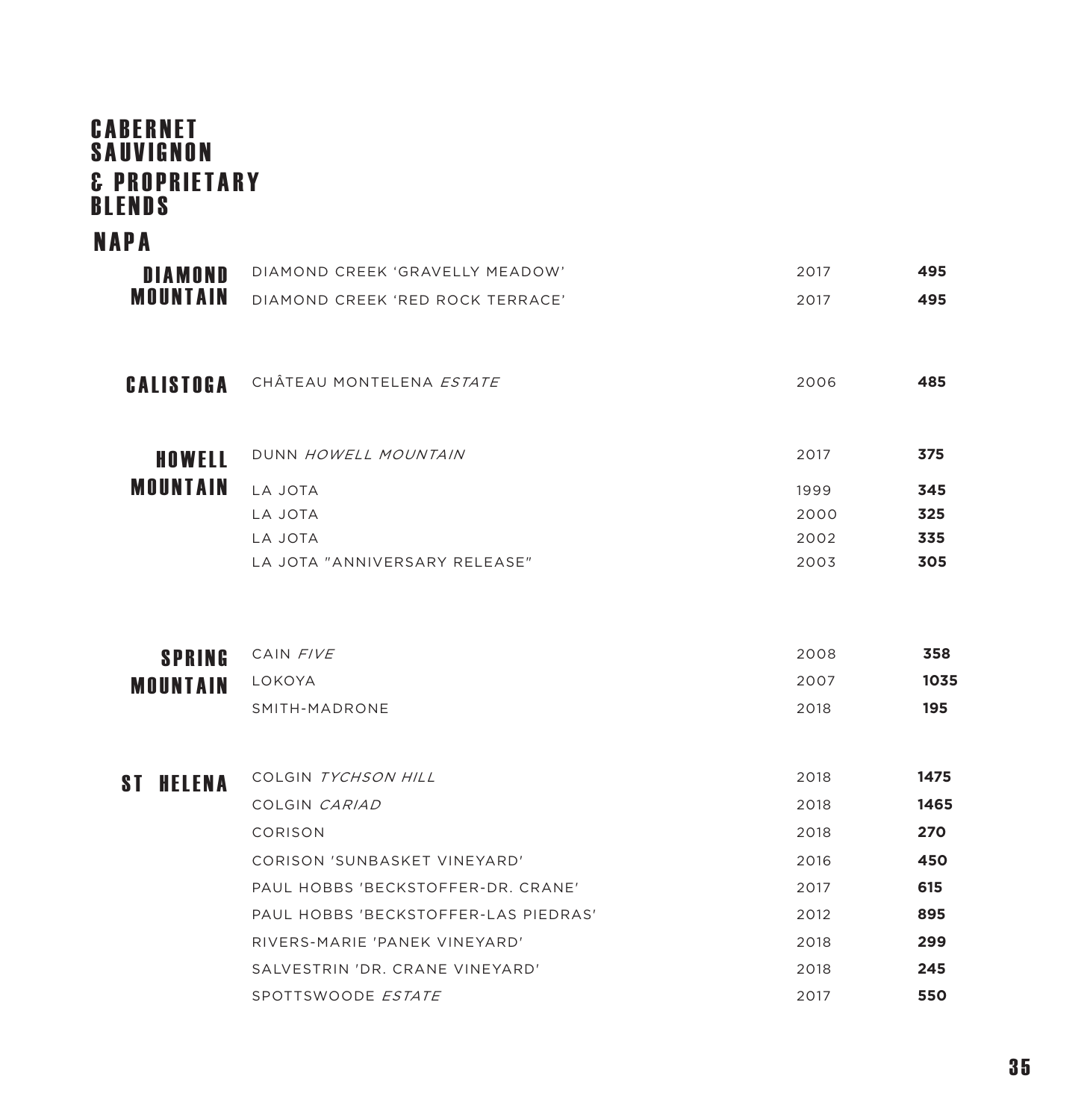# CABERNET SAUVIGNON & PROPRIETARY BLENDS

## NAPA

| | Wine | Vintage | Price |
|---|---|---|---|
| **DIAMOND MOUNTAIN** | DIAMOND CREEK 'GRAVELLY MEADOW' | 2017 | **495** |
| | DIAMOND CREEK 'RED ROCK TERRACE' | 2017 | **495** |
| **CALISTOGA** | CHÂTEAU MONTELENA *ESTATE* | 2006 | **485** |
| **HOWELL MOUNTAIN** | DUNN *HOWELL MOUNTAIN* | 2017 | **375** |
| | LA JOTA | 1999 | **345** |
| | LA JOTA | 2000 | **325** |
| | LA JOTA | 2002 | **335** |
| | LA JOTA "ANNIVERSARY RELEASE" | 2003 | **305** |
| **SPRING MOUNTAIN** | CAIN *FIVE* | 2008 | **358** |
| | LOKOYA | 2007 | **1035** |
| | SMITH-MADRONE | 2018 | **195** |
| **ST HELENA** | COLGIN *TYCHSON HILL* | 2018 | **1475** |
| | COLGIN *CARIAD* | 2018 | **1465** |
| | CORISON | 2018 | **270** |
| | CORISON 'SUNBASKET VINEYARD' | 2016 | **450** |
| | PAUL HOBBS 'BECKSTOFFER-DR. CRANE' | 2017 | **615** |
| | PAUL HOBBS 'BECKSTOFFER-LAS PIEDRAS' | 2012 | **895** |
| | RIVERS-MARIE 'PANEK VINEYARD' | 2018 | **299** |
| | SALVESTRIN 'DR. CRANE VINEYARD' | 2018 | **245** |
| | SPOTTSWOODE *ESTATE* | 2017 | **550** |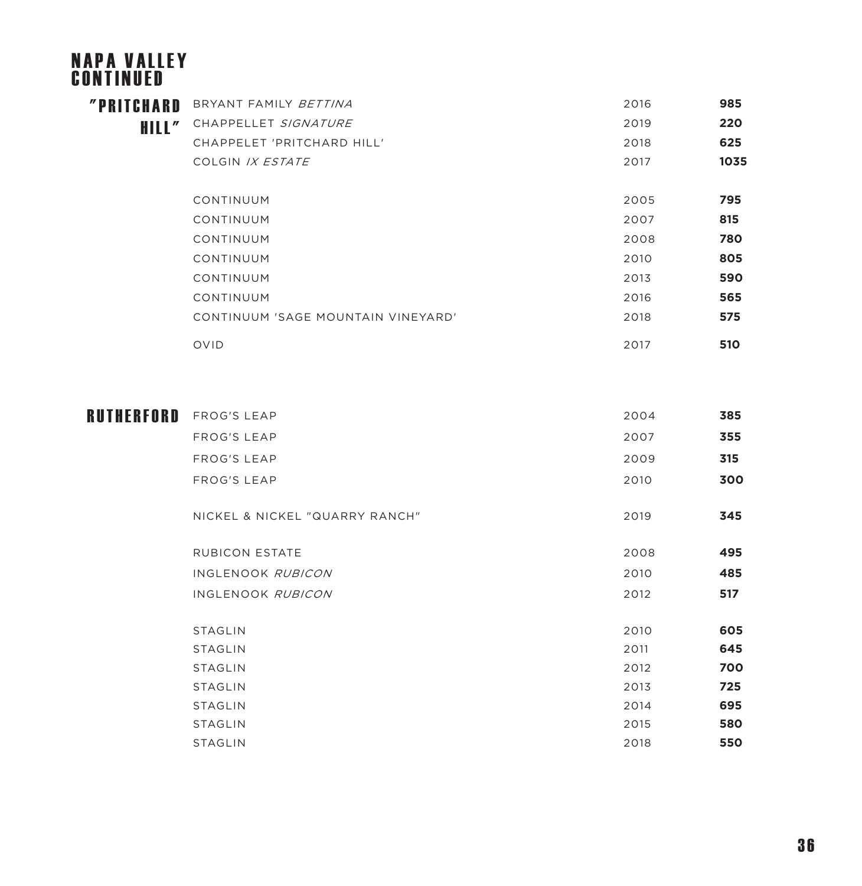# NAPA VALLEY CONTINUED

## "PRITCHARD HILL"

| Wine | Vintage | Price |
|---|---|---|
| BRYANT FAMILY *BETTINA* | 2016 | **985** |
| CHAPPELLET *SIGNATURE* | 2019 | **220** |
| CHAPPELET 'PRITCHARD HILL' | 2018 | **625** |
| COLGIN *IX ESTATE* | 2017 | **1035** |
| CONTINUUM | 2005 | **795** |
| CONTINUUM | 2007 | **815** |
| CONTINUUM | 2008 | **780** |
| CONTINUUM | 2010 | **805** |
| CONTINUUM | 2013 | **590** |
| CONTINUUM | 2016 | **565** |
| CONTINUUM 'SAGE MOUNTAIN VINEYARD' | 2018 | **575** |
| OVID | 2017 | **510** |

## RUTHERFORD

| Wine | Vintage | Price |
|---|---|---|
| FROG'S LEAP | 2004 | **385** |
| FROG'S LEAP | 2007 | **355** |
| FROG'S LEAP | 2009 | **315** |
| FROG'S LEAP | 2010 | **300** |
| NICKEL & NICKEL "QUARRY RANCH" | 2019 | **345** |
| RUBICON ESTATE | 2008 | **495** |
| INGLENOOK *RUBICON* | 2010 | **485** |
| INGLENOOK *RUBICON* | 2012 | **517** |
| STAGLIN | 2010 | **605** |
| STAGLIN | 2011 | **645** |
| STAGLIN | 2012 | **700** |
| STAGLIN | 2013 | **725** |
| STAGLIN | 2014 | **695** |
| STAGLIN | 2015 | **580** |
| STAGLIN | 2018 | **550** |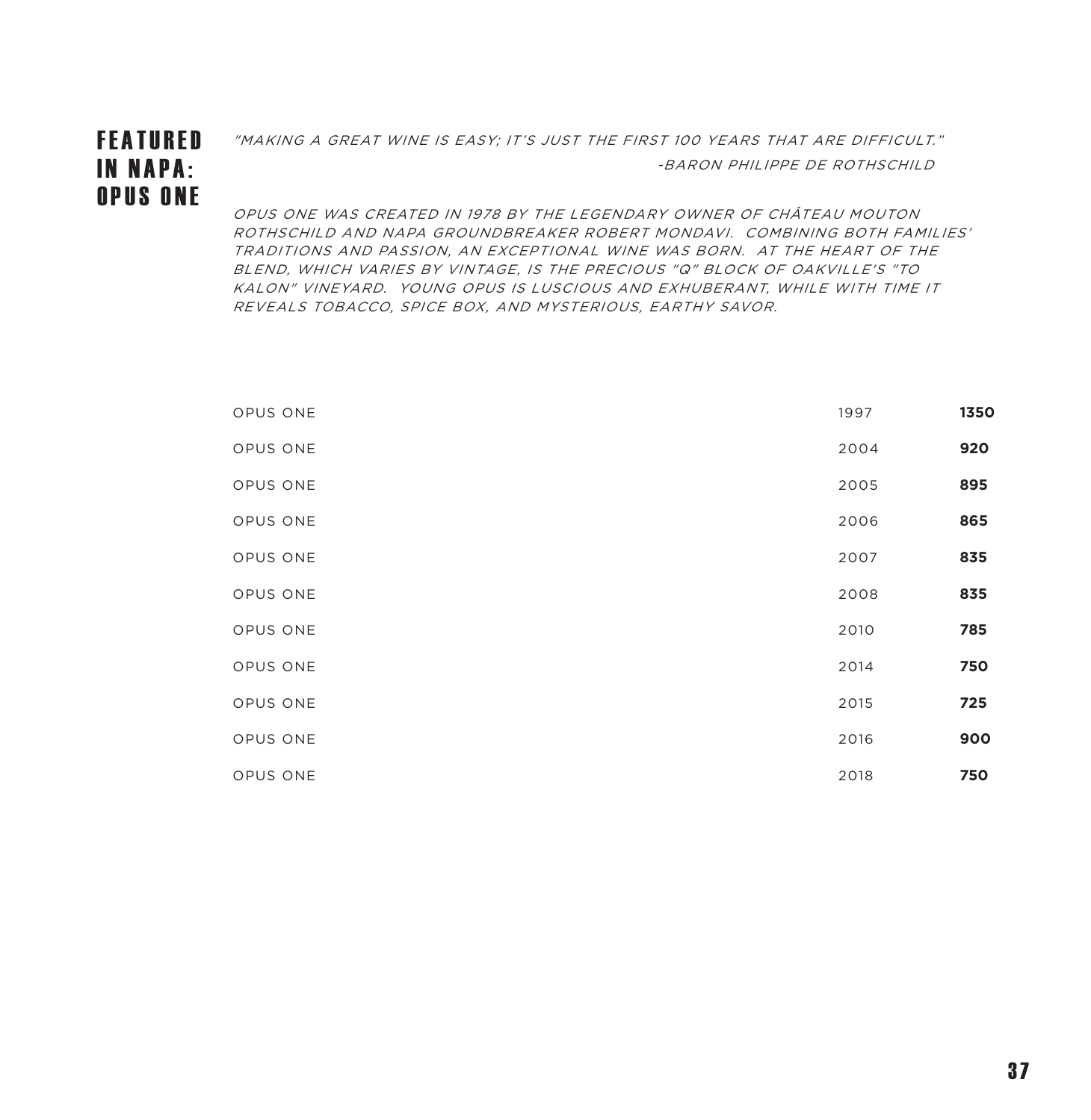# FEATURED IN NAPA: OPUS ONE

*"MAKING A GREAT WINE IS EASY; IT'S JUST THE FIRST 100 YEARS THAT ARE DIFFICULT."*

*-BARON PHILIPPE DE ROTHSCHILD*

*OPUS ONE WAS CREATED IN 1978 BY THE LEGENDARY OWNER OF CHÂTEAU MOUTON ROTHSCHILD AND NAPA GROUNDBREAKER ROBERT MONDAVI. COMBINING BOTH FAMILIES' TRADITIONS AND PASSION, AN EXCEPTIONAL WINE WAS BORN. AT THE HEART OF THE BLEND, WHICH VARIES BY VINTAGE, IS THE PRECIOUS "Q" BLOCK OF OAKVILLE'S "TO KALON" VINEYARD. YOUNG OPUS IS LUSCIOUS AND EXHUBERANT, WHILE WITH TIME IT REVEALS TOBACCO, SPICE BOX, AND MYSTERIOUS, EARTHY SAVOR.*

| | | |
|---|---|---|
| OPUS ONE | 1997 | **1350** |
| OPUS ONE | 2004 | **920** |
| OPUS ONE | 2005 | **895** |
| OPUS ONE | 2006 | **865** |
| OPUS ONE | 2007 | **835** |
| OPUS ONE | 2008 | **835** |
| OPUS ONE | 2010 | **785** |
| OPUS ONE | 2014 | **750** |
| OPUS ONE | 2015 | **725** |
| OPUS ONE | 2016 | **900** |
| OPUS ONE | 2018 | **750** |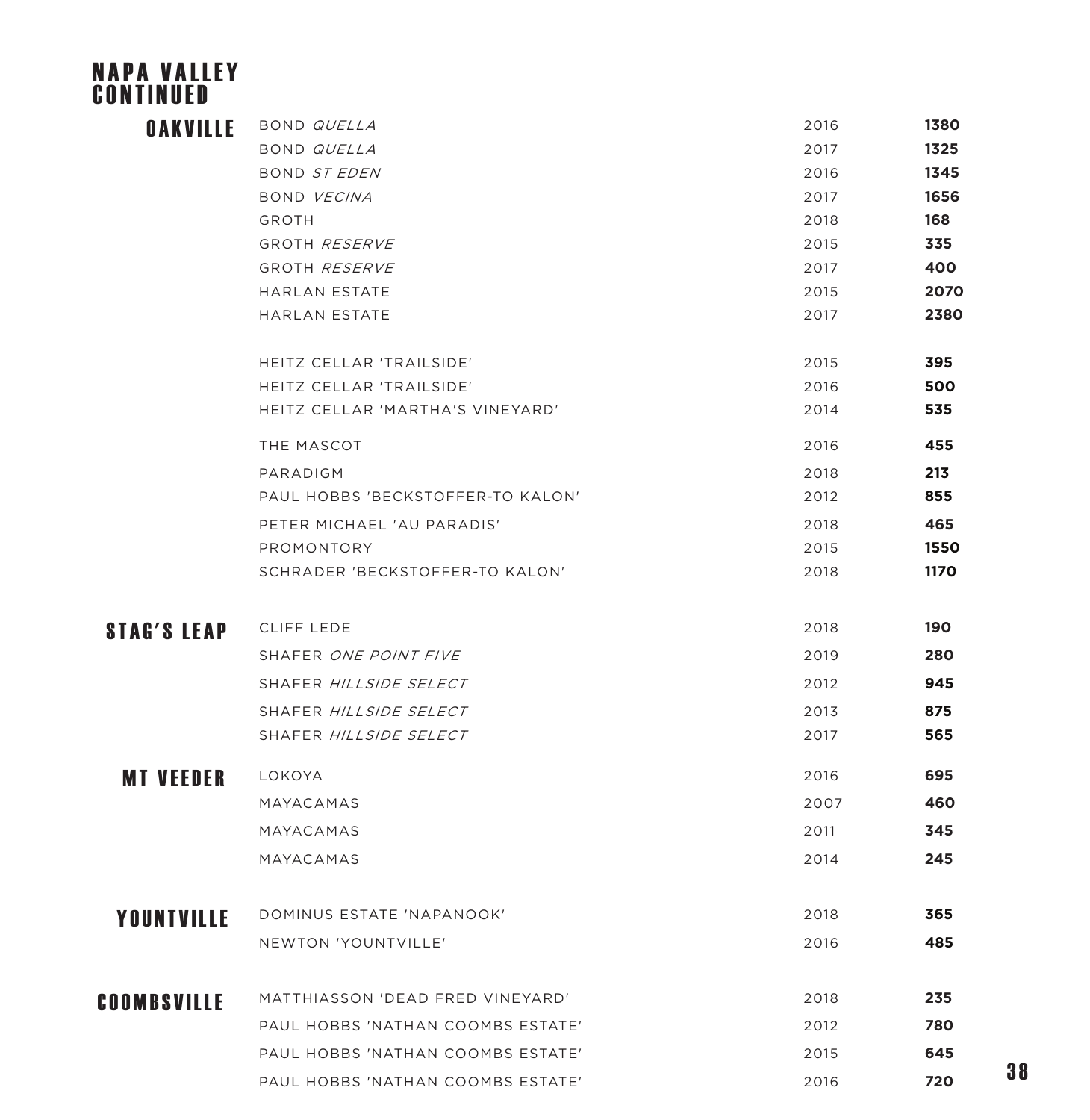# NAPA VALLEY CONTINUED

| | Wine | Vintage | Price |
|---|---|---|---|
| **OAKVILLE** | BOND *QUELLA* | 2016 | **1380** |
| | BOND *QUELLA* | 2017 | **1325** |
| | BOND *ST EDEN* | 2016 | **1345** |
| | BOND *VECINA* | 2017 | **1656** |
| | GROTH | 2018 | **168** |
| | GROTH *RESERVE* | 2015 | **335** |
| | GROTH *RESERVE* | 2017 | **400** |
| | HARLAN ESTATE | 2015 | **2070** |
| | HARLAN ESTATE | 2017 | **2380** |
| | HEITZ CELLAR 'TRAILSIDE' | 2015 | **395** |
| | HEITZ CELLAR 'TRAILSIDE' | 2016 | **500** |
| | HEITZ CELLAR 'MARTHA'S VINEYARD' | 2014 | **535** |
| | THE MASCOT | 2016 | **455** |
| | PARADIGM | 2018 | **213** |
| | PAUL HOBBS 'BECKSTOFFER-TO KALON' | 2012 | **855** |
| | PETER MICHAEL 'AU PARADIS' | 2018 | **465** |
| | PROMONTORY | 2015 | **1550** |
| | SCHRADER 'BECKSTOFFER-TO KALON' | 2018 | **1170** |
| **STAG'S LEAP** | CLIFF LEDE | 2018 | **190** |
| | SHAFER *ONE POINT FIVE* | 2019 | **280** |
| | SHAFER *HILLSIDE SELECT* | 2012 | **945** |
| | SHAFER *HILLSIDE SELECT* | 2013 | **875** |
| | SHAFER *HILLSIDE SELECT* | 2017 | **565** |
| **MT VEEDER** | LOKOYA | 2016 | **695** |
| | MAYACAMAS | 2007 | **460** |
| | MAYACAMAS | 2011 | **345** |
| | MAYACAMAS | 2014 | **245** |
| **YOUNTVILLE** | DOMINUS ESTATE 'NAPANOOK' | 2018 | **365** |
| | NEWTON 'YOUNTVILLE' | 2016 | **485** |
| **COOMBSVILLE** | MATTHIASSON 'DEAD FRED VINEYARD' | 2018 | **235** |
| | PAUL HOBBS 'NATHAN COOMBS ESTATE' | 2012 | **780** |
| | PAUL HOBBS 'NATHAN COOMBS ESTATE' | 2015 | **645** |
| | PAUL HOBBS 'NATHAN COOMBS ESTATE' | 2016 | **720** |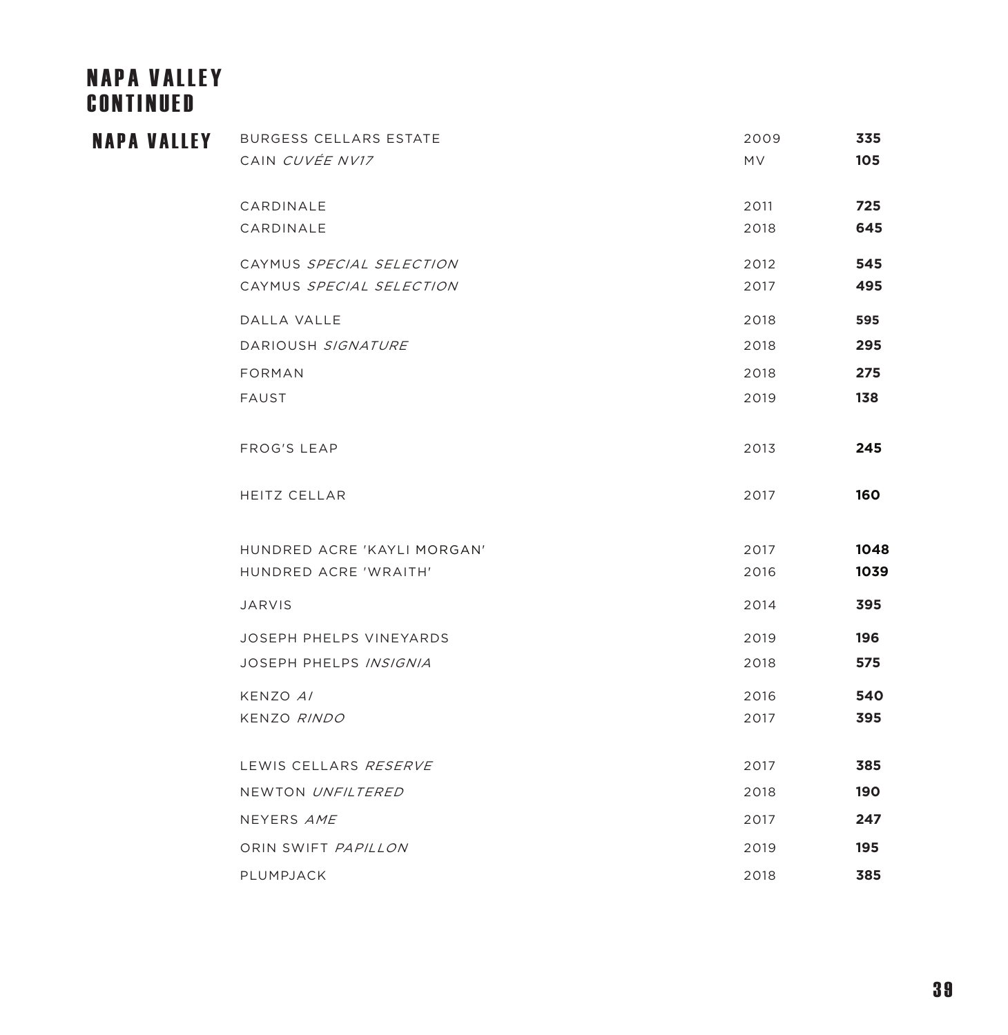# NAPA VALLEY CONTINUED

## NAPA VALLEY

| Wine | Vintage | Price |
|---|---|---|
| BURGESS CELLARS ESTATE | 2009 | **335** |
| CAIN *CUVÉE NV17* | MV | **105** |
| CARDINALE | 2011 | **725** |
| CARDINALE | 2018 | **645** |
| CAYMUS *SPECIAL SELECTION* | 2012 | **545** |
| CAYMUS *SPECIAL SELECTION* | 2017 | **495** |
| DALLA VALLE | 2018 | **595** |
| DARIOUSH *SIGNATURE* | 2018 | **295** |
| FORMAN | 2018 | **275** |
| FAUST | 2019 | **138** |
| FROG'S LEAP | 2013 | **245** |
| HEITZ CELLAR | 2017 | **160** |
| HUNDRED ACRE 'KAYLI MORGAN' | 2017 | **1048** |
| HUNDRED ACRE 'WRAITH' | 2016 | **1039** |
| JARVIS | 2014 | **395** |
| JOSEPH PHELPS VINEYARDS | 2019 | **196** |
| JOSEPH PHELPS *INSIGNIA* | 2018 | **575** |
| KENZO *AI* | 2016 | **540** |
| KENZO *RINDO* | 2017 | **395** |
| LEWIS CELLARS *RESERVE* | 2017 | **385** |
| NEWTON *UNFILTERED* | 2018 | **190** |
| NEYERS *AME* | 2017 | **247** |
| ORIN SWIFT *PAPILLON* | 2019 | **195** |
| PLUMPJACK | 2018 | **385** |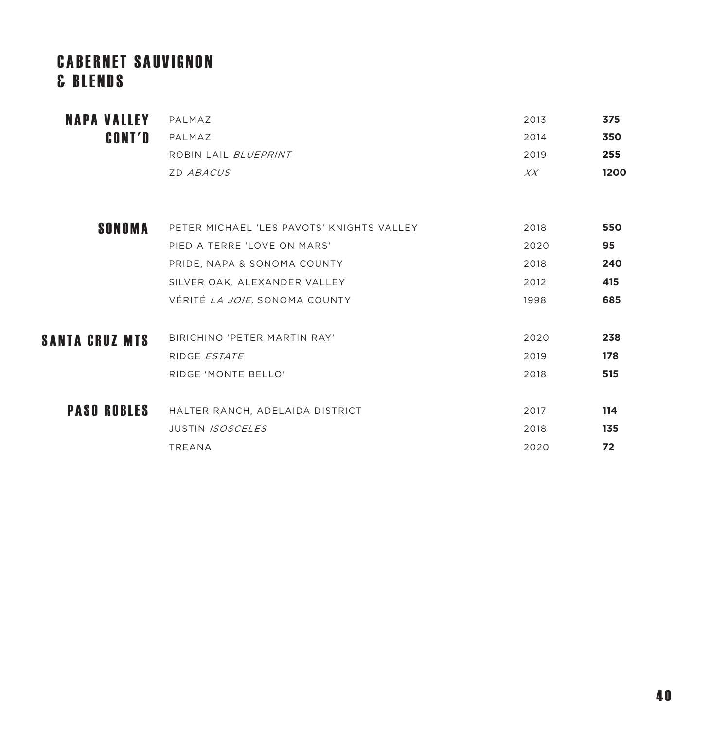# CABERNET SAUVIGNON & BLENDS

| Region | Wine | Vintage | Price |
|---|---|---|---|
| **NAPA VALLEY CONT'D** | PALMAZ | 2013 | **375** |
| | PALMAZ | 2014 | **350** |
| | ROBIN LAIL *BLUEPRINT* | 2019 | **255** |
| | ZD *ABACUS* | *XX* | **1200** |
| **SONOMA** | PETER MICHAEL 'LES PAVOTS' KNIGHTS VALLEY | 2018 | **550** |
| | PIED A TERRE 'LOVE ON MARS' | 2020 | **95** |
| | PRIDE, NAPA & SONOMA COUNTY | 2018 | **240** |
| | SILVER OAK, ALEXANDER VALLEY | 2012 | **415** |
| | VÉRITÉ *LA JOIE,* SONOMA COUNTY | 1998 | **685** |
| **SANTA CRUZ MTS** | BIRICHINO 'PETER MARTIN RAY' | 2020 | **238** |
| | RIDGE *ESTATE* | 2019 | **178** |
| | RIDGE 'MONTE BELLO' | 2018 | **515** |
| **PASO ROBLES** | HALTER RANCH, ADELAIDA DISTRICT | 2017 | **114** |
| | JUSTIN *ISOSCELES* | 2018 | **135** |
| | TREANA | 2020 | **72** |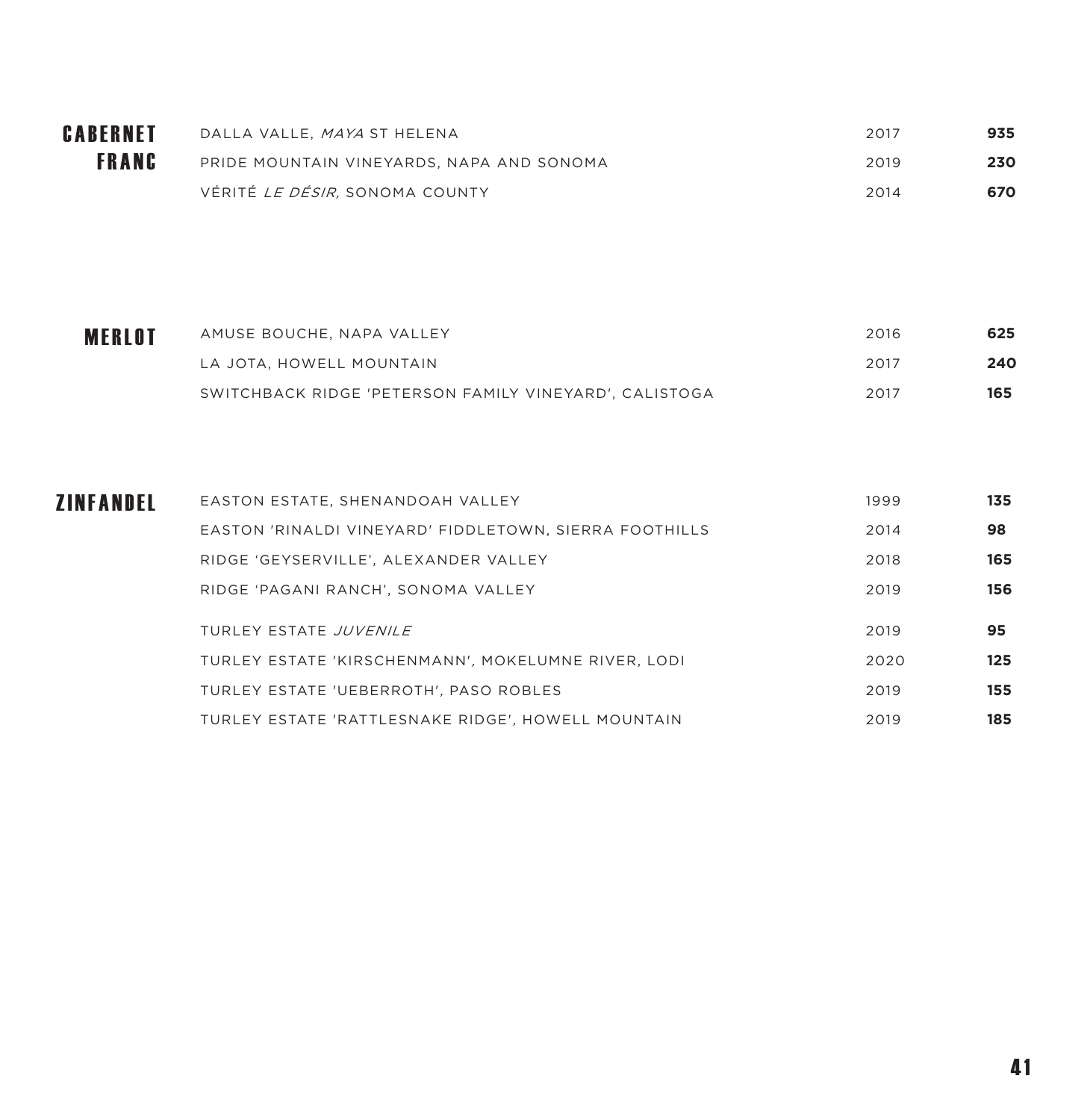## CABERNET FRANC

| Wine | Vintage | Price |
|---|---|---|
| DALLA VALLE, *MAYA* ST HELENA | 2017 | **935** |
| PRIDE MOUNTAIN VINEYARDS, NAPA AND SONOMA | 2019 | **230** |
| VÉRITÉ *LE DÉSIR,* SONOMA COUNTY | 2014 | **670** |

## MERLOT

| Wine | Vintage | Price |
|---|---|---|
| AMUSE BOUCHE, NAPA VALLEY | 2016 | **625** |
| LA JOTA, HOWELL MOUNTAIN | 2017 | **240** |
| SWITCHBACK RIDGE 'PETERSON FAMILY VINEYARD', CALISTOGA | 2017 | **165** |

## ZINFANDEL

| Wine | Vintage | Price |
|---|---|---|
| EASTON ESTATE, SHENANDOAH VALLEY | 1999 | **135** |
| EASTON 'RINALDI VINEYARD' FIDDLETOWN, SIERRA FOOTHILLS | 2014 | **98** |
| RIDGE 'GEYSERVILLE', ALEXANDER VALLEY | 2018 | **165** |
| RIDGE 'PAGANI RANCH', SONOMA VALLEY | 2019 | **156** |
| TURLEY ESTATE *JUVENILE* | 2019 | **95** |
| TURLEY ESTATE 'KIRSCHENMANN', MOKELUMNE RIVER, LODI | 2020 | **125** |
| TURLEY ESTATE 'UEBERROTH', PASO ROBLES | 2019 | **155** |
| TURLEY ESTATE 'RATTLESNAKE RIDGE', HOWELL MOUNTAIN | 2019 | **185** |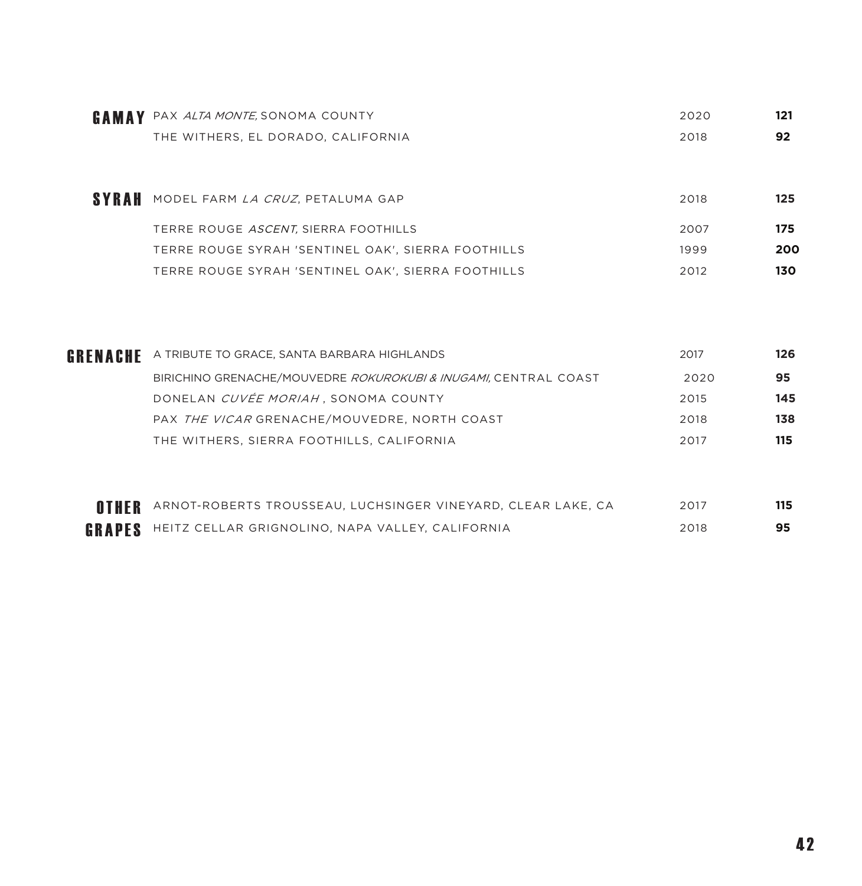| | | | |
|---|---|---|---|
| **GAMAY** | PAX *ALTA MONTE,* SONOMA COUNTY | 2020 | **121** |
| | THE WITHERS, EL DORADO, CALIFORNIA | 2018 | **92** |
| **SYRAH** | MODEL FARM *LA CRUZ*, PETALUMA GAP | 2018 | **125** |
| | TERRE ROUGE *ASCENT,* SIERRA FOOTHILLS | 2007 | **175** |
| | TERRE ROUGE SYRAH 'SENTINEL OAK', SIERRA FOOTHILLS | 1999 | **200** |
| | TERRE ROUGE SYRAH 'SENTINEL OAK', SIERRA FOOTHILLS | 2012 | **130** |
| **GRENACHE** | A TRIBUTE TO GRACE, SANTA BARBARA HIGHLANDS | 2017 | **126** |
| | BIRICHINO GRENACHE/MOUVEDRE *ROKUROKUBI & INUGAMI,* CENTRAL COAST | 2020 | **95** |
| | DONELAN *CUVÉE MORIAH* , SONOMA COUNTY | 2015 | **145** |
| | PAX *THE VICAR* GRENACHE/MOUVEDRE, NORTH COAST | 2018 | **138** |
| | THE WITHERS, SIERRA FOOTHILLS, CALIFORNIA | 2017 | **115** |
| **OTHER GRAPES** | ARNOT-ROBERTS TROUSSEAU, LUCHSINGER VINEYARD, CLEAR LAKE, CA | 2017 | **115** |
| | HEITZ CELLAR GRIGNOLINO, NAPA VALLEY, CALIFORNIA | 2018 | **95** |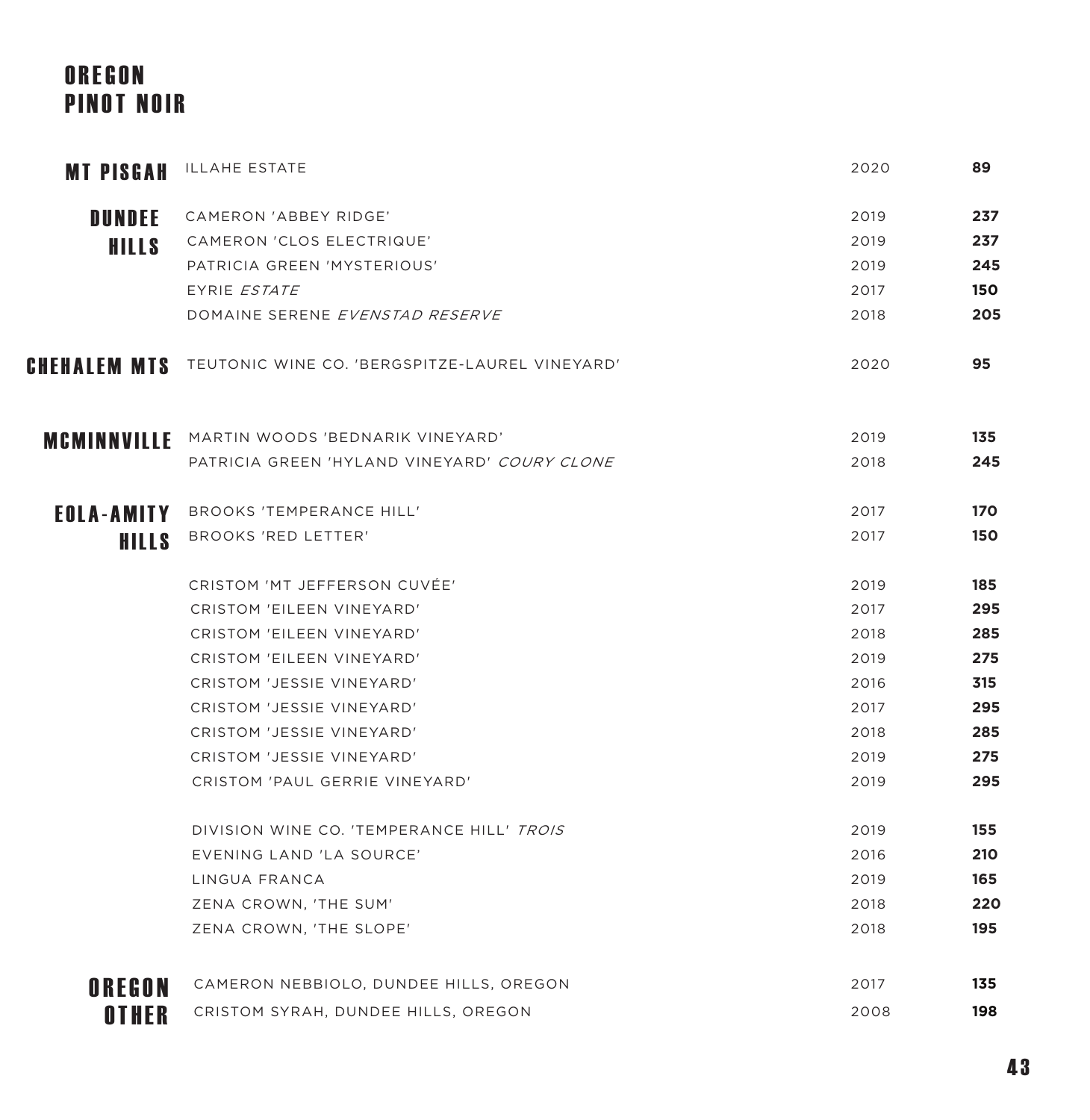# OREGON PINOT NOIR

| Region | Wine | Vintage | Price |
|---|---|---|---|
| **MT PISGAH** | ILLAHE ESTATE | 2020 | **89** |
| **DUNDEE HILLS** | CAMERON 'ABBEY RIDGE' | 2019 | **237** |
| | CAMERON 'CLOS ELECTRIQUE' | 2019 | **237** |
| | PATRICIA GREEN 'MYSTERIOUS' | 2019 | **245** |
| | EYRIE *ESTATE* | 2017 | **150** |
| | DOMAINE SERENE *EVENSTAD RESERVE* | 2018 | **205** |
| **CHEHALEM MTS** | TEUTONIC WINE CO. 'BERGSPITZE-LAUREL VINEYARD' | 2020 | **95** |
| **MCMINNVILLE** | MARTIN WOODS 'BEDNARIK VINEYARD' | 2019 | **135** |
| | PATRICIA GREEN 'HYLAND VINEYARD' *COURY CLONE* | 2018 | **245** |
| **EOLA-AMITY HILLS** | BROOKS 'TEMPERANCE HILL' | 2017 | **170** |
| | BROOKS 'RED LETTER' | 2017 | **150** |
| | CRISTOM 'MT JEFFERSON CUVÉE' | 2019 | **185** |
| | CRISTOM 'EILEEN VINEYARD' | 2017 | **295** |
| | CRISTOM 'EILEEN VINEYARD' | 2018 | **285** |
| | CRISTOM 'EILEEN VINEYARD' | 2019 | **275** |
| | CRISTOM 'JESSIE VINEYARD' | 2016 | **315** |
| | CRISTOM 'JESSIE VINEYARD' | 2017 | **295** |
| | CRISTOM 'JESSIE VINEYARD' | 2018 | **285** |
| | CRISTOM 'JESSIE VINEYARD' | 2019 | **275** |
| | CRISTOM 'PAUL GERRIE VINEYARD' | 2019 | **295** |
| | DIVISION WINE CO. 'TEMPERANCE HILL' *TROIS* | 2019 | **155** |
| | EVENING LAND 'LA SOURCE' | 2016 | **210** |
| | LINGUA FRANCA | 2019 | **165** |
| | ZENA CROWN, 'THE SUM' | 2018 | **220** |
| | ZENA CROWN, 'THE SLOPE' | 2018 | **195** |
| **OREGON OTHER** | CAMERON NEBBIOLO, DUNDEE HILLS, OREGON | 2017 | **135** |
| | CRISTOM SYRAH, DUNDEE HILLS, OREGON | 2008 | **198** |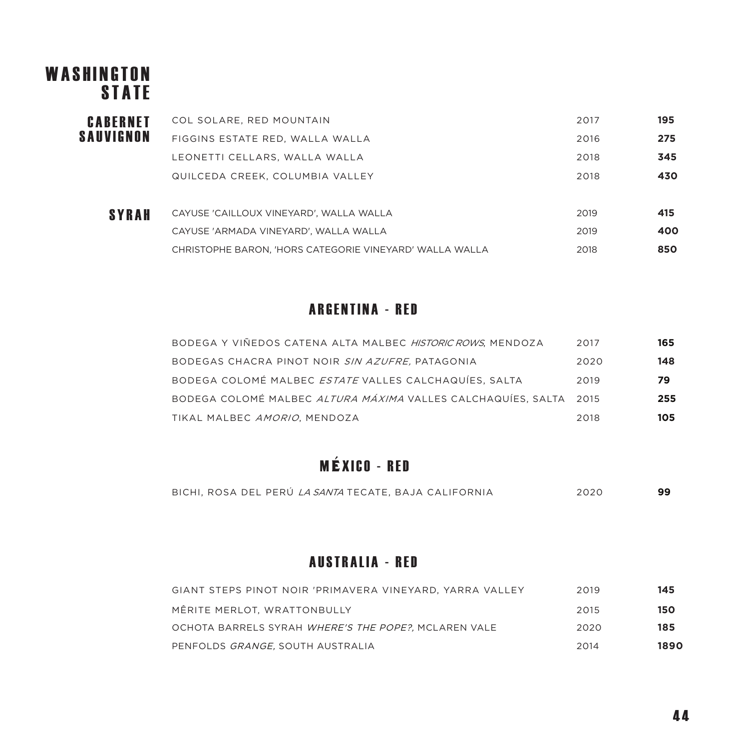# WASHINGTON STATE

## CABERNET SAUVIGNON

| | | |
|---|---|---|
| COL SOLARE, RED MOUNTAIN | 2017 | **195** |
| FIGGINS ESTATE RED, WALLA WALLA | 2016 | **275** |
| LEONETTI CELLARS, WALLA WALLA | 2018 | **345** |
| QUILCEDA CREEK, COLUMBIA VALLEY | 2018 | **430** |

## SYRAH

| | | |
|---|---|---|
| CAYUSE 'CAILLOUX VINEYARD', WALLA WALLA | 2019 | **415** |
| CAYUSE 'ARMADA VINEYARD', WALLA WALLA | 2019 | **400** |
| CHRISTOPHE BARON, 'HORS CATEGORIE VINEYARD' WALLA WALLA | 2018 | **850** |

## ARGENTINA - RED

| | | |
|---|---|---|
| BODEGA Y VIÑEDOS CATENA ALTA MALBEC *HISTORIC ROWS*, MENDOZA | 2017 | **165** |
| BODEGAS CHACRA PINOT NOIR *SIN AZUFRE,* PATAGONIA | 2020 | **148** |
| BODEGA COLOMÉ MALBEC *ESTATE* VALLES CALCHAQUÍES, SALTA | 2019 | **79** |
| BODEGA COLOMÉ MALBEC *ALTURA MÁXIMA* VALLES CALCHAQUÍES, SALTA | 2015 | **255** |
| TIKAL MALBEC *AMORIO*, MENDOZA | 2018 | **105** |

## MÉXICO - RED

| | | |
|---|---|---|
| BICHI, ROSA DEL PERÚ *LA SANTA* TECATE, BAJA CALIFORNIA | 2020 | **99** |

## AUSTRALIA - RED

| | | |
|---|---|---|
| GIANT STEPS PINOT NOIR 'PRIMAVERA VINEYARD, YARRA VALLEY | 2019 | **145** |
| MÊRITE MERLOT, WRATTONBULLY | 2015 | **150** |
| OCHOTA BARRELS SYRAH *WHERE'S THE POPE?,* MCLAREN VALE | 2020 | **185** |
| PENFOLDS *GRANGE,* SOUTH AUSTRALIA | 2014 | **1890** |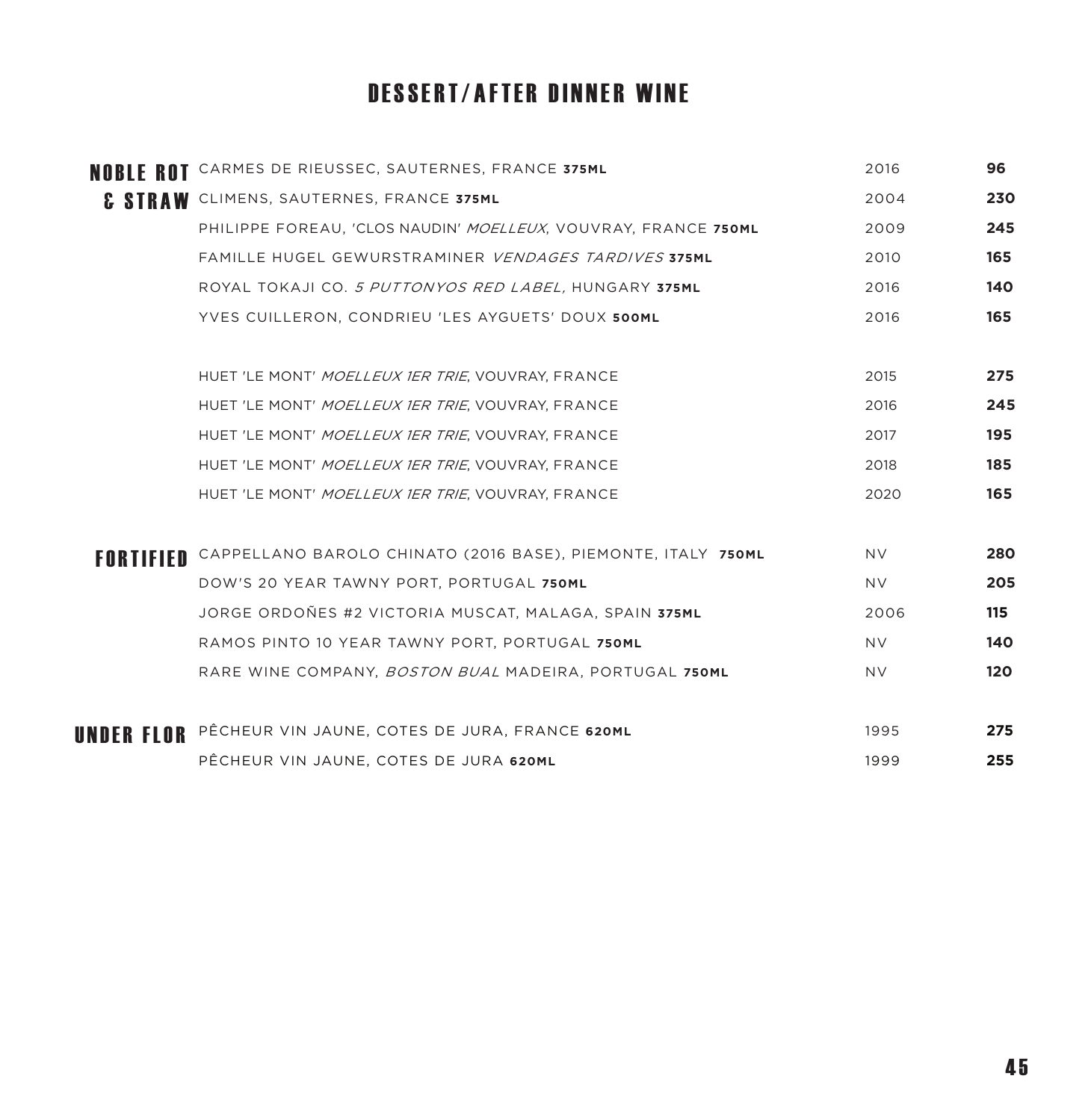# DESSERT/AFTER DINNER WINE

| | | | |
|---|---|---|---|
| **NOBLE ROT & STRAW** | CARMES DE RIEUSSEC, SAUTERNES, FRANCE **375ML** | 2016 | **96** |
| | CLIMENS, SAUTERNES, FRANCE **375ML** | 2004 | **230** |
| | PHILIPPE FOREAU, 'CLOS NAUDIN' *MOELLEUX*, VOUVRAY, FRANCE **750ML** | 2009 | **245** |
| | FAMILLE HUGEL GEWURSTRAMINER *VENDAGES TARDIVES* **375ML** | 2010 | **165** |
| | ROYAL TOKAJI CO. *5 PUTTONYOS RED LABEL,* HUNGARY **375ML** | 2016 | **140** |
| | YVES CUILLERON, CONDRIEU 'LES AYGUETS' DOUX **500ML** | 2016 | **165** |
| | | | |
| | HUET 'LE MONT' *MOELLEUX 1ER TRIE*, VOUVRAY, FRANCE | 2015 | **275** |
| | HUET 'LE MONT' *MOELLEUX 1ER TRIE*, VOUVRAY, FRANCE | 2016 | **245** |
| | HUET 'LE MONT' *MOELLEUX 1ER TRIE*, VOUVRAY, FRANCE | 2017 | **195** |
| | HUET 'LE MONT' *MOELLEUX 1ER TRIE*, VOUVRAY, FRANCE | 2018 | **185** |
| | HUET 'LE MONT' *MOELLEUX 1ER TRIE*, VOUVRAY, FRANCE | 2020 | **165** |
| | | | |
| **FORTIFIED** | CAPPELLANO BAROLO CHINATO (2016 BASE), PIEMONTE, ITALY **750ML** | NV | **280** |
| | DOW'S 20 YEAR TAWNY PORT, PORTUGAL **750ML** | NV | **205** |
| | JORGE ORDOÑES #2 VICTORIA MUSCAT, MALAGA, SPAIN **375ML** | 2006 | **115** |
| | RAMOS PINTO 10 YEAR TAWNY PORT, PORTUGAL **750ML** | NV | **140** |
| | RARE WINE COMPANY, *BOSTON BUAL* MADEIRA, PORTUGAL **750ML** | NV | **120** |
| | | | |
| **UNDER FLOR** | PÊCHEUR VIN JAUNE, COTES DE JURA, FRANCE **620ML** | 1995 | **275** |
| | PÊCHEUR VIN JAUNE, COTES DE JURA **620ML** | 1999 | **255** |